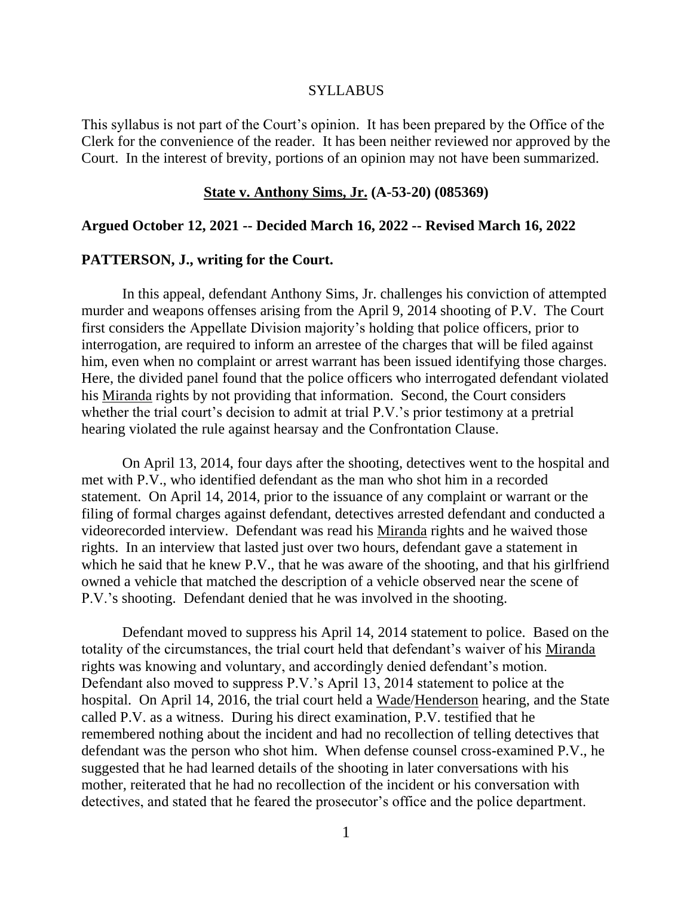SYLLABUS

This syllabus is not part of the Court's opinion. It has been prepared by the Office of the Clerk for the convenience of the reader. It has been neither reviewed nor approved by the Court. In the interest of brevity, portions of an opinion may not have been summarized.

**State v. Anthony Sims, Jr. (A-53-20) (085369)**

**Argued October 12, 2021 -- Decided March 16, 2022 -- Revised March 16, 2022**

**PATTERSON, J., writing for the Court.**

In this appeal, defendant Anthony Sims, Jr. challenges his conviction of attempted murder and weapons offenses arising from the April 9, 2014 shooting of P.V. The Court first considers the Appellate Division majority's holding that police officers, prior to interrogation, are required to inform an arrestee of the charges that will be filed against him, even when no complaint or arrest warrant has been issued identifying those charges. Here, the divided panel found that the police officers who interrogated defendant violated his Miranda rights by not providing that information. Second, the Court considers whether the trial court's decision to admit at trial P.V.'s prior testimony at a pretrial hearing violated the rule against hearsay and the Confrontation Clause.

On April 13, 2014, four days after the shooting, detectives went to the hospital and met with P.V., who identified defendant as the man who shot him in a recorded statement. On April 14, 2014, prior to the issuance of any complaint or warrant or the filing of formal charges against defendant, detectives arrested defendant and conducted a videorecorded interview. Defendant was read his Miranda rights and he waived those rights. In an interview that lasted just over two hours, defendant gave a statement in which he said that he knew P.V., that he was aware of the shooting, and that his girlfriend owned a vehicle that matched the description of a vehicle observed near the scene of P.V.'s shooting. Defendant denied that he was involved in the shooting.

Defendant moved to suppress his April 14, 2014 statement to police. Based on the totality of the circumstances, the trial court held that defendant's waiver of his Miranda rights was knowing and voluntary, and accordingly denied defendant's motion. Defendant also moved to suppress P.V.'s April 13, 2014 statement to police at the hospital. On April 14, 2016, the trial court held a Wade/Henderson hearing, and the State called P.V. as a witness. During his direct examination, P.V. testified that he remembered nothing about the incident and had no recollection of telling detectives that defendant was the person who shot him. When defense counsel cross-examined P.V., he suggested that he had learned details of the shooting in later conversations with his mother, reiterated that he had no recollection of the incident or his conversation with detectives, and stated that he feared the prosecutor's office and the police department.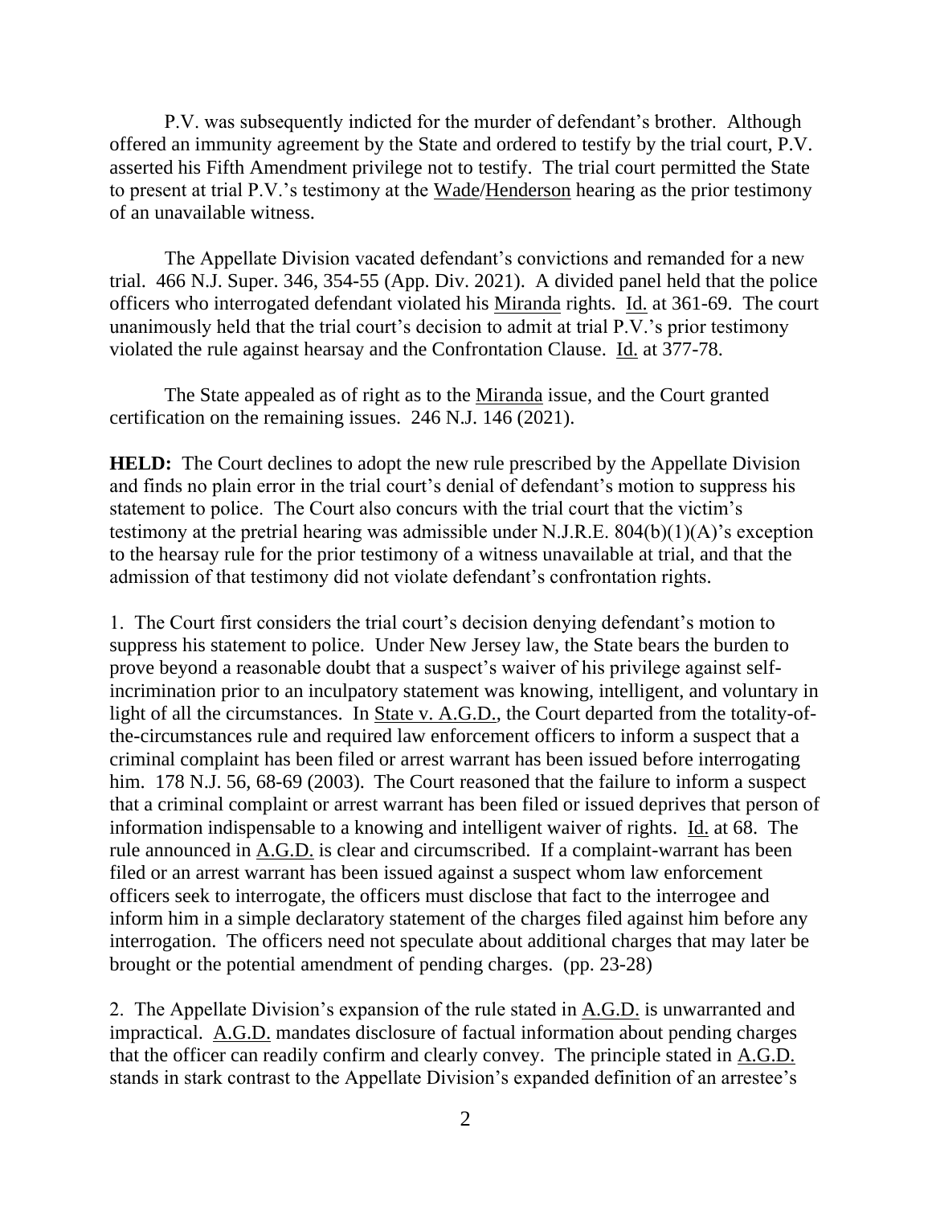P.V. was subsequently indicted for the murder of defendant's brother. Although offered an immunity agreement by the State and ordered to testify by the trial court, P.V. asserted his Fifth Amendment privilege not to testify. The trial court permitted the State to present at trial P.V.'s testimony at the Wade/Henderson hearing as the prior testimony of an unavailable witness.

The Appellate Division vacated defendant's convictions and remanded for a new trial. 466 N.J. Super. 346, 354-55 (App. Div. 2021). A divided panel held that the police officers who interrogated defendant violated his Miranda rights. Id. at 361-69. The court unanimously held that the trial court's decision to admit at trial P.V.'s prior testimony violated the rule against hearsay and the Confrontation Clause. Id. at 377-78.

The State appealed as of right as to the Miranda issue, and the Court granted certification on the remaining issues. 246 N.J. 146 (2021).

**HELD:** The Court declines to adopt the new rule prescribed by the Appellate Division and finds no plain error in the trial court's denial of defendant's motion to suppress his statement to police. The Court also concurs with the trial court that the victim's testimony at the pretrial hearing was admissible under N.J.R.E. 804(b)(1)(A)'s exception to the hearsay rule for the prior testimony of a witness unavailable at trial, and that the admission of that testimony did not violate defendant's confrontation rights.

1. The Court first considers the trial court's decision denying defendant's motion to suppress his statement to police. Under New Jersey law, the State bears the burden to prove beyond a reasonable doubt that a suspect's waiver of his privilege against self-incrimination prior to an inculpatory statement was knowing, intelligent, and voluntary in light of all the circumstances. In State v. A.G.D., the Court departed from the totality-of-the-circumstances rule and required law enforcement officers to inform a suspect that a criminal complaint has been filed or arrest warrant has been issued before interrogating him. 178 N.J. 56, 68-69 (2003). The Court reasoned that the failure to inform a suspect that a criminal complaint or arrest warrant has been filed or issued deprives that person of information indispensable to a knowing and intelligent waiver of rights. Id. at 68. The rule announced in A.G.D. is clear and circumscribed. If a complaint-warrant has been filed or an arrest warrant has been issued against a suspect whom law enforcement officers seek to interrogate, the officers must disclose that fact to the interrogee and inform him in a simple declaratory statement of the charges filed against him before any interrogation. The officers need not speculate about additional charges that may later be brought or the potential amendment of pending charges. (pp. 23-28)

2. The Appellate Division's expansion of the rule stated in A.G.D. is unwarranted and impractical. A.G.D. mandates disclosure of factual information about pending charges that the officer can readily confirm and clearly convey. The principle stated in A.G.D. stands in stark contrast to the Appellate Division's expanded definition of an arrestee's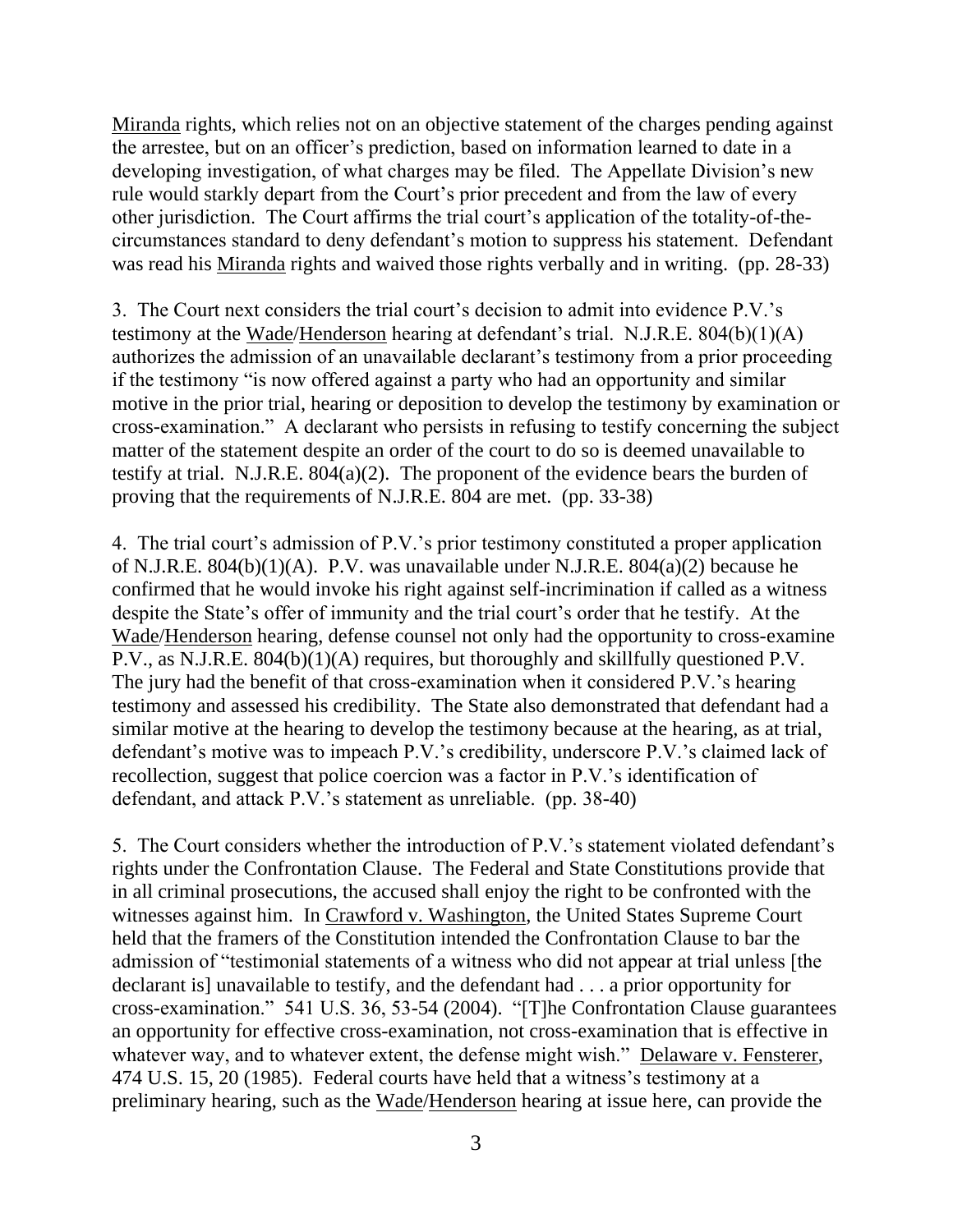Miranda rights, which relies not on an objective statement of the charges pending against the arrestee, but on an officer's prediction, based on information learned to date in a developing investigation, of what charges may be filed. The Appellate Division's new rule would starkly depart from the Court's prior precedent and from the law of every other jurisdiction. The Court affirms the trial court's application of the totality-of-the-circumstances standard to deny defendant's motion to suppress his statement. Defendant was read his Miranda rights and waived those rights verbally and in writing. (pp. 28-33)

3. The Court next considers the trial court's decision to admit into evidence P.V.'s testimony at the Wade/Henderson hearing at defendant's trial. N.J.R.E. 804(b)(1)(A) authorizes the admission of an unavailable declarant's testimony from a prior proceeding if the testimony "is now offered against a party who had an opportunity and similar motive in the prior trial, hearing or deposition to develop the testimony by examination or cross-examination." A declarant who persists in refusing to testify concerning the subject matter of the statement despite an order of the court to do so is deemed unavailable to testify at trial. N.J.R.E. 804(a)(2). The proponent of the evidence bears the burden of proving that the requirements of N.J.R.E. 804 are met. (pp. 33-38)

4. The trial court's admission of P.V.'s prior testimony constituted a proper application of N.J.R.E. 804(b)(1)(A). P.V. was unavailable under N.J.R.E. 804(a)(2) because he confirmed that he would invoke his right against self-incrimination if called as a witness despite the State's offer of immunity and the trial court's order that he testify. At the Wade/Henderson hearing, defense counsel not only had the opportunity to cross-examine P.V., as N.J.R.E. 804(b)(1)(A) requires, but thoroughly and skillfully questioned P.V. The jury had the benefit of that cross-examination when it considered P.V.'s hearing testimony and assessed his credibility. The State also demonstrated that defendant had a similar motive at the hearing to develop the testimony because at the hearing, as at trial, defendant's motive was to impeach P.V.'s credibility, underscore P.V.'s claimed lack of recollection, suggest that police coercion was a factor in P.V.'s identification of defendant, and attack P.V.'s statement as unreliable. (pp. 38-40)

5. The Court considers whether the introduction of P.V.'s statement violated defendant's rights under the Confrontation Clause. The Federal and State Constitutions provide that in all criminal prosecutions, the accused shall enjoy the right to be confronted with the witnesses against him. In Crawford v. Washington, the United States Supreme Court held that the framers of the Constitution intended the Confrontation Clause to bar the admission of "testimonial statements of a witness who did not appear at trial unless [the declarant is] unavailable to testify, and the defendant had . . . a prior opportunity for cross-examination." 541 U.S. 36, 53-54 (2004). "[T]he Confrontation Clause guarantees an opportunity for effective cross-examination, not cross-examination that is effective in whatever way, and to whatever extent, the defense might wish." Delaware v. Fensterer, 474 U.S. 15, 20 (1985). Federal courts have held that a witness's testimony at a preliminary hearing, such as the Wade/Henderson hearing at issue here, can provide the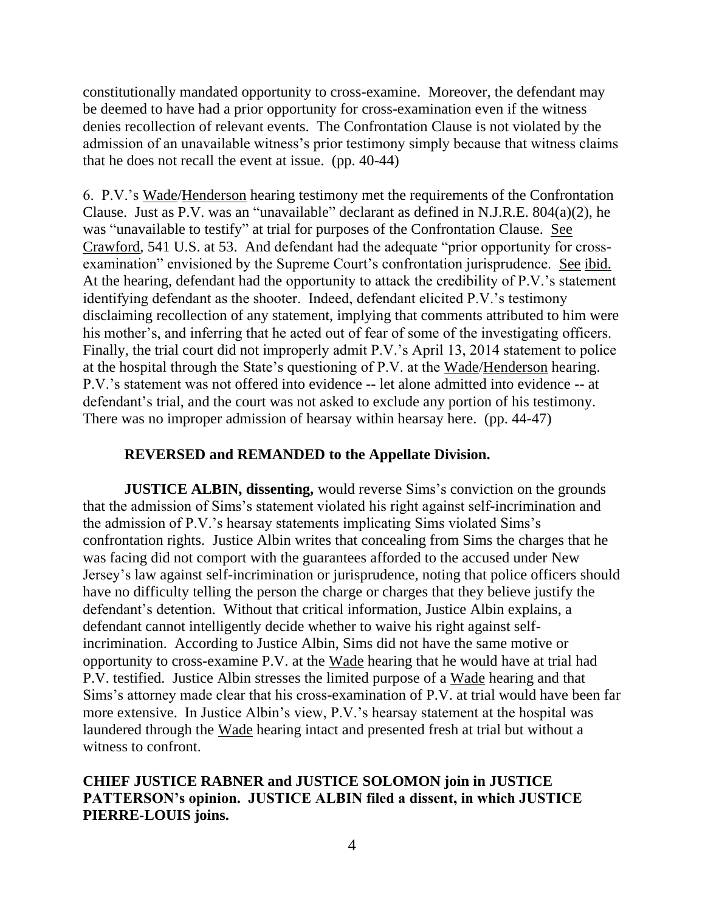constitutionally mandated opportunity to cross-examine. Moreover, the defendant may be deemed to have had a prior opportunity for cross-examination even if the witness denies recollection of relevant events. The Confrontation Clause is not violated by the admission of an unavailable witness's prior testimony simply because that witness claims that he does not recall the event at issue. (pp. 40-44)

6. P.V.'s Wade/Henderson hearing testimony met the requirements of the Confrontation Clause. Just as P.V. was an "unavailable" declarant as defined in N.J.R.E. 804(a)(2), he was "unavailable to testify" at trial for purposes of the Confrontation Clause. See Crawford, 541 U.S. at 53. And defendant had the adequate "prior opportunity for cross-examination" envisioned by the Supreme Court's confrontation jurisprudence. See ibid. At the hearing, defendant had the opportunity to attack the credibility of P.V.'s statement identifying defendant as the shooter. Indeed, defendant elicited P.V.'s testimony disclaiming recollection of any statement, implying that comments attributed to him were his mother's, and inferring that he acted out of fear of some of the investigating officers. Finally, the trial court did not improperly admit P.V.'s April 13, 2014 statement to police at the hospital through the State's questioning of P.V. at the Wade/Henderson hearing. P.V.'s statement was not offered into evidence -- let alone admitted into evidence -- at defendant's trial, and the court was not asked to exclude any portion of his testimony. There was no improper admission of hearsay within hearsay here. (pp. 44-47)

**REVERSED and REMANDED to the Appellate Division.**

**JUSTICE ALBIN, dissenting,** would reverse Sims's conviction on the grounds that the admission of Sims's statement violated his right against self-incrimination and the admission of P.V.'s hearsay statements implicating Sims violated Sims's confrontation rights. Justice Albin writes that concealing from Sims the charges that he was facing did not comport with the guarantees afforded to the accused under New Jersey's law against self-incrimination or jurisprudence, noting that police officers should have no difficulty telling the person the charge or charges that they believe justify the defendant's detention. Without that critical information, Justice Albin explains, a defendant cannot intelligently decide whether to waive his right against self-incrimination. According to Justice Albin, Sims did not have the same motive or opportunity to cross-examine P.V. at the Wade hearing that he would have at trial had P.V. testified. Justice Albin stresses the limited purpose of a Wade hearing and that Sims's attorney made clear that his cross-examination of P.V. at trial would have been far more extensive. In Justice Albin's view, P.V.'s hearsay statement at the hospital was laundered through the Wade hearing intact and presented fresh at trial but without a witness to confront.

**CHIEF JUSTICE RABNER and JUSTICE SOLOMON join in JUSTICE PATTERSON's opinion. JUSTICE ALBIN filed a dissent, in which JUSTICE PIERRE-LOUIS joins.**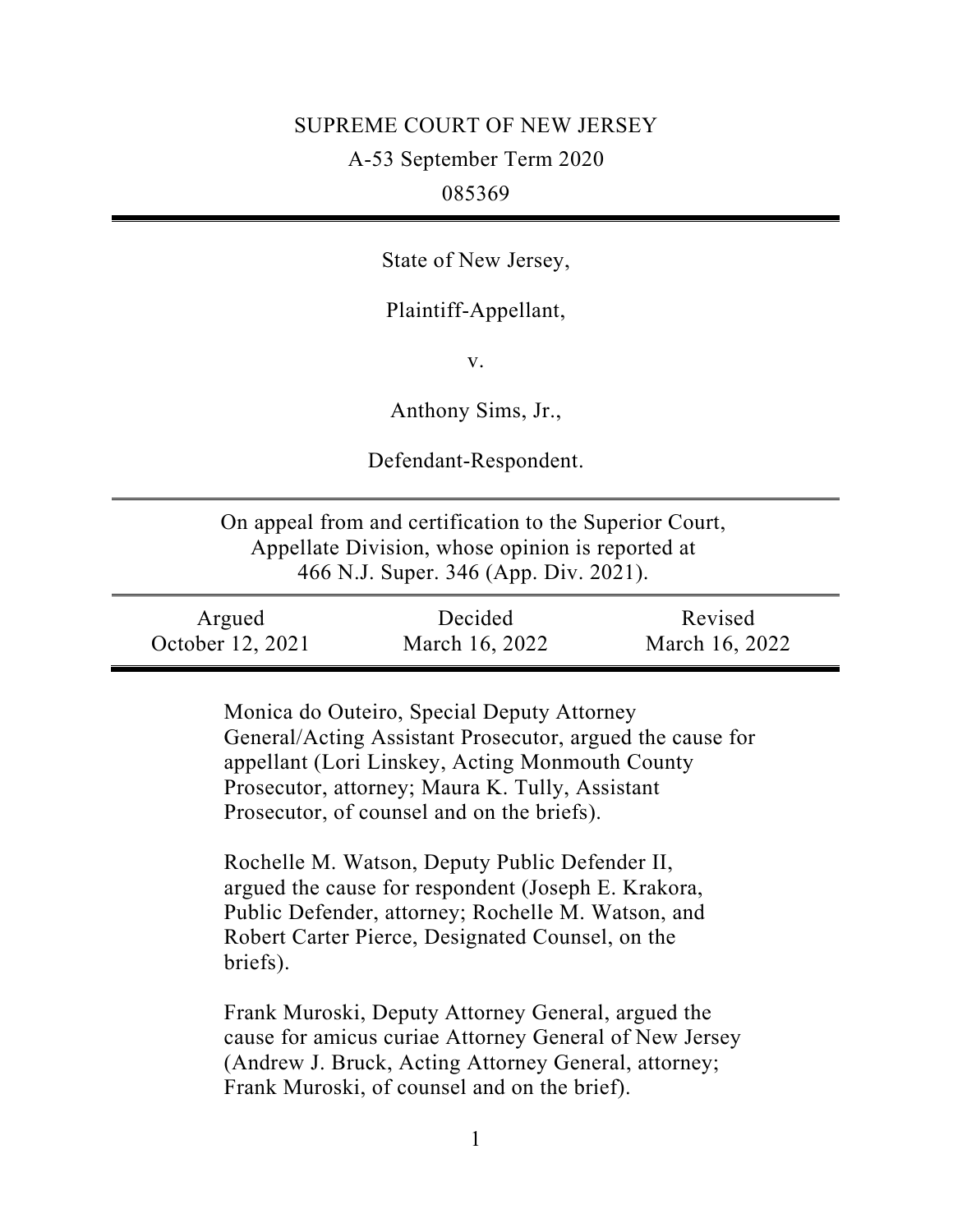SUPREME COURT OF NEW JERSEY

A-53 September Term 2020

085369

---

State of New Jersey,

Plaintiff-Appellant,

v.

Anthony Sims, Jr.,

Defendant-Respondent.

---

On appeal from and certification to the Superior Court, Appellate Division, whose opinion is reported at 466 N.J. Super. 346 (App. Div. 2021).

| Argued | Decided | Revised |
| --- | --- | --- |
| October 12, 2021 | March 16, 2022 | March 16, 2022 |

Monica do Outeiro, Special Deputy Attorney General/Acting Assistant Prosecutor, argued the cause for appellant (Lori Linskey, Acting Monmouth County Prosecutor, attorney; Maura K. Tully, Assistant Prosecutor, of counsel and on the briefs).

Rochelle M. Watson, Deputy Public Defender II, argued the cause for respondent (Joseph E. Krakora, Public Defender, attorney; Rochelle M. Watson, and Robert Carter Pierce, Designated Counsel, on the briefs).

Frank Muroski, Deputy Attorney General, argued the cause for amicus curiae Attorney General of New Jersey (Andrew J. Bruck, Acting Attorney General, attorney; Frank Muroski, of counsel and on the brief).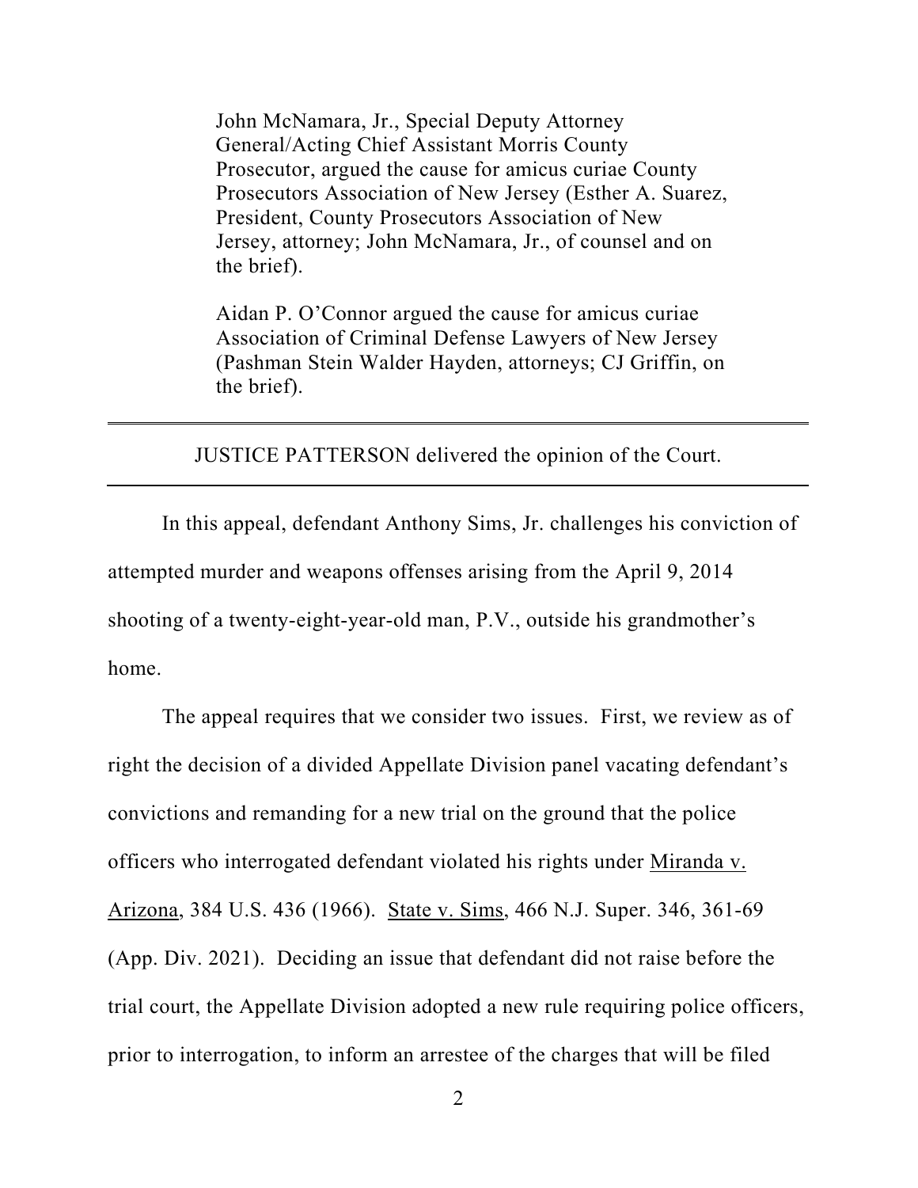John McNamara, Jr., Special Deputy Attorney General/Acting Chief Assistant Morris County Prosecutor, argued the cause for amicus curiae County Prosecutors Association of New Jersey (Esther A. Suarez, President, County Prosecutors Association of New Jersey, attorney; John McNamara, Jr., of counsel and on the brief).

Aidan P. O'Connor argued the cause for amicus curiae Association of Criminal Defense Lawyers of New Jersey (Pashman Stein Walder Hayden, attorneys; CJ Griffin, on the brief).

---

JUSTICE PATTERSON delivered the opinion of the Court.

---

In this appeal, defendant Anthony Sims, Jr. challenges his conviction of attempted murder and weapons offenses arising from the April 9, 2014 shooting of a twenty-eight-year-old man, P.V., outside his grandmother's home.

The appeal requires that we consider two issues. First, we review as of right the decision of a divided Appellate Division panel vacating defendant's convictions and remanding for a new trial on the ground that the police officers who interrogated defendant violated his rights under Miranda v. Arizona, 384 U.S. 436 (1966). State v. Sims, 466 N.J. Super. 346, 361-69 (App. Div. 2021). Deciding an issue that defendant did not raise before the trial court, the Appellate Division adopted a new rule requiring police officers, prior to interrogation, to inform an arrestee of the charges that will be filed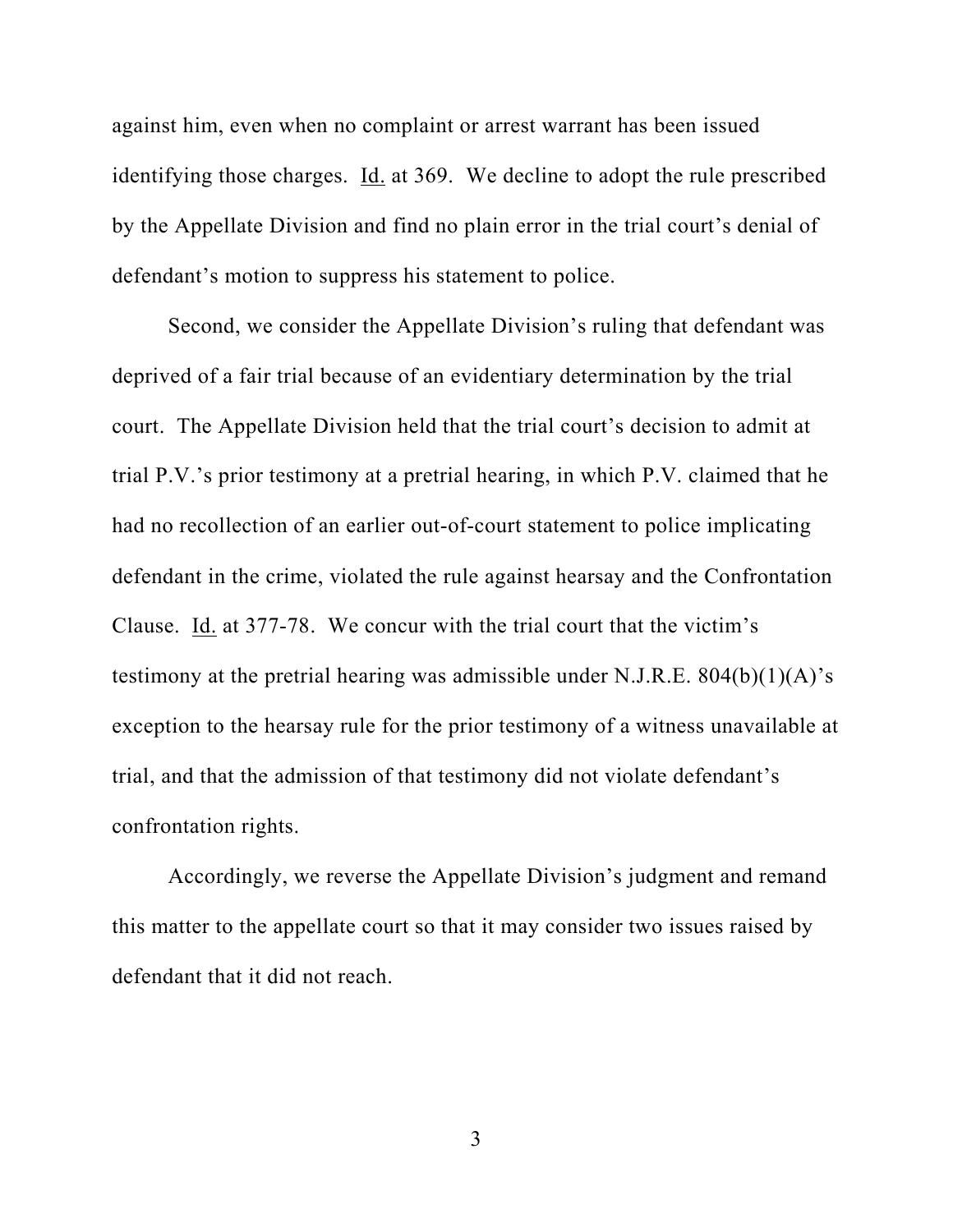against him, even when no complaint or arrest warrant has been issued identifying those charges. Id. at 369. We decline to adopt the rule prescribed by the Appellate Division and find no plain error in the trial court's denial of defendant's motion to suppress his statement to police.

Second, we consider the Appellate Division's ruling that defendant was deprived of a fair trial because of an evidentiary determination by the trial court. The Appellate Division held that the trial court's decision to admit at trial P.V.'s prior testimony at a pretrial hearing, in which P.V. claimed that he had no recollection of an earlier out-of-court statement to police implicating defendant in the crime, violated the rule against hearsay and the Confrontation Clause. Id. at 377-78. We concur with the trial court that the victim's testimony at the pretrial hearing was admissible under N.J.R.E. 804(b)(1)(A)'s exception to the hearsay rule for the prior testimony of a witness unavailable at trial, and that the admission of that testimony did not violate defendant's confrontation rights.

Accordingly, we reverse the Appellate Division's judgment and remand this matter to the appellate court so that it may consider two issues raised by defendant that it did not reach.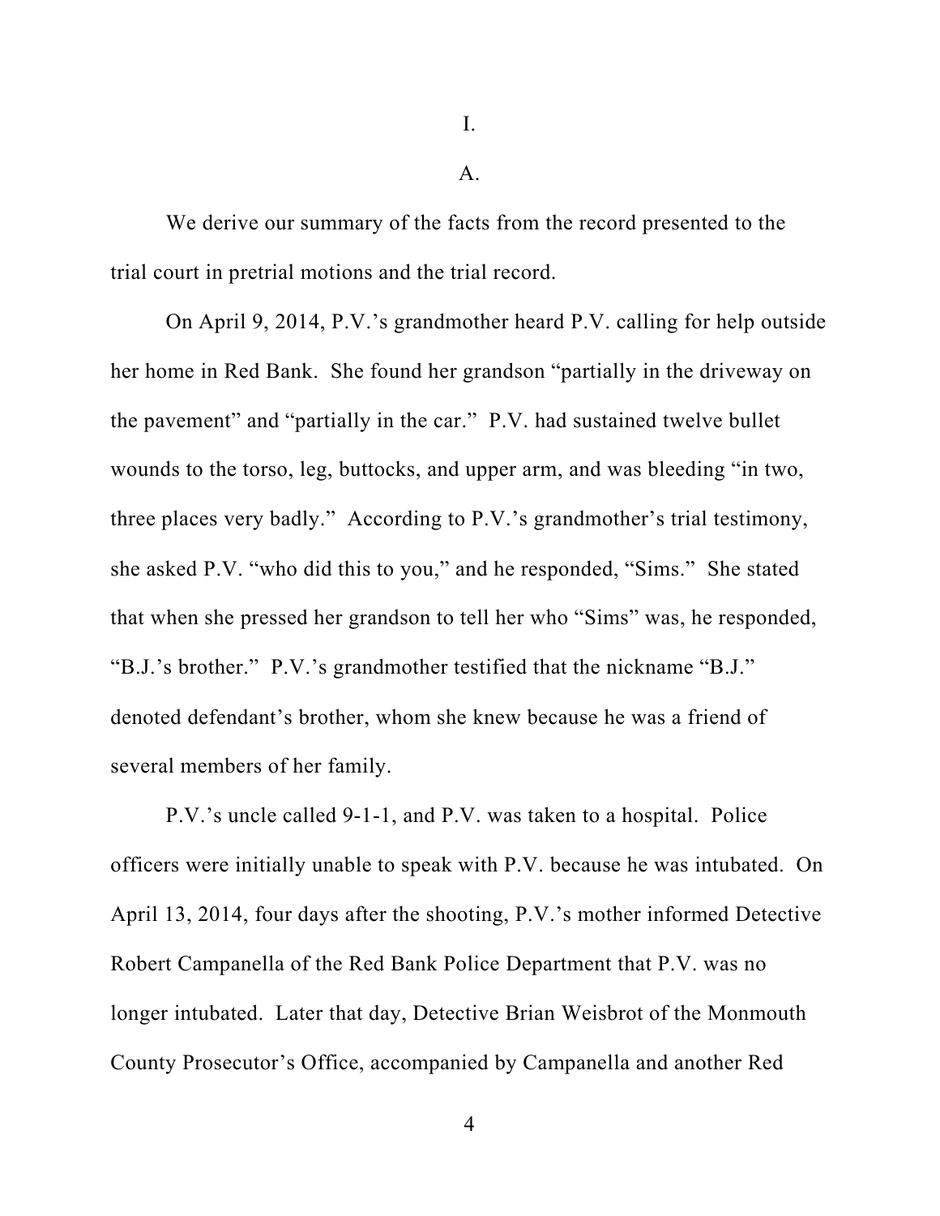I.

A.

We derive our summary of the facts from the record presented to the trial court in pretrial motions and the trial record.

On April 9, 2014, P.V.'s grandmother heard P.V. calling for help outside her home in Red Bank. She found her grandson "partially in the driveway on the pavement" and "partially in the car." P.V. had sustained twelve bullet wounds to the torso, leg, buttocks, and upper arm, and was bleeding "in two, three places very badly." According to P.V.'s grandmother's trial testimony, she asked P.V. "who did this to you," and he responded, "Sims." She stated that when she pressed her grandson to tell her who "Sims" was, he responded, "B.J.'s brother." P.V.'s grandmother testified that the nickname "B.J." denoted defendant's brother, whom she knew because he was a friend of several members of her family.

P.V.'s uncle called 9-1-1, and P.V. was taken to a hospital. Police officers were initially unable to speak with P.V. because he was intubated. On April 13, 2014, four days after the shooting, P.V.'s mother informed Detective Robert Campanella of the Red Bank Police Department that P.V. was no longer intubated. Later that day, Detective Brian Weisbrot of the Monmouth County Prosecutor's Office, accompanied by Campanella and another Red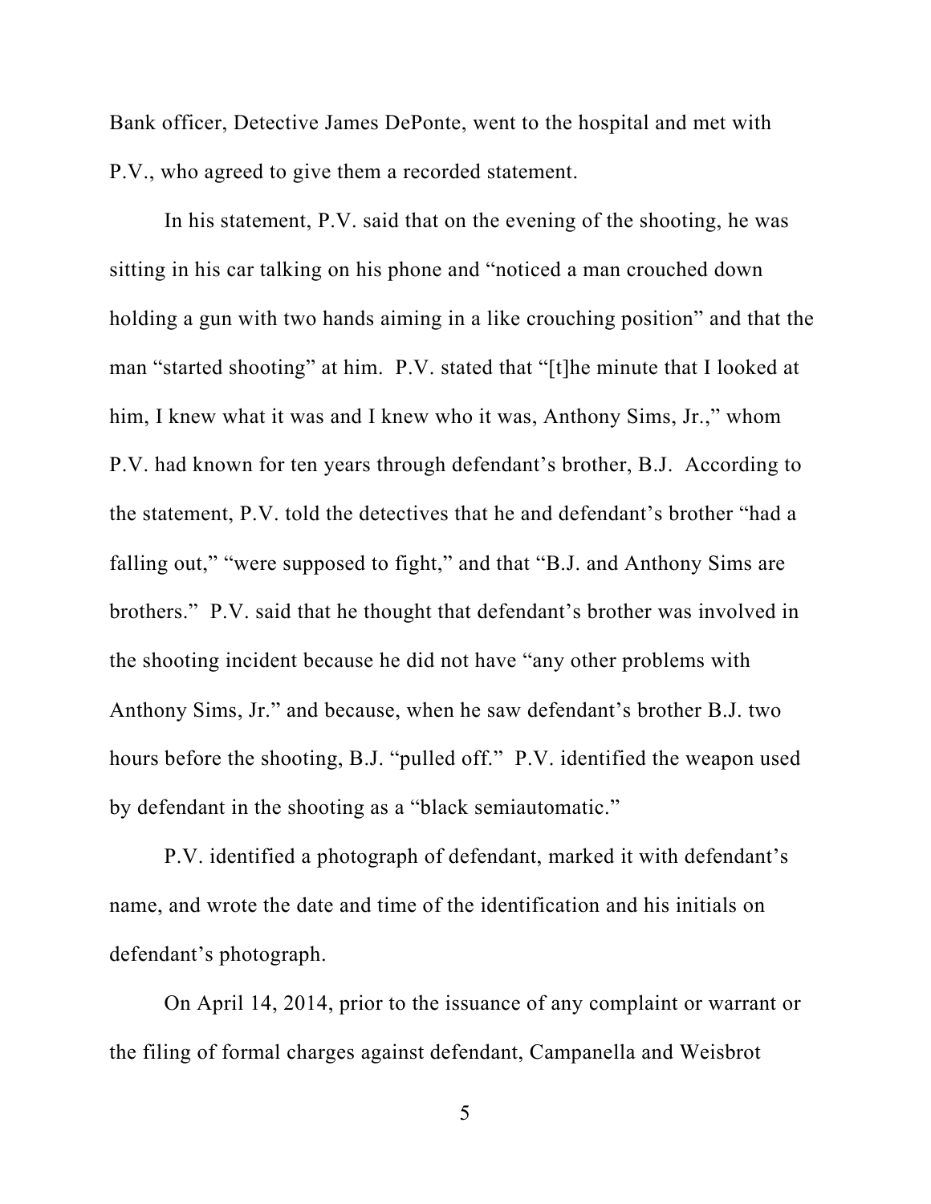Bank officer, Detective James DePonte, went to the hospital and met with P.V., who agreed to give them a recorded statement.

In his statement, P.V. said that on the evening of the shooting, he was sitting in his car talking on his phone and "noticed a man crouched down holding a gun with two hands aiming in a like crouching position" and that the man "started shooting" at him. P.V. stated that "[t]he minute that I looked at him, I knew what it was and I knew who it was, Anthony Sims, Jr.," whom P.V. had known for ten years through defendant's brother, B.J. According to the statement, P.V. told the detectives that he and defendant's brother "had a falling out," "were supposed to fight," and that "B.J. and Anthony Sims are brothers." P.V. said that he thought that defendant's brother was involved in the shooting incident because he did not have "any other problems with Anthony Sims, Jr." and because, when he saw defendant's brother B.J. two hours before the shooting, B.J. "pulled off." P.V. identified the weapon used by defendant in the shooting as a "black semiautomatic."

P.V. identified a photograph of defendant, marked it with defendant's name, and wrote the date and time of the identification and his initials on defendant's photograph.

On April 14, 2014, prior to the issuance of any complaint or warrant or the filing of formal charges against defendant, Campanella and Weisbrot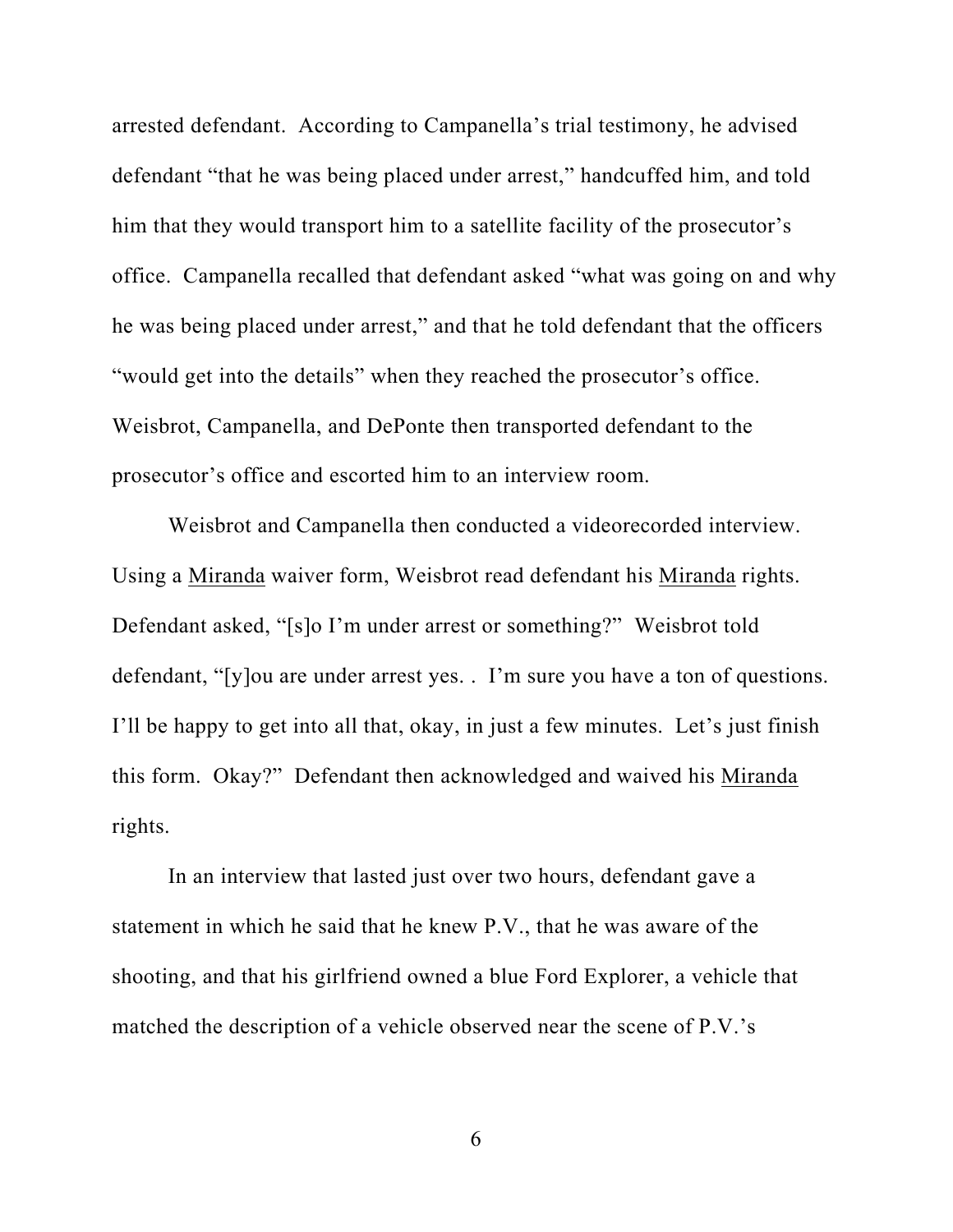arrested defendant. According to Campanella's trial testimony, he advised defendant "that he was being placed under arrest," handcuffed him, and told him that they would transport him to a satellite facility of the prosecutor's office. Campanella recalled that defendant asked "what was going on and why he was being placed under arrest," and that he told defendant that the officers "would get into the details" when they reached the prosecutor's office. Weisbrot, Campanella, and DePonte then transported defendant to the prosecutor's office and escorted him to an interview room.

Weisbrot and Campanella then conducted a videorecorded interview. Using a Miranda waiver form, Weisbrot read defendant his Miranda rights. Defendant asked, "[s]o I'm under arrest or something?" Weisbrot told defendant, "[y]ou are under arrest yes. . I'm sure you have a ton of questions. I'll be happy to get into all that, okay, in just a few minutes. Let's just finish this form. Okay?" Defendant then acknowledged and waived his Miranda rights.

In an interview that lasted just over two hours, defendant gave a statement in which he said that he knew P.V., that he was aware of the shooting, and that his girlfriend owned a blue Ford Explorer, a vehicle that matched the description of a vehicle observed near the scene of P.V.'s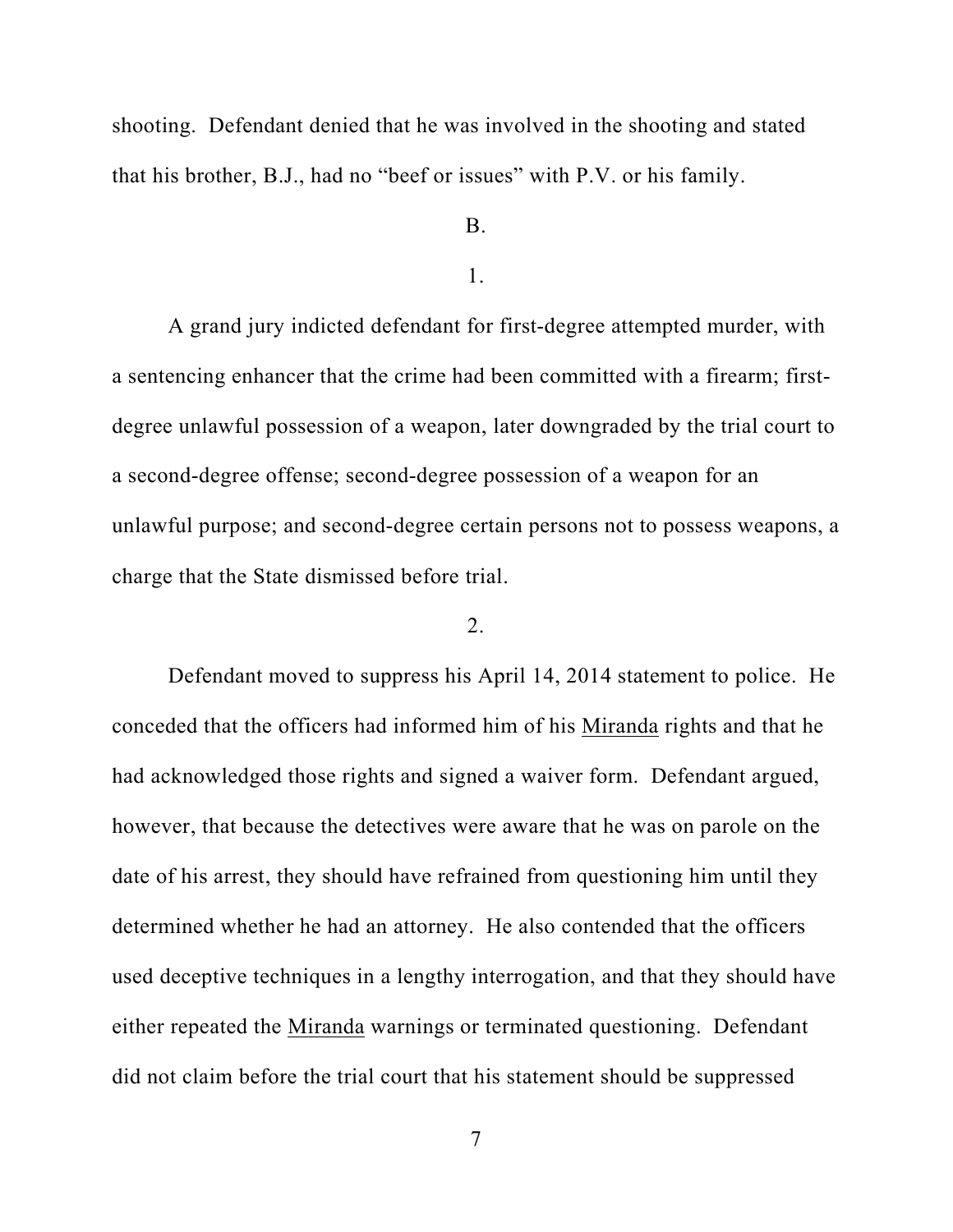shooting. Defendant denied that he was involved in the shooting and stated that his brother, B.J., had no "beef or issues" with P.V. or his family.

B.

1.

A grand jury indicted defendant for first-degree attempted murder, with a sentencing enhancer that the crime had been committed with a firearm; first-degree unlawful possession of a weapon, later downgraded by the trial court to a second-degree offense; second-degree possession of a weapon for an unlawful purpose; and second-degree certain persons not to possess weapons, a charge that the State dismissed before trial.

2.

Defendant moved to suppress his April 14, 2014 statement to police. He conceded that the officers had informed him of his Miranda rights and that he had acknowledged those rights and signed a waiver form. Defendant argued, however, that because the detectives were aware that he was on parole on the date of his arrest, they should have refrained from questioning him until they determined whether he had an attorney. He also contended that the officers used deceptive techniques in a lengthy interrogation, and that they should have either repeated the Miranda warnings or terminated questioning. Defendant did not claim before the trial court that his statement should be suppressed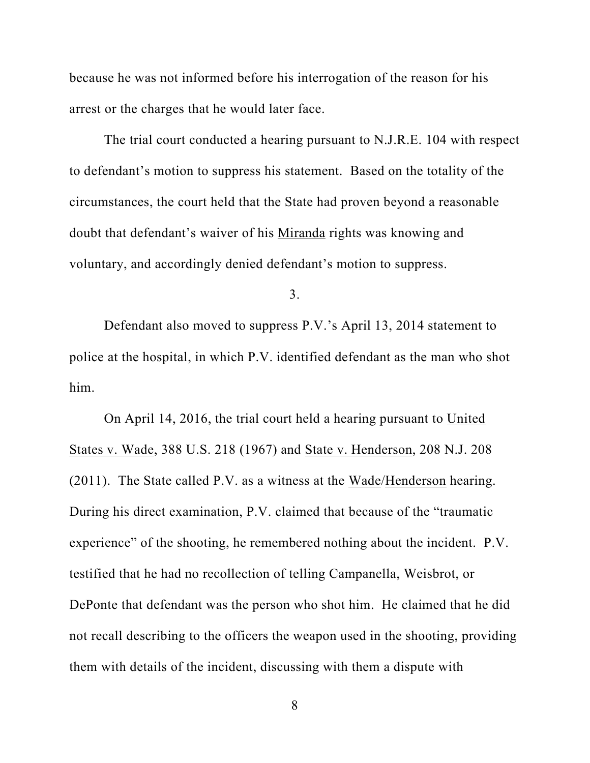because he was not informed before his interrogation of the reason for his arrest or the charges that he would later face.

The trial court conducted a hearing pursuant to N.J.R.E. 104 with respect to defendant's motion to suppress his statement. Based on the totality of the circumstances, the court held that the State had proven beyond a reasonable doubt that defendant's waiver of his Miranda rights was knowing and voluntary, and accordingly denied defendant's motion to suppress.

3.

Defendant also moved to suppress P.V.'s April 13, 2014 statement to police at the hospital, in which P.V. identified defendant as the man who shot him.

On April 14, 2016, the trial court held a hearing pursuant to United States v. Wade, 388 U.S. 218 (1967) and State v. Henderson, 208 N.J. 208 (2011). The State called P.V. as a witness at the Wade/Henderson hearing. During his direct examination, P.V. claimed that because of the "traumatic experience" of the shooting, he remembered nothing about the incident. P.V. testified that he had no recollection of telling Campanella, Weisbrot, or DePonte that defendant was the person who shot him. He claimed that he did not recall describing to the officers the weapon used in the shooting, providing them with details of the incident, discussing with them a dispute with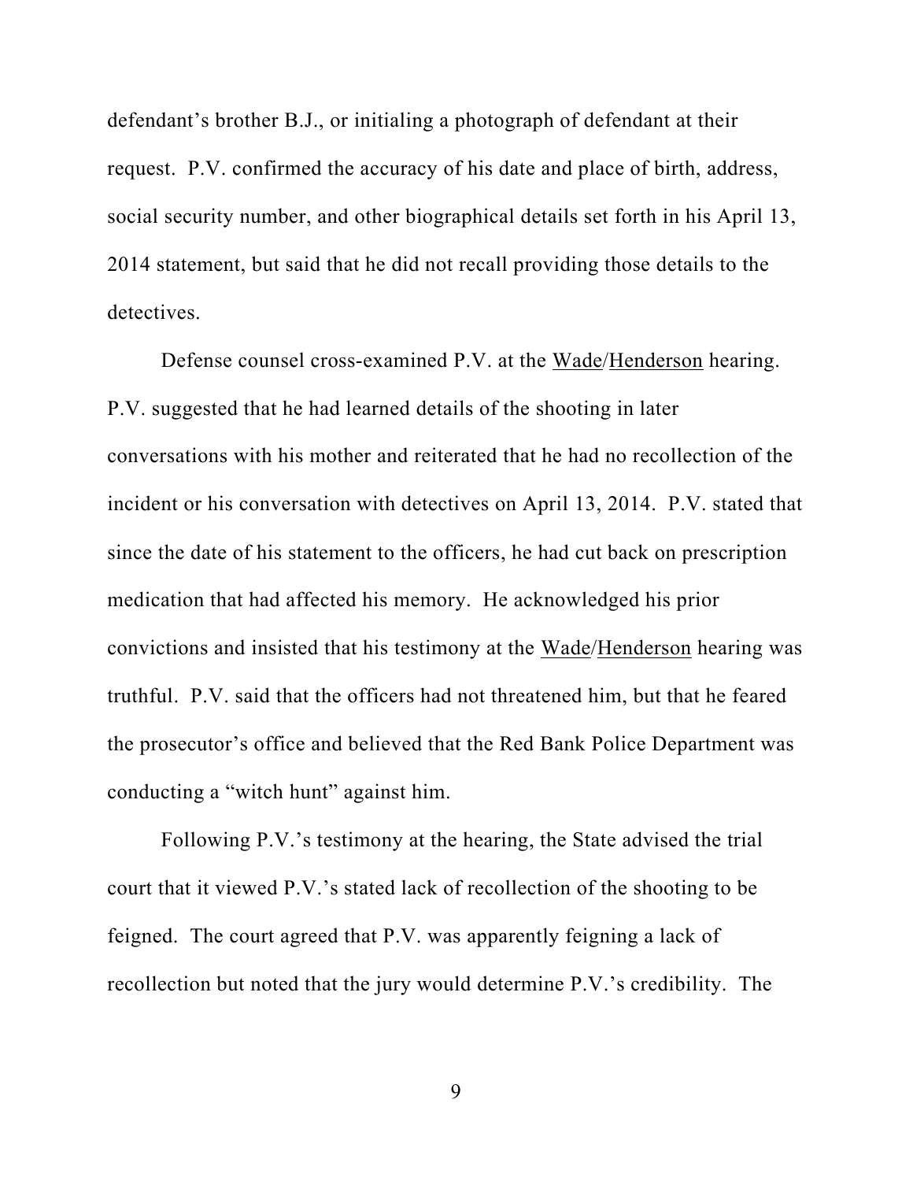defendant's brother B.J., or initialing a photograph of defendant at their request. P.V. confirmed the accuracy of his date and place of birth, address, social security number, and other biographical details set forth in his April 13, 2014 statement, but said that he did not recall providing those details to the detectives.

Defense counsel cross-examined P.V. at the Wade/Henderson hearing. P.V. suggested that he had learned details of the shooting in later conversations with his mother and reiterated that he had no recollection of the incident or his conversation with detectives on April 13, 2014. P.V. stated that since the date of his statement to the officers, he had cut back on prescription medication that had affected his memory. He acknowledged his prior convictions and insisted that his testimony at the Wade/Henderson hearing was truthful. P.V. said that the officers had not threatened him, but that he feared the prosecutor's office and believed that the Red Bank Police Department was conducting a "witch hunt" against him.

Following P.V.'s testimony at the hearing, the State advised the trial court that it viewed P.V.'s stated lack of recollection of the shooting to be feigned. The court agreed that P.V. was apparently feigning a lack of recollection but noted that the jury would determine P.V.'s credibility. The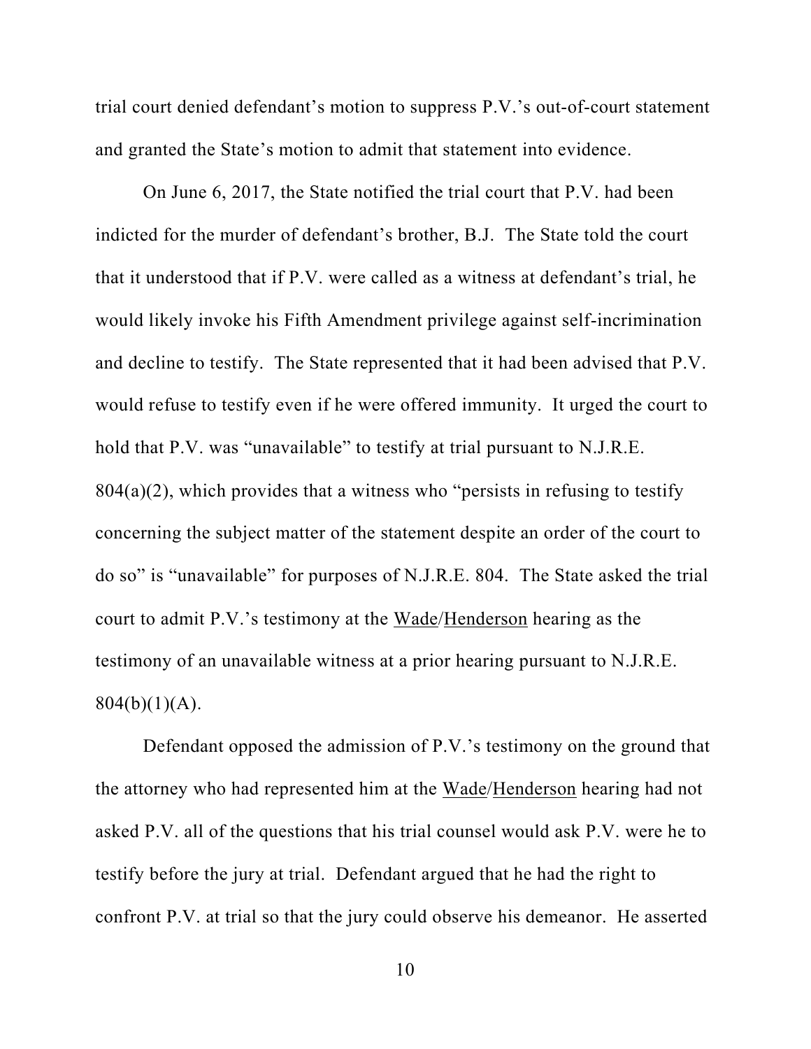trial court denied defendant's motion to suppress P.V.'s out-of-court statement and granted the State's motion to admit that statement into evidence.

On June 6, 2017, the State notified the trial court that P.V. had been indicted for the murder of defendant's brother, B.J. The State told the court that it understood that if P.V. were called as a witness at defendant's trial, he would likely invoke his Fifth Amendment privilege against self-incrimination and decline to testify. The State represented that it had been advised that P.V. would refuse to testify even if he were offered immunity. It urged the court to hold that P.V. was "unavailable" to testify at trial pursuant to N.J.R.E. 804(a)(2), which provides that a witness who "persists in refusing to testify concerning the subject matter of the statement despite an order of the court to do so" is "unavailable" for purposes of N.J.R.E. 804. The State asked the trial court to admit P.V.'s testimony at the Wade/Henderson hearing as the testimony of an unavailable witness at a prior hearing pursuant to N.J.R.E. 804(b)(1)(A).

Defendant opposed the admission of P.V.'s testimony on the ground that the attorney who had represented him at the Wade/Henderson hearing had not asked P.V. all of the questions that his trial counsel would ask P.V. were he to testify before the jury at trial. Defendant argued that he had the right to confront P.V. at trial so that the jury could observe his demeanor. He asserted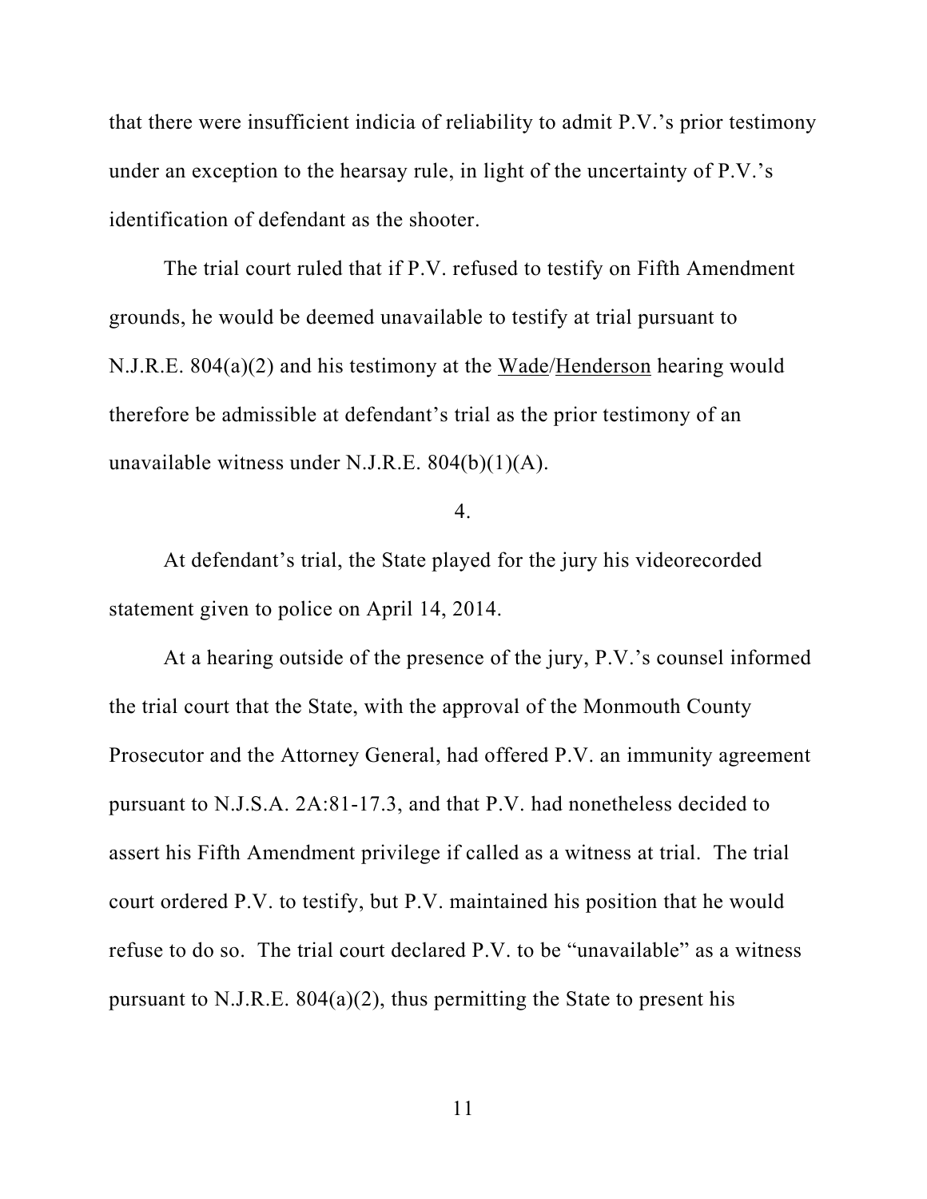that there were insufficient indicia of reliability to admit P.V.'s prior testimony under an exception to the hearsay rule, in light of the uncertainty of P.V.'s identification of defendant as the shooter.

The trial court ruled that if P.V. refused to testify on Fifth Amendment grounds, he would be deemed unavailable to testify at trial pursuant to N.J.R.E. 804(a)(2) and his testimony at the Wade/Henderson hearing would therefore be admissible at defendant's trial as the prior testimony of an unavailable witness under N.J.R.E. 804(b)(1)(A).

4.

At defendant's trial, the State played for the jury his videorecorded statement given to police on April 14, 2014.

At a hearing outside of the presence of the jury, P.V.'s counsel informed the trial court that the State, with the approval of the Monmouth County Prosecutor and the Attorney General, had offered P.V. an immunity agreement pursuant to N.J.S.A. 2A:81-17.3, and that P.V. had nonetheless decided to assert his Fifth Amendment privilege if called as a witness at trial. The trial court ordered P.V. to testify, but P.V. maintained his position that he would refuse to do so. The trial court declared P.V. to be "unavailable" as a witness pursuant to N.J.R.E. 804(a)(2), thus permitting the State to present his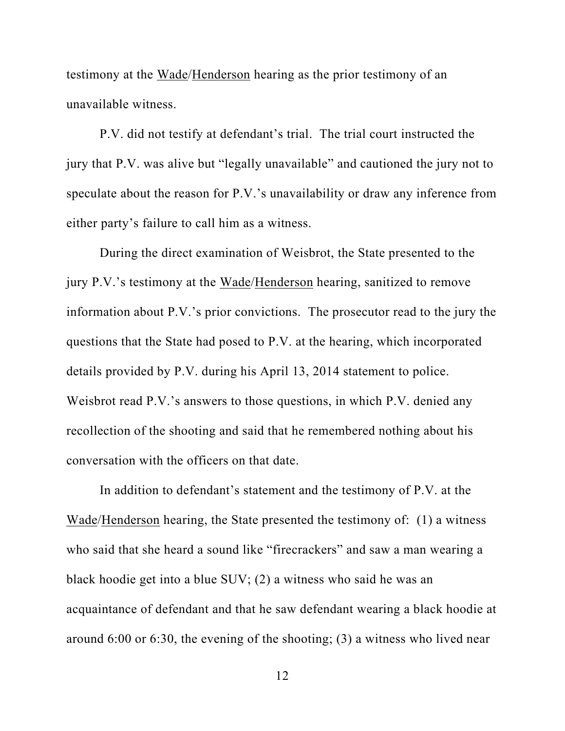testimony at the Wade/Henderson hearing as the prior testimony of an unavailable witness.

P.V. did not testify at defendant's trial. The trial court instructed the jury that P.V. was alive but "legally unavailable" and cautioned the jury not to speculate about the reason for P.V.'s unavailability or draw any inference from either party's failure to call him as a witness.

During the direct examination of Weisbrot, the State presented to the jury P.V.'s testimony at the Wade/Henderson hearing, sanitized to remove information about P.V.'s prior convictions. The prosecutor read to the jury the questions that the State had posed to P.V. at the hearing, which incorporated details provided by P.V. during his April 13, 2014 statement to police. Weisbrot read P.V.'s answers to those questions, in which P.V. denied any recollection of the shooting and said that he remembered nothing about his conversation with the officers on that date.

In addition to defendant's statement and the testimony of P.V. at the Wade/Henderson hearing, the State presented the testimony of: (1) a witness who said that she heard a sound like "firecrackers" and saw a man wearing a black hoodie get into a blue SUV; (2) a witness who said he was an acquaintance of defendant and that he saw defendant wearing a black hoodie at around 6:00 or 6:30, the evening of the shooting; (3) a witness who lived near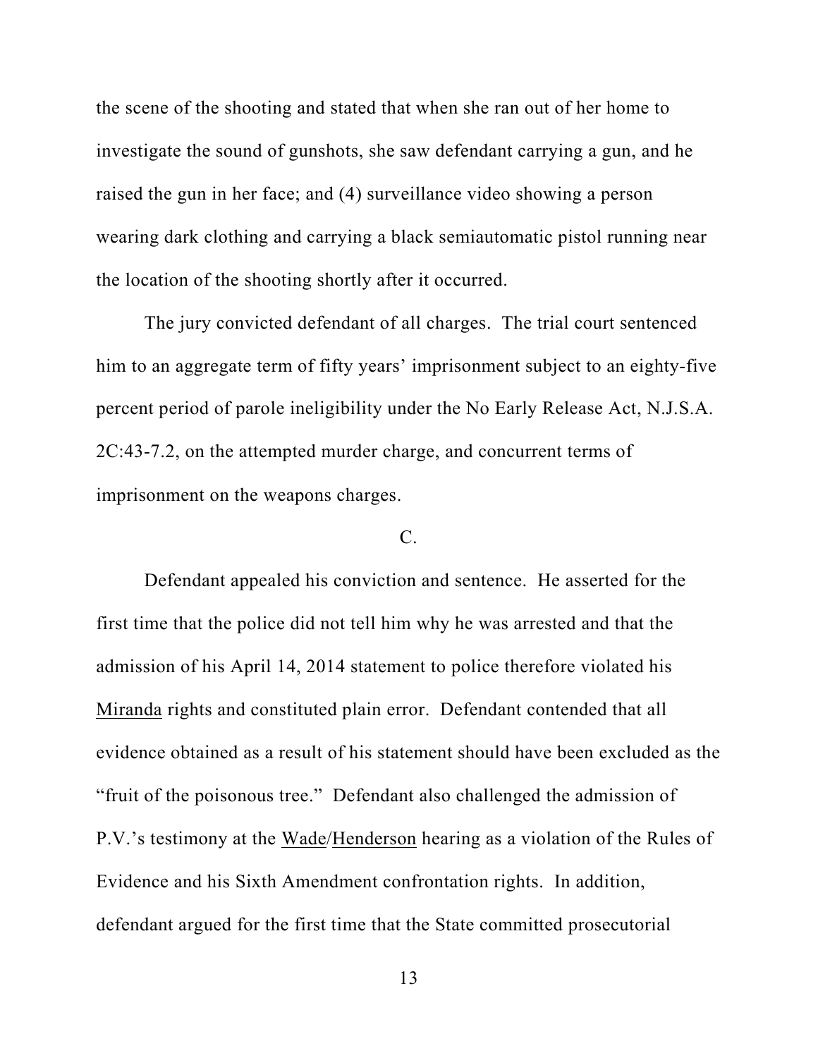the scene of the shooting and stated that when she ran out of her home to investigate the sound of gunshots, she saw defendant carrying a gun, and he raised the gun in her face; and (4) surveillance video showing a person wearing dark clothing and carrying a black semiautomatic pistol running near the location of the shooting shortly after it occurred.

The jury convicted defendant of all charges. The trial court sentenced him to an aggregate term of fifty years' imprisonment subject to an eighty-five percent period of parole ineligibility under the No Early Release Act, N.J.S.A. 2C:43-7.2, on the attempted murder charge, and concurrent terms of imprisonment on the weapons charges.

C.

Defendant appealed his conviction and sentence. He asserted for the first time that the police did not tell him why he was arrested and that the admission of his April 14, 2014 statement to police therefore violated his Miranda rights and constituted plain error. Defendant contended that all evidence obtained as a result of his statement should have been excluded as the "fruit of the poisonous tree." Defendant also challenged the admission of P.V.'s testimony at the Wade/Henderson hearing as a violation of the Rules of Evidence and his Sixth Amendment confrontation rights. In addition, defendant argued for the first time that the State committed prosecutorial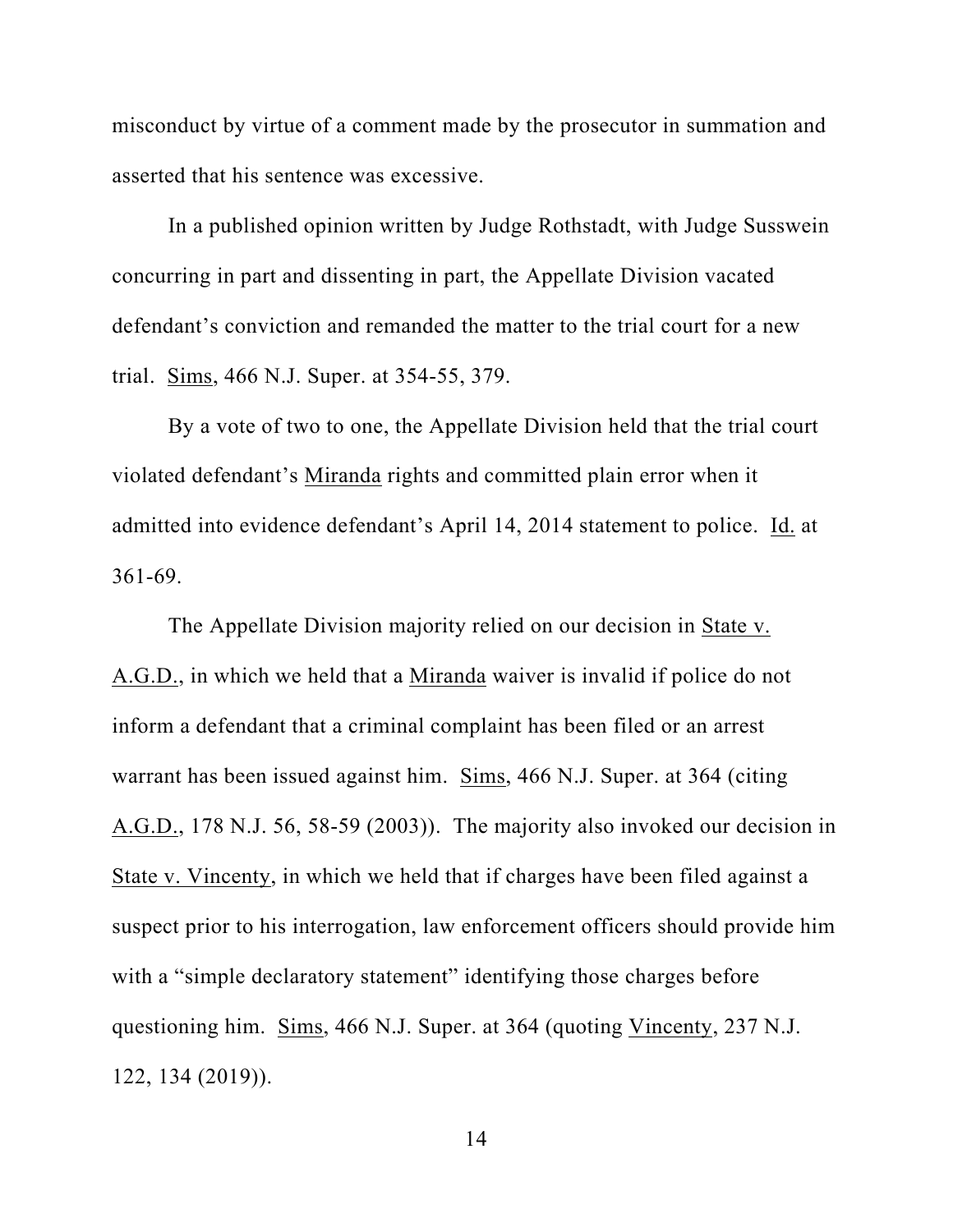misconduct by virtue of a comment made by the prosecutor in summation and asserted that his sentence was excessive.

In a published opinion written by Judge Rothstadt, with Judge Susswein concurring in part and dissenting in part, the Appellate Division vacated defendant's conviction and remanded the matter to the trial court for a new trial. Sims, 466 N.J. Super. at 354-55, 379.

By a vote of two to one, the Appellate Division held that the trial court violated defendant's Miranda rights and committed plain error when it admitted into evidence defendant's April 14, 2014 statement to police. Id. at 361-69.

The Appellate Division majority relied on our decision in State v. A.G.D., in which we held that a Miranda waiver is invalid if police do not inform a defendant that a criminal complaint has been filed or an arrest warrant has been issued against him. Sims, 466 N.J. Super. at 364 (citing A.G.D., 178 N.J. 56, 58-59 (2003)). The majority also invoked our decision in State v. Vincenty, in which we held that if charges have been filed against a suspect prior to his interrogation, law enforcement officers should provide him with a "simple declaratory statement" identifying those charges before questioning him. Sims, 466 N.J. Super. at 364 (quoting Vincenty, 237 N.J. 122, 134 (2019)).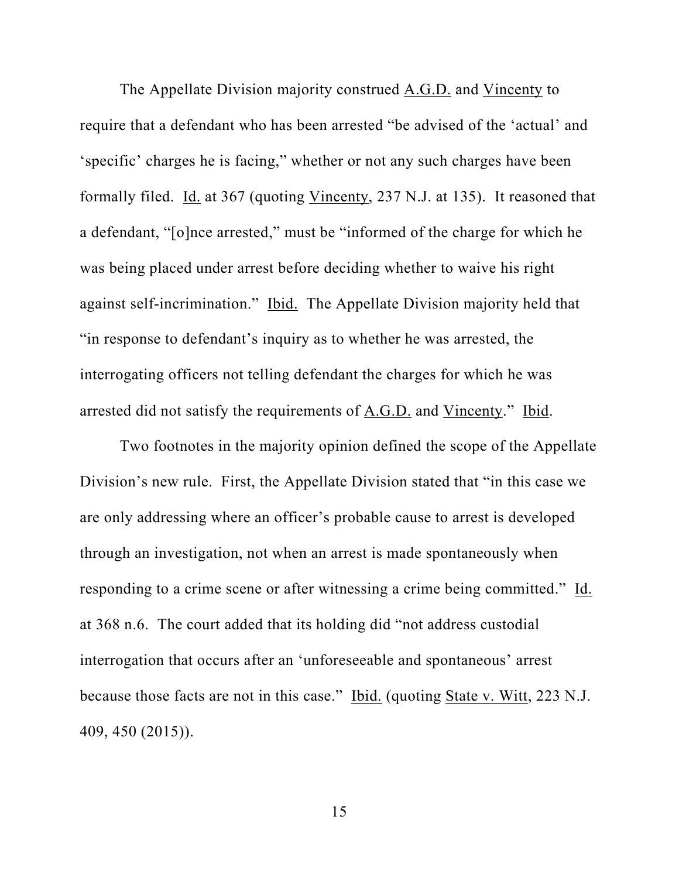The Appellate Division majority construed A.G.D. and Vincenty to require that a defendant who has been arrested "be advised of the 'actual' and 'specific' charges he is facing," whether or not any such charges have been formally filed. Id. at 367 (quoting Vincenty, 237 N.J. at 135). It reasoned that a defendant, "[o]nce arrested," must be "informed of the charge for which he was being placed under arrest before deciding whether to waive his right against self-incrimination." Ibid. The Appellate Division majority held that "in response to defendant's inquiry as to whether he was arrested, the interrogating officers not telling defendant the charges for which he was arrested did not satisfy the requirements of A.G.D. and Vincenty." Ibid.

Two footnotes in the majority opinion defined the scope of the Appellate Division's new rule. First, the Appellate Division stated that "in this case we are only addressing where an officer's probable cause to arrest is developed through an investigation, not when an arrest is made spontaneously when responding to a crime scene or after witnessing a crime being committed." Id. at 368 n.6. The court added that its holding did "not address custodial interrogation that occurs after an 'unforeseeable and spontaneous' arrest because those facts are not in this case." Ibid. (quoting State v. Witt, 223 N.J. 409, 450 (2015)).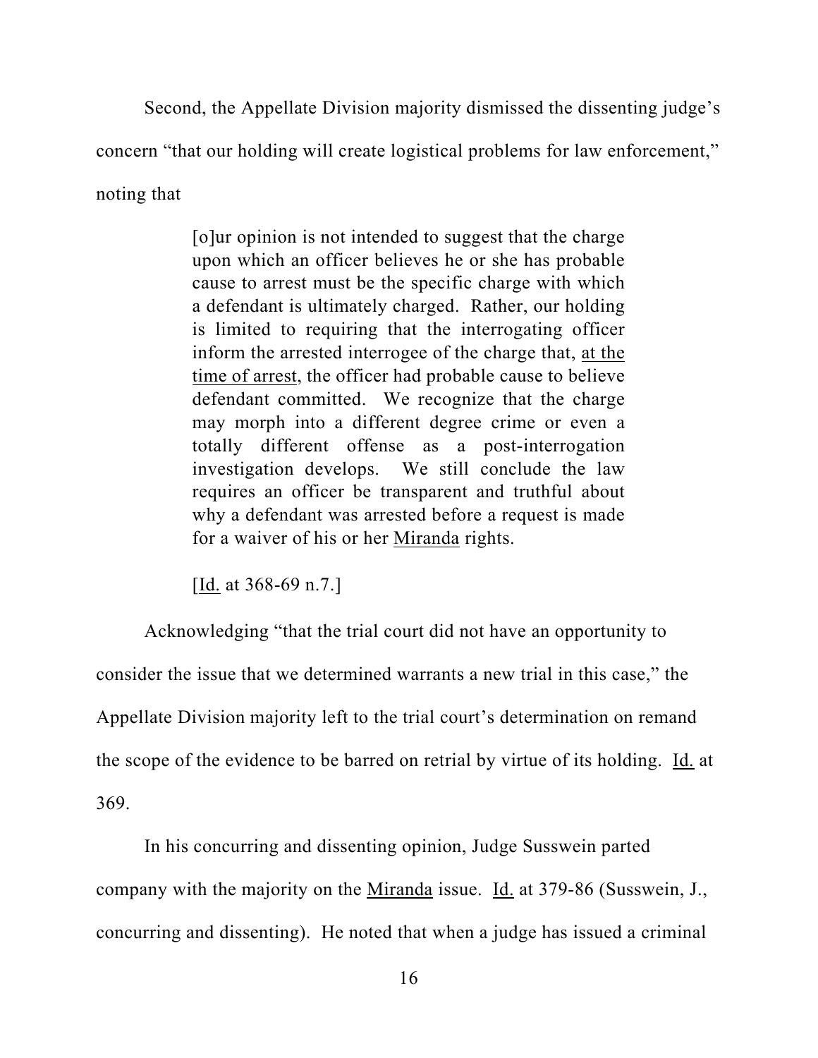Second, the Appellate Division majority dismissed the dissenting judge's concern "that our holding will create logistical problems for law enforcement," noting that

> [o]ur opinion is not intended to suggest that the charge upon which an officer believes he or she has probable cause to arrest must be the specific charge with which a defendant is ultimately charged. Rather, our holding is limited to requiring that the interrogating officer inform the arrested interrogee of the charge that, at the time of arrest, the officer had probable cause to believe defendant committed. We recognize that the charge may morph into a different degree crime or even a totally different offense as a post-interrogation investigation develops. We still conclude the law requires an officer be transparent and truthful about why a defendant was arrested before a request is made for a waiver of his or her Miranda rights.
>
> [Id. at 368-69 n.7.]

Acknowledging "that the trial court did not have an opportunity to consider the issue that we determined warrants a new trial in this case," the Appellate Division majority left to the trial court's determination on remand the scope of the evidence to be barred on retrial by virtue of its holding. Id. at 369.

In his concurring and dissenting opinion, Judge Susswein parted company with the majority on the Miranda issue. Id. at 379-86 (Susswein, J., concurring and dissenting). He noted that when a judge has issued a criminal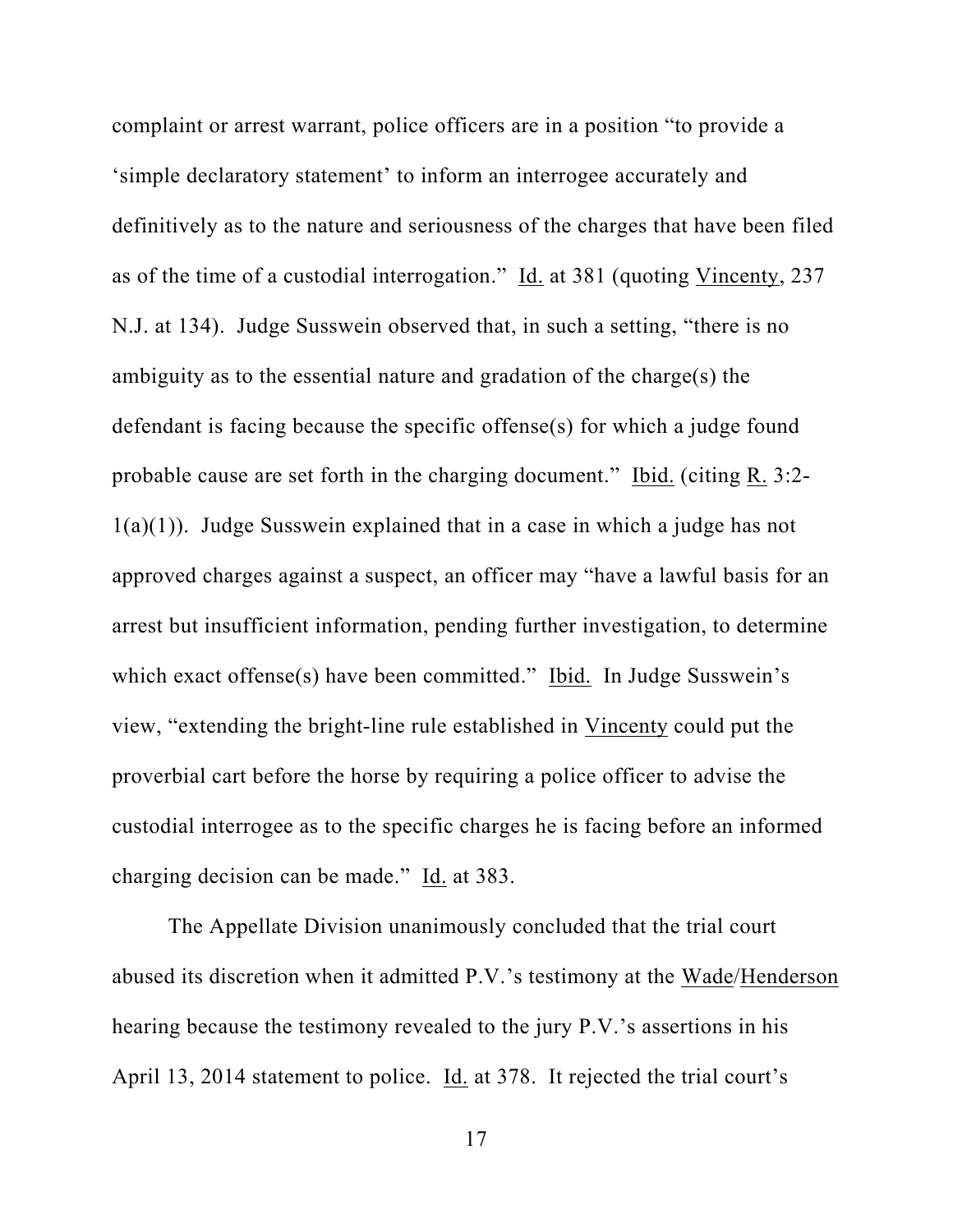complaint or arrest warrant, police officers are in a position "to provide a 'simple declaratory statement' to inform an interrogee accurately and definitively as to the nature and seriousness of the charges that have been filed as of the time of a custodial interrogation." Id. at 381 (quoting Vincenty, 237 N.J. at 134). Judge Susswein observed that, in such a setting, "there is no ambiguity as to the essential nature and gradation of the charge(s) the defendant is facing because the specific offense(s) for which a judge found probable cause are set forth in the charging document." Ibid. (citing R. 3:2-1(a)(1)). Judge Susswein explained that in a case in which a judge has not approved charges against a suspect, an officer may "have a lawful basis for an arrest but insufficient information, pending further investigation, to determine which exact offense(s) have been committed." Ibid. In Judge Susswein's view, "extending the bright-line rule established in Vincenty could put the proverbial cart before the horse by requiring a police officer to advise the custodial interrogee as to the specific charges he is facing before an informed charging decision can be made." Id. at 383.

The Appellate Division unanimously concluded that the trial court abused its discretion when it admitted P.V.'s testimony at the Wade/Henderson hearing because the testimony revealed to the jury P.V.'s assertions in his April 13, 2014 statement to police. Id. at 378. It rejected the trial court's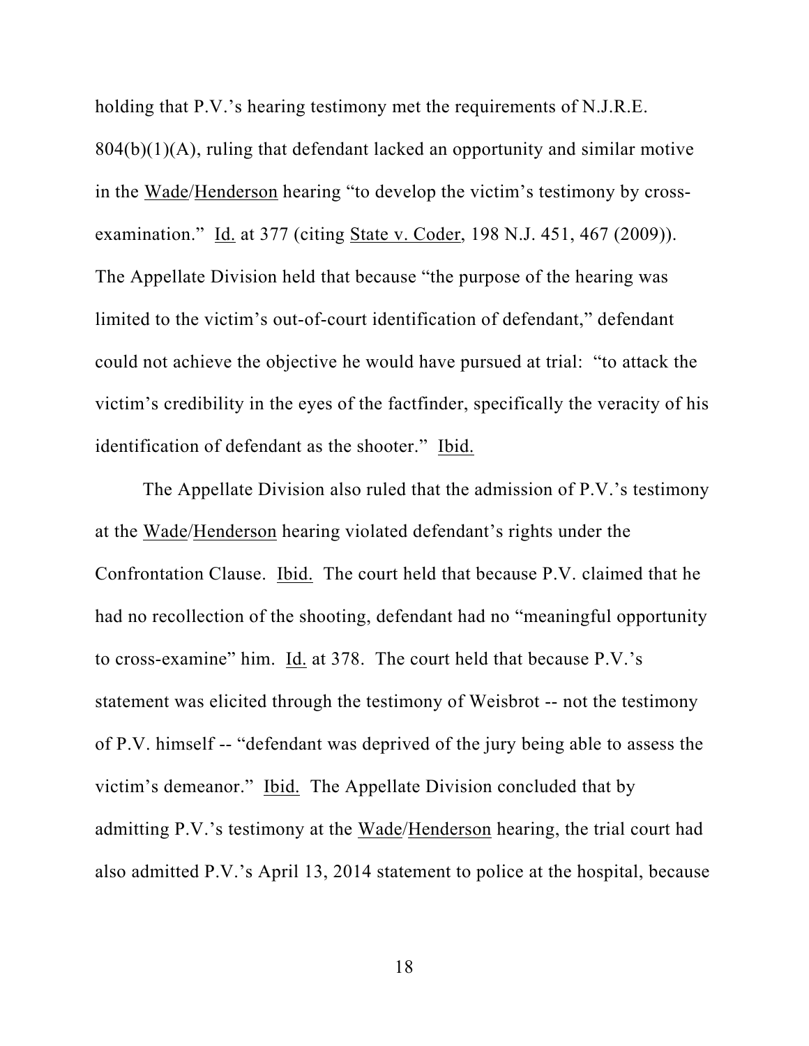holding that P.V.'s hearing testimony met the requirements of N.J.R.E. 804(b)(1)(A), ruling that defendant lacked an opportunity and similar motive in the Wade/Henderson hearing "to develop the victim's testimony by cross-examination." Id. at 377 (citing State v. Coder, 198 N.J. 451, 467 (2009)). The Appellate Division held that because "the purpose of the hearing was limited to the victim's out-of-court identification of defendant," defendant could not achieve the objective he would have pursued at trial: "to attack the victim's credibility in the eyes of the factfinder, specifically the veracity of his identification of defendant as the shooter." Ibid.

The Appellate Division also ruled that the admission of P.V.'s testimony at the Wade/Henderson hearing violated defendant's rights under the Confrontation Clause. Ibid. The court held that because P.V. claimed that he had no recollection of the shooting, defendant had no "meaningful opportunity to cross-examine" him. Id. at 378. The court held that because P.V.'s statement was elicited through the testimony of Weisbrot -- not the testimony of P.V. himself -- "defendant was deprived of the jury being able to assess the victim's demeanor." Ibid. The Appellate Division concluded that by admitting P.V.'s testimony at the Wade/Henderson hearing, the trial court had also admitted P.V.'s April 13, 2014 statement to police at the hospital, because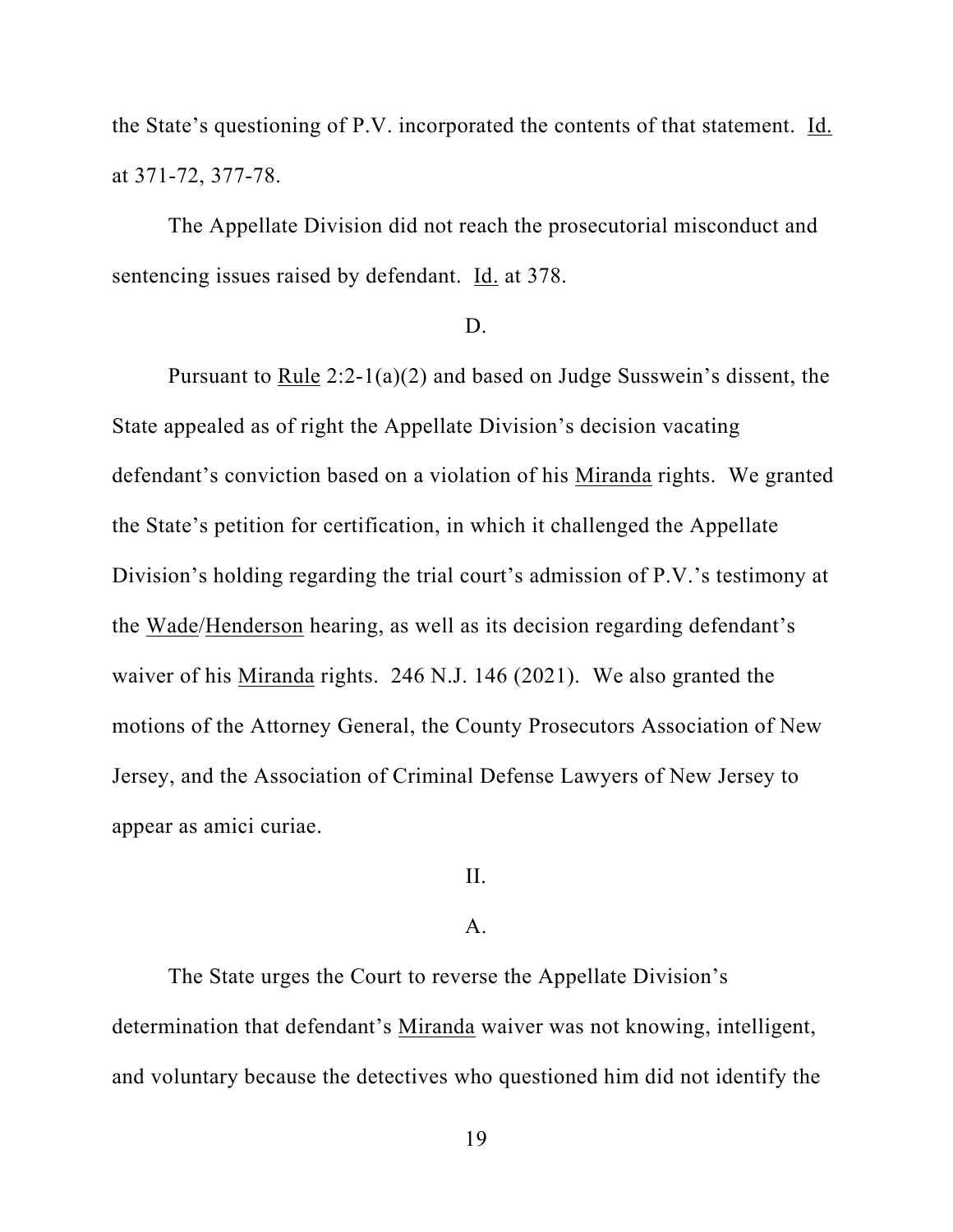the State's questioning of P.V. incorporated the contents of that statement. Id. at 371-72, 377-78.

The Appellate Division did not reach the prosecutorial misconduct and sentencing issues raised by defendant. Id. at 378.

D.

Pursuant to Rule 2:2-1(a)(2) and based on Judge Susswein's dissent, the State appealed as of right the Appellate Division's decision vacating defendant's conviction based on a violation of his Miranda rights. We granted the State's petition for certification, in which it challenged the Appellate Division's holding regarding the trial court's admission of P.V.'s testimony at the Wade/Henderson hearing, as well as its decision regarding defendant's waiver of his Miranda rights. 246 N.J. 146 (2021). We also granted the motions of the Attorney General, the County Prosecutors Association of New Jersey, and the Association of Criminal Defense Lawyers of New Jersey to appear as amici curiae.

II.

A.

The State urges the Court to reverse the Appellate Division's determination that defendant's Miranda waiver was not knowing, intelligent, and voluntary because the detectives who questioned him did not identify the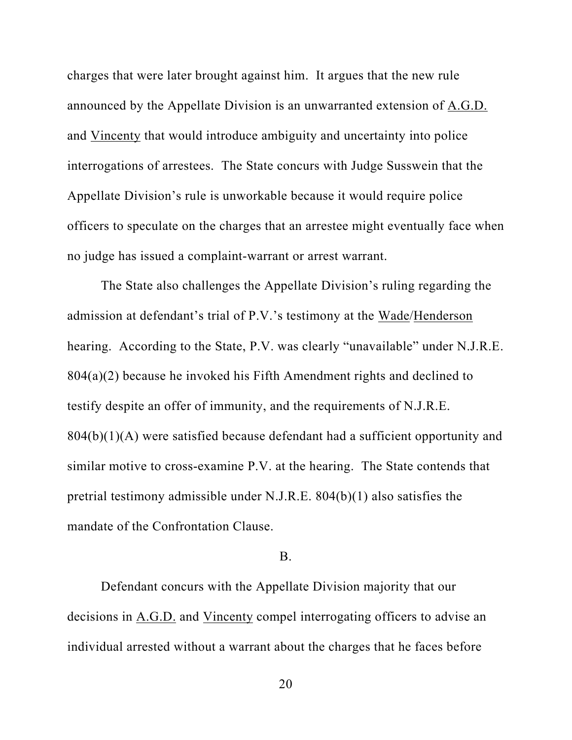charges that were later brought against him. It argues that the new rule announced by the Appellate Division is an unwarranted extension of A.G.D. and Vincenty that would introduce ambiguity and uncertainty into police interrogations of arrestees. The State concurs with Judge Susswein that the Appellate Division's rule is unworkable because it would require police officers to speculate on the charges that an arrestee might eventually face when no judge has issued a complaint-warrant or arrest warrant.

The State also challenges the Appellate Division's ruling regarding the admission at defendant's trial of P.V.'s testimony at the Wade/Henderson hearing. According to the State, P.V. was clearly "unavailable" under N.J.R.E. 804(a)(2) because he invoked his Fifth Amendment rights and declined to testify despite an offer of immunity, and the requirements of N.J.R.E. 804(b)(1)(A) were satisfied because defendant had a sufficient opportunity and similar motive to cross-examine P.V. at the hearing. The State contends that pretrial testimony admissible under N.J.R.E. 804(b)(1) also satisfies the mandate of the Confrontation Clause.

B.

Defendant concurs with the Appellate Division majority that our decisions in A.G.D. and Vincenty compel interrogating officers to advise an individual arrested without a warrant about the charges that he faces before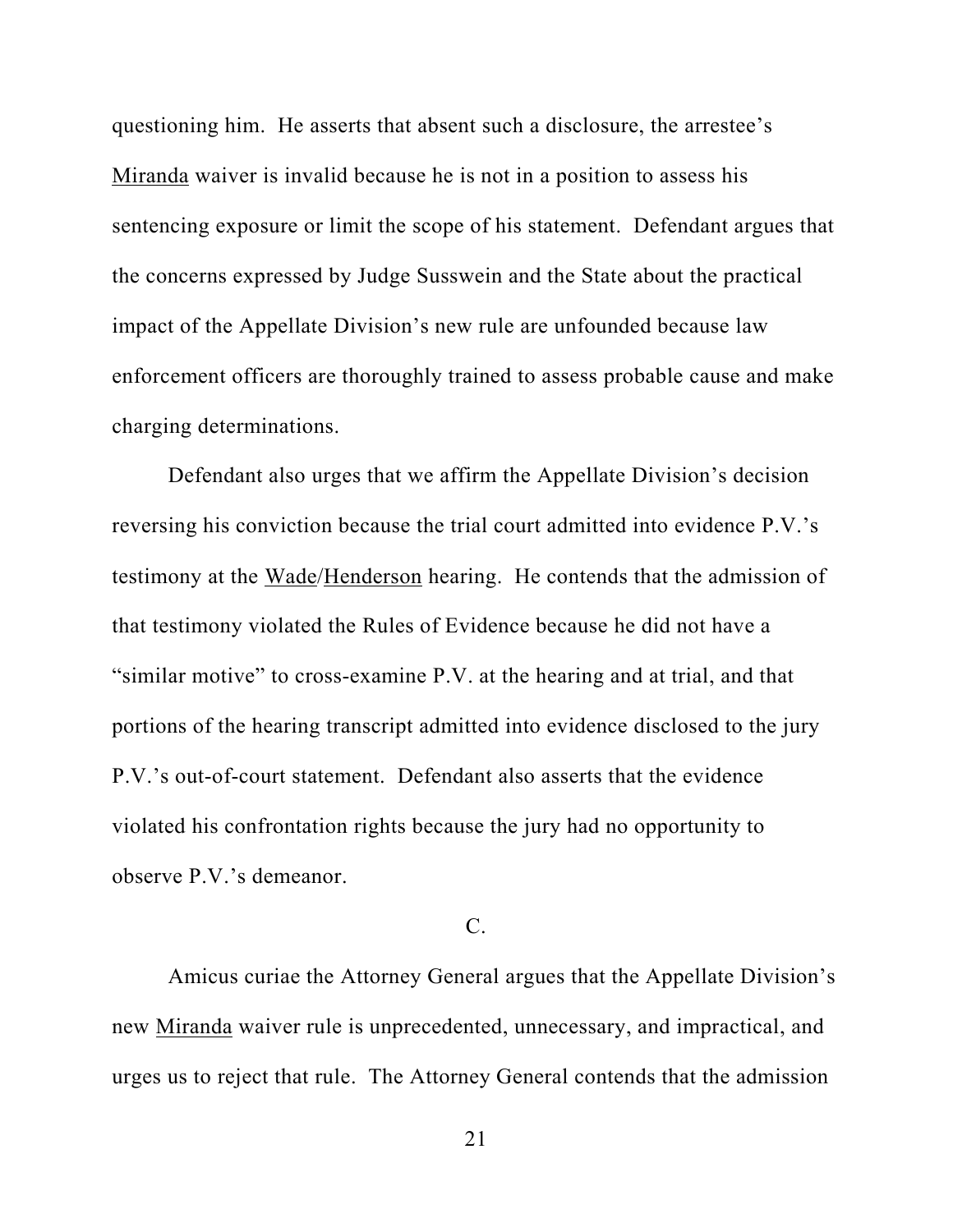questioning him. He asserts that absent such a disclosure, the arrestee's Miranda waiver is invalid because he is not in a position to assess his sentencing exposure or limit the scope of his statement. Defendant argues that the concerns expressed by Judge Susswein and the State about the practical impact of the Appellate Division's new rule are unfounded because law enforcement officers are thoroughly trained to assess probable cause and make charging determinations.

Defendant also urges that we affirm the Appellate Division's decision reversing his conviction because the trial court admitted into evidence P.V.'s testimony at the Wade/Henderson hearing. He contends that the admission of that testimony violated the Rules of Evidence because he did not have a "similar motive" to cross-examine P.V. at the hearing and at trial, and that portions of the hearing transcript admitted into evidence disclosed to the jury P.V.'s out-of-court statement. Defendant also asserts that the evidence violated his confrontation rights because the jury had no opportunity to observe P.V.'s demeanor.

### C.

Amicus curiae the Attorney General argues that the Appellate Division's new Miranda waiver rule is unprecedented, unnecessary, and impractical, and urges us to reject that rule. The Attorney General contends that the admission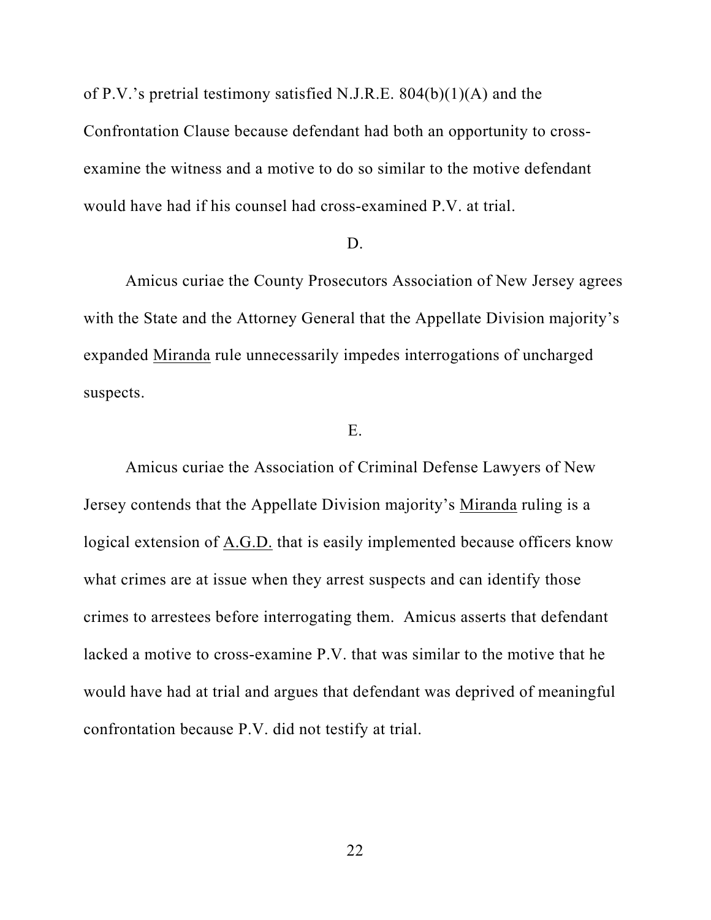of P.V.'s pretrial testimony satisfied N.J.R.E. 804(b)(1)(A) and the Confrontation Clause because defendant had both an opportunity to cross-examine the witness and a motive to do so similar to the motive defendant would have had if his counsel had cross-examined P.V. at trial.

D.

Amicus curiae the County Prosecutors Association of New Jersey agrees with the State and the Attorney General that the Appellate Division majority's expanded Miranda rule unnecessarily impedes interrogations of uncharged suspects.

E.

Amicus curiae the Association of Criminal Defense Lawyers of New Jersey contends that the Appellate Division majority's Miranda ruling is a logical extension of A.G.D. that is easily implemented because officers know what crimes are at issue when they arrest suspects and can identify those crimes to arrestees before interrogating them. Amicus asserts that defendant lacked a motive to cross-examine P.V. that was similar to the motive that he would have had at trial and argues that defendant was deprived of meaningful confrontation because P.V. did not testify at trial.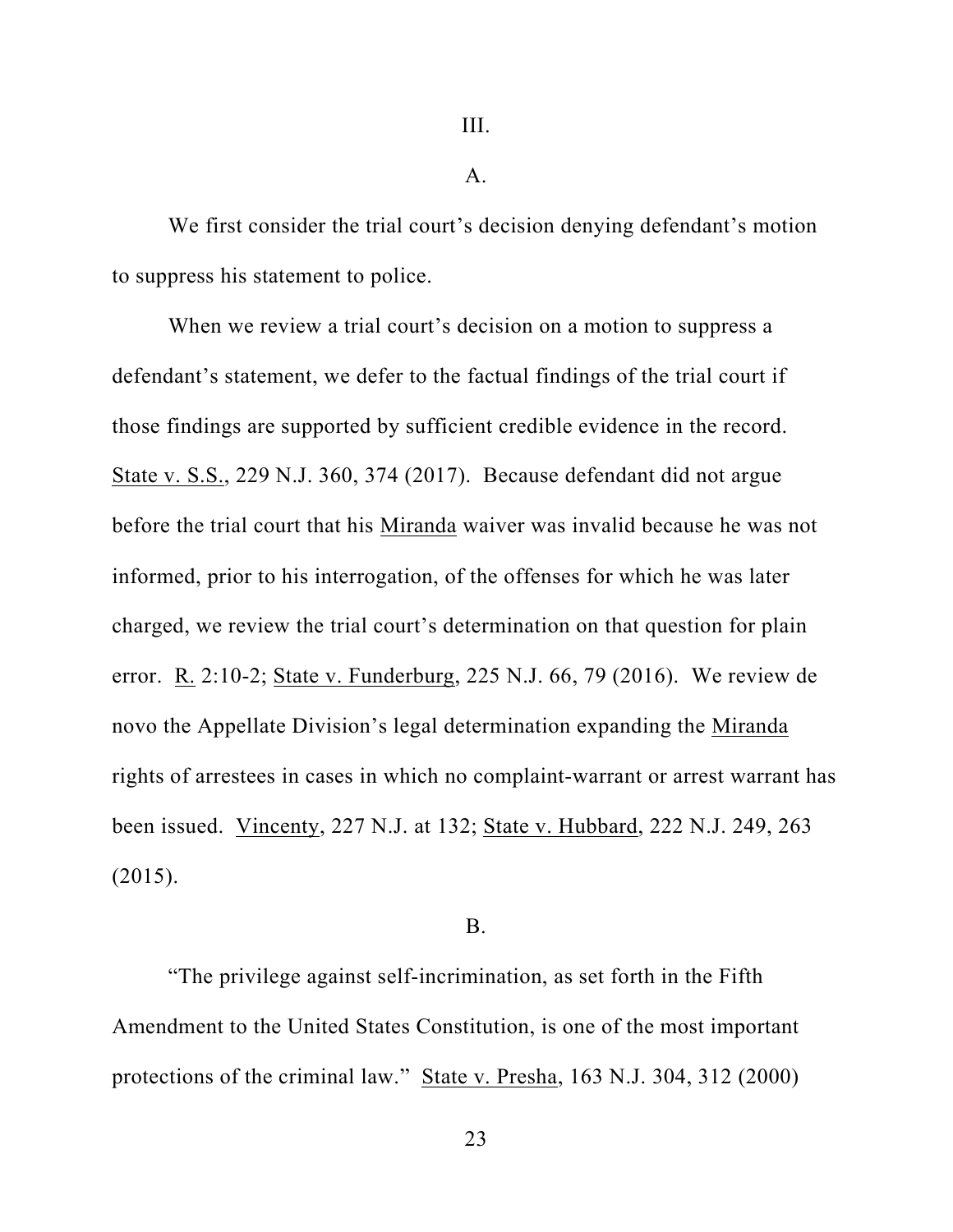III.

A.

We first consider the trial court's decision denying defendant's motion to suppress his statement to police.

When we review a trial court's decision on a motion to suppress a defendant's statement, we defer to the factual findings of the trial court if those findings are supported by sufficient credible evidence in the record. State v. S.S., 229 N.J. 360, 374 (2017). Because defendant did not argue before the trial court that his Miranda waiver was invalid because he was not informed, prior to his interrogation, of the offenses for which he was later charged, we review the trial court's determination on that question for plain error. R. 2:10-2; State v. Funderburg, 225 N.J. 66, 79 (2016). We review de novo the Appellate Division's legal determination expanding the Miranda rights of arrestees in cases in which no complaint-warrant or arrest warrant has been issued. Vincenty, 227 N.J. at 132; State v. Hubbard, 222 N.J. 249, 263 (2015).

B.

"The privilege against self-incrimination, as set forth in the Fifth Amendment to the United States Constitution, is one of the most important protections of the criminal law." State v. Presha, 163 N.J. 304, 312 (2000)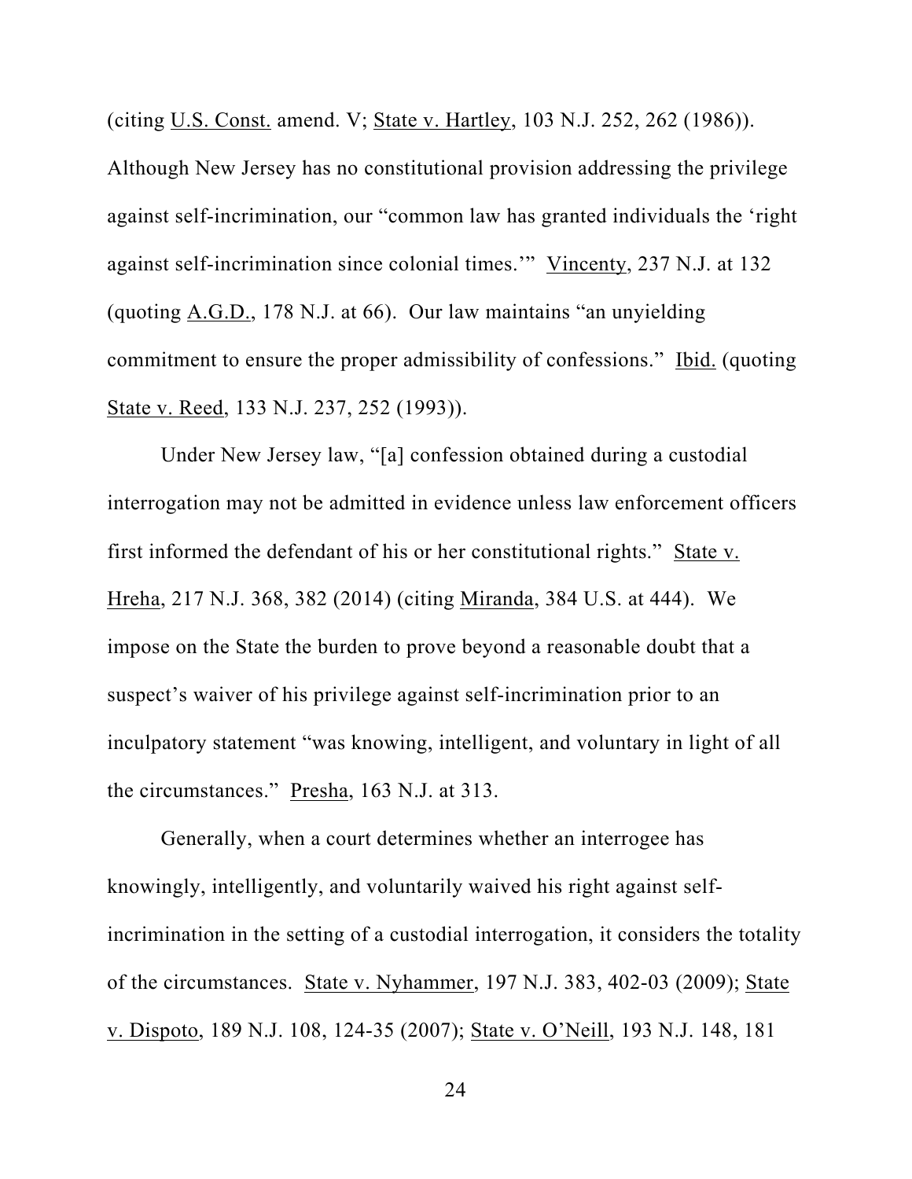(citing U.S. Const. amend. V; State v. Hartley, 103 N.J. 252, 262 (1986)). Although New Jersey has no constitutional provision addressing the privilege against self-incrimination, our "common law has granted individuals the 'right against self-incrimination since colonial times.'" Vincenty, 237 N.J. at 132 (quoting A.G.D., 178 N.J. at 66). Our law maintains "an unyielding commitment to ensure the proper admissibility of confessions." Ibid. (quoting State v. Reed, 133 N.J. 237, 252 (1993)).

Under New Jersey law, "[a] confession obtained during a custodial interrogation may not be admitted in evidence unless law enforcement officers first informed the defendant of his or her constitutional rights." State v. Hreha, 217 N.J. 368, 382 (2014) (citing Miranda, 384 U.S. at 444). We impose on the State the burden to prove beyond a reasonable doubt that a suspect's waiver of his privilege against self-incrimination prior to an inculpatory statement "was knowing, intelligent, and voluntary in light of all the circumstances." Presha, 163 N.J. at 313.

Generally, when a court determines whether an interrogee has knowingly, intelligently, and voluntarily waived his right against self-incrimination in the setting of a custodial interrogation, it considers the totality of the circumstances. State v. Nyhammer, 197 N.J. 383, 402-03 (2009); State v. Dispoto, 189 N.J. 108, 124-35 (2007); State v. O'Neill, 193 N.J. 148, 181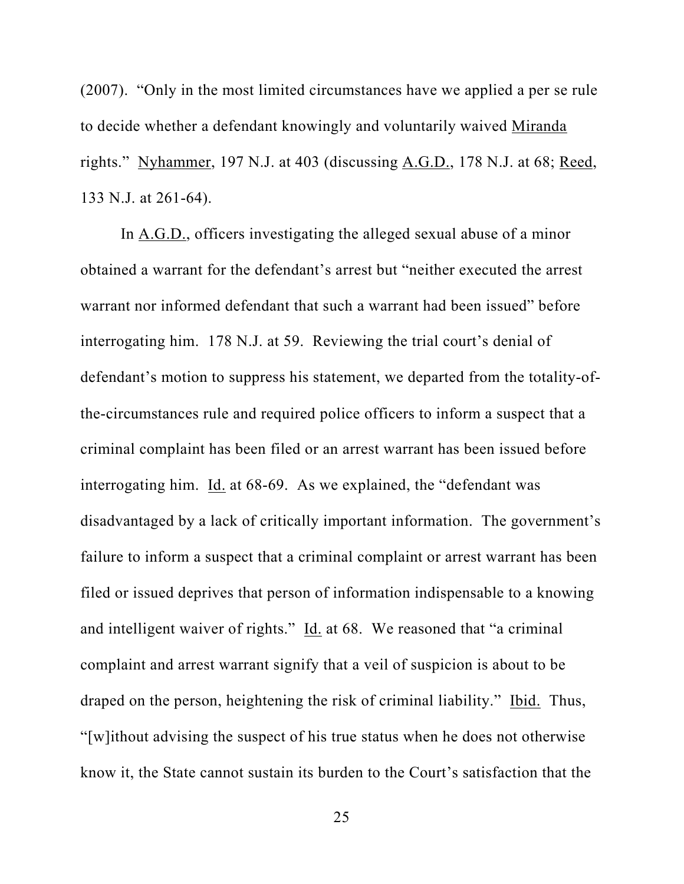(2007). "Only in the most limited circumstances have we applied a per se rule to decide whether a defendant knowingly and voluntarily waived Miranda rights." Nyhammer, 197 N.J. at 403 (discussing A.G.D., 178 N.J. at 68; Reed, 133 N.J. at 261-64).

In A.G.D., officers investigating the alleged sexual abuse of a minor obtained a warrant for the defendant's arrest but "neither executed the arrest warrant nor informed defendant that such a warrant had been issued" before interrogating him. 178 N.J. at 59. Reviewing the trial court's denial of defendant's motion to suppress his statement, we departed from the totality-of-the-circumstances rule and required police officers to inform a suspect that a criminal complaint has been filed or an arrest warrant has been issued before interrogating him. Id. at 68-69. As we explained, the "defendant was disadvantaged by a lack of critically important information. The government's failure to inform a suspect that a criminal complaint or arrest warrant has been filed or issued deprives that person of information indispensable to a knowing and intelligent waiver of rights." Id. at 68. We reasoned that "a criminal complaint and arrest warrant signify that a veil of suspicion is about to be draped on the person, heightening the risk of criminal liability." Ibid. Thus, "[w]ithout advising the suspect of his true status when he does not otherwise know it, the State cannot sustain its burden to the Court's satisfaction that the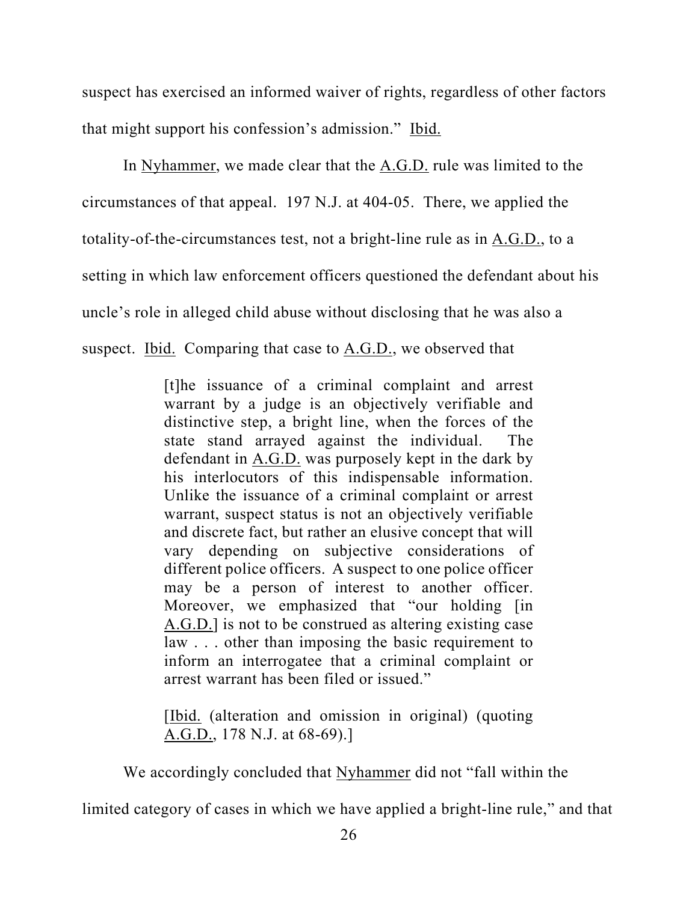suspect has exercised an informed waiver of rights, regardless of other factors that might support his confession's admission." Ibid.

In Nyhammer, we made clear that the A.G.D. rule was limited to the circumstances of that appeal. 197 N.J. at 404-05. There, we applied the totality-of-the-circumstances test, not a bright-line rule as in A.G.D., to a setting in which law enforcement officers questioned the defendant about his uncle's role in alleged child abuse without disclosing that he was also a suspect. Ibid. Comparing that case to A.G.D., we observed that

> [t]he issuance of a criminal complaint and arrest warrant by a judge is an objectively verifiable and distinctive step, a bright line, when the forces of the state stand arrayed against the individual. The defendant in A.G.D. was purposely kept in the dark by his interlocutors of this indispensable information. Unlike the issuance of a criminal complaint or arrest warrant, suspect status is not an objectively verifiable and discrete fact, but rather an elusive concept that will vary depending on subjective considerations of different police officers. A suspect to one police officer may be a person of interest to another officer. Moreover, we emphasized that "our holding [in A.G.D.] is not to be construed as altering existing case law . . . other than imposing the basic requirement to inform an interrogatee that a criminal complaint or arrest warrant has been filed or issued."
>
> [Ibid. (alteration and omission in original) (quoting A.G.D., 178 N.J. at 68-69).]

We accordingly concluded that Nyhammer did not "fall within the limited category of cases in which we have applied a bright-line rule," and that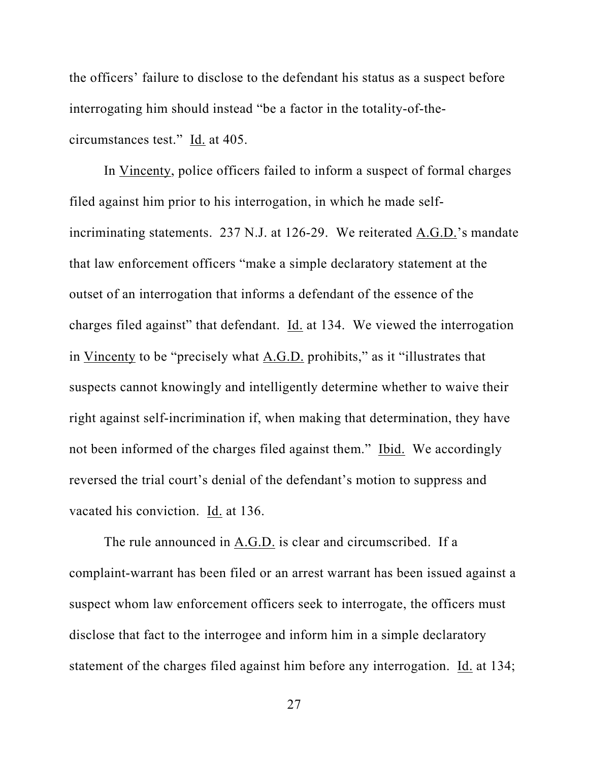the officers' failure to disclose to the defendant his status as a suspect before interrogating him should instead "be a factor in the totality-of-the-circumstances test." Id. at 405.

In Vincenty, police officers failed to inform a suspect of formal charges filed against him prior to his interrogation, in which he made self-incriminating statements. 237 N.J. at 126-29. We reiterated A.G.D.'s mandate that law enforcement officers "make a simple declaratory statement at the outset of an interrogation that informs a defendant of the essence of the charges filed against" that defendant. Id. at 134. We viewed the interrogation in Vincenty to be "precisely what A.G.D. prohibits," as it "illustrates that suspects cannot knowingly and intelligently determine whether to waive their right against self-incrimination if, when making that determination, they have not been informed of the charges filed against them." Ibid. We accordingly reversed the trial court's denial of the defendant's motion to suppress and vacated his conviction. Id. at 136.

The rule announced in A.G.D. is clear and circumscribed. If a complaint-warrant has been filed or an arrest warrant has been issued against a suspect whom law enforcement officers seek to interrogate, the officers must disclose that fact to the interrogee and inform him in a simple declaratory statement of the charges filed against him before any interrogation. Id. at 134;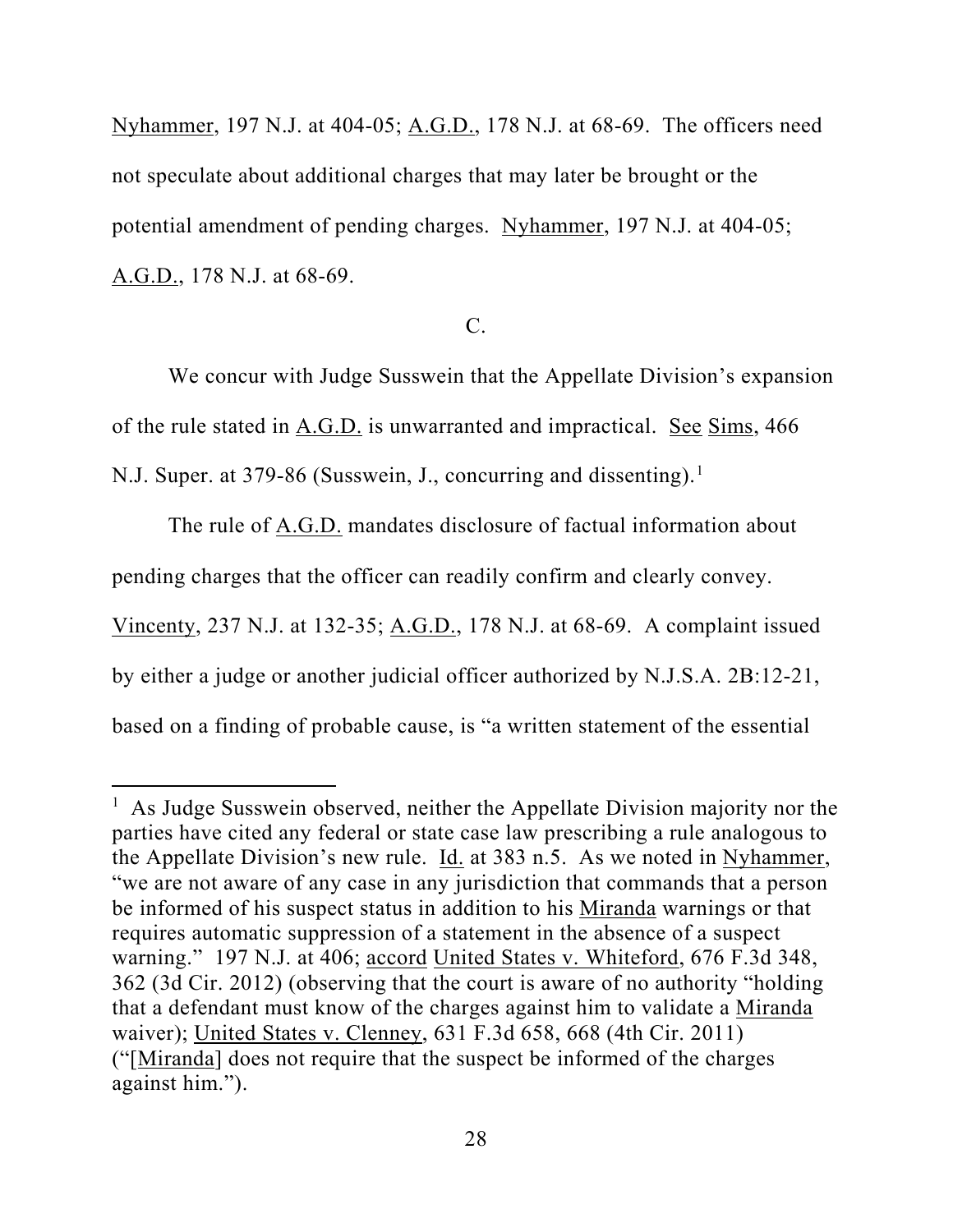Nyhammer, 197 N.J. at 404-05; A.G.D., 178 N.J. at 68-69. The officers need not speculate about additional charges that may later be brought or the potential amendment of pending charges. Nyhammer, 197 N.J. at 404-05; A.G.D., 178 N.J. at 68-69.

C.

We concur with Judge Susswein that the Appellate Division's expansion of the rule stated in A.G.D. is unwarranted and impractical. See Sims, 466 N.J. Super. at 379-86 (Susswein, J., concurring and dissenting).[1]

The rule of A.G.D. mandates disclosure of factual information about pending charges that the officer can readily confirm and clearly convey. Vincenty, 237 N.J. at 132-35; A.G.D., 178 N.J. at 68-69. A complaint issued by either a judge or another judicial officer authorized by N.J.S.A. 2B:12-21, based on a finding of probable cause, is "a written statement of the essential

---

[1] As Judge Susswein observed, neither the Appellate Division majority nor the parties have cited any federal or state case law prescribing a rule analogous to the Appellate Division's new rule. Id. at 383 n.5. As we noted in Nyhammer, "we are not aware of any case in any jurisdiction that commands that a person be informed of his suspect status in addition to his Miranda warnings or that requires automatic suppression of a statement in the absence of a suspect warning." 197 N.J. at 406; accord United States v. Whiteford, 676 F.3d 348, 362 (3d Cir. 2012) (observing that the court is aware of no authority "holding that a defendant must know of the charges against him to validate a Miranda waiver); United States v. Clenney, 631 F.3d 658, 668 (4th Cir. 2011) ("[Miranda] does not require that the suspect be informed of the charges against him.").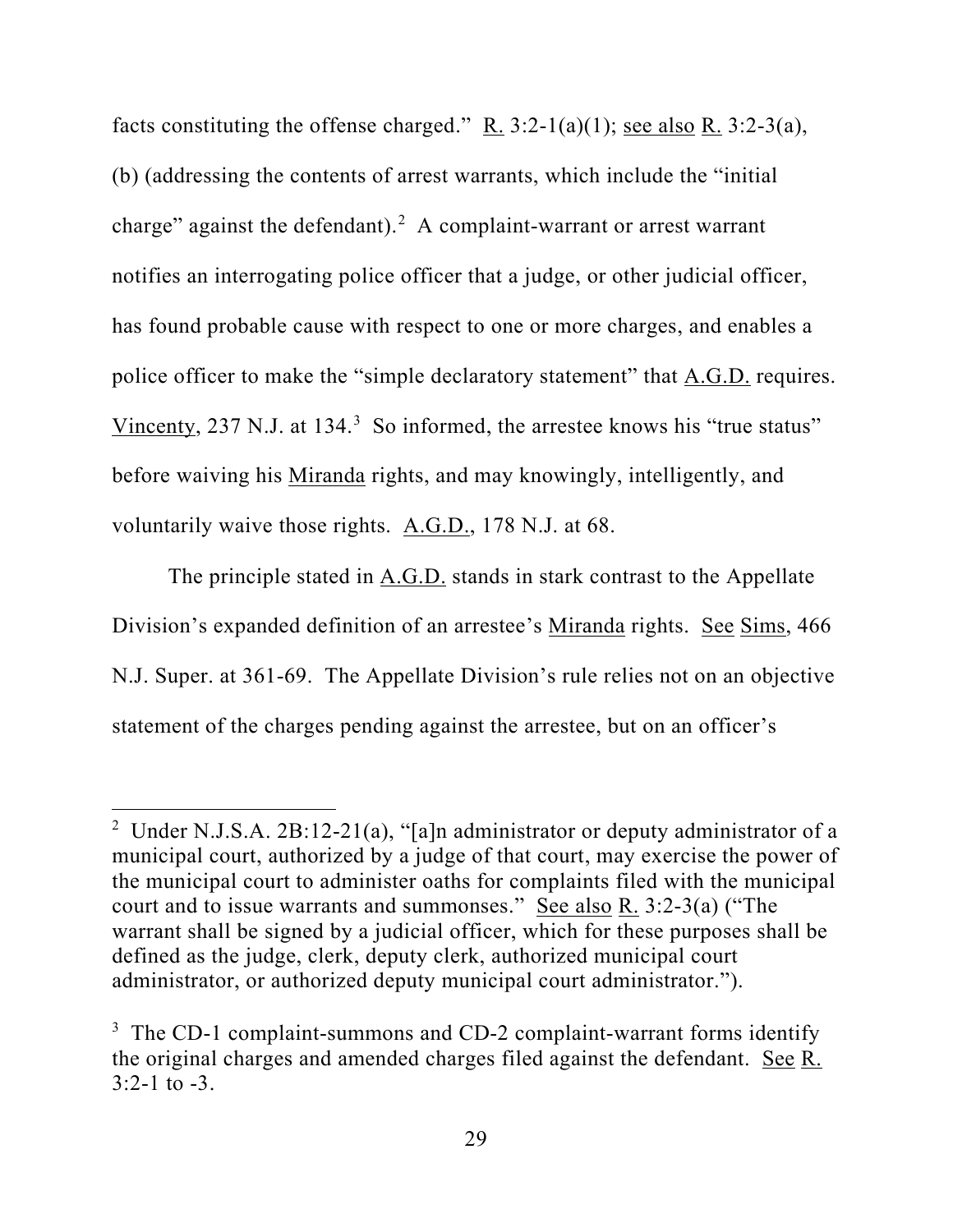facts constituting the offense charged." R. 3:2-1(a)(1); see also R. 3:2-3(a), (b) (addressing the contents of arrest warrants, which include the "initial charge" against the defendant).[2] A complaint-warrant or arrest warrant notifies an interrogating police officer that a judge, or other judicial officer, has found probable cause with respect to one or more charges, and enables a police officer to make the "simple declaratory statement" that A.G.D. requires. Vincenty, 237 N.J. at 134.[3] So informed, the arrestee knows his "true status" before waiving his Miranda rights, and may knowingly, intelligently, and voluntarily waive those rights. A.G.D., 178 N.J. at 68.

The principle stated in A.G.D. stands in stark contrast to the Appellate Division's expanded definition of an arrestee's Miranda rights. See Sims, 466 N.J. Super. at 361-69. The Appellate Division's rule relies not on an objective statement of the charges pending against the arrestee, but on an officer's

---

[2] Under N.J.S.A. 2B:12-21(a), "[a]n administrator or deputy administrator of a municipal court, authorized by a judge of that court, may exercise the power of the municipal court to administer oaths for complaints filed with the municipal court and to issue warrants and summonses." See also R. 3:2-3(a) ("The warrant shall be signed by a judicial officer, which for these purposes shall be defined as the judge, clerk, deputy clerk, authorized municipal court administrator, or authorized deputy municipal court administrator.").

[3] The CD-1 complaint-summons and CD-2 complaint-warrant forms identify the original charges and amended charges filed against the defendant. See R. 3:2-1 to -3.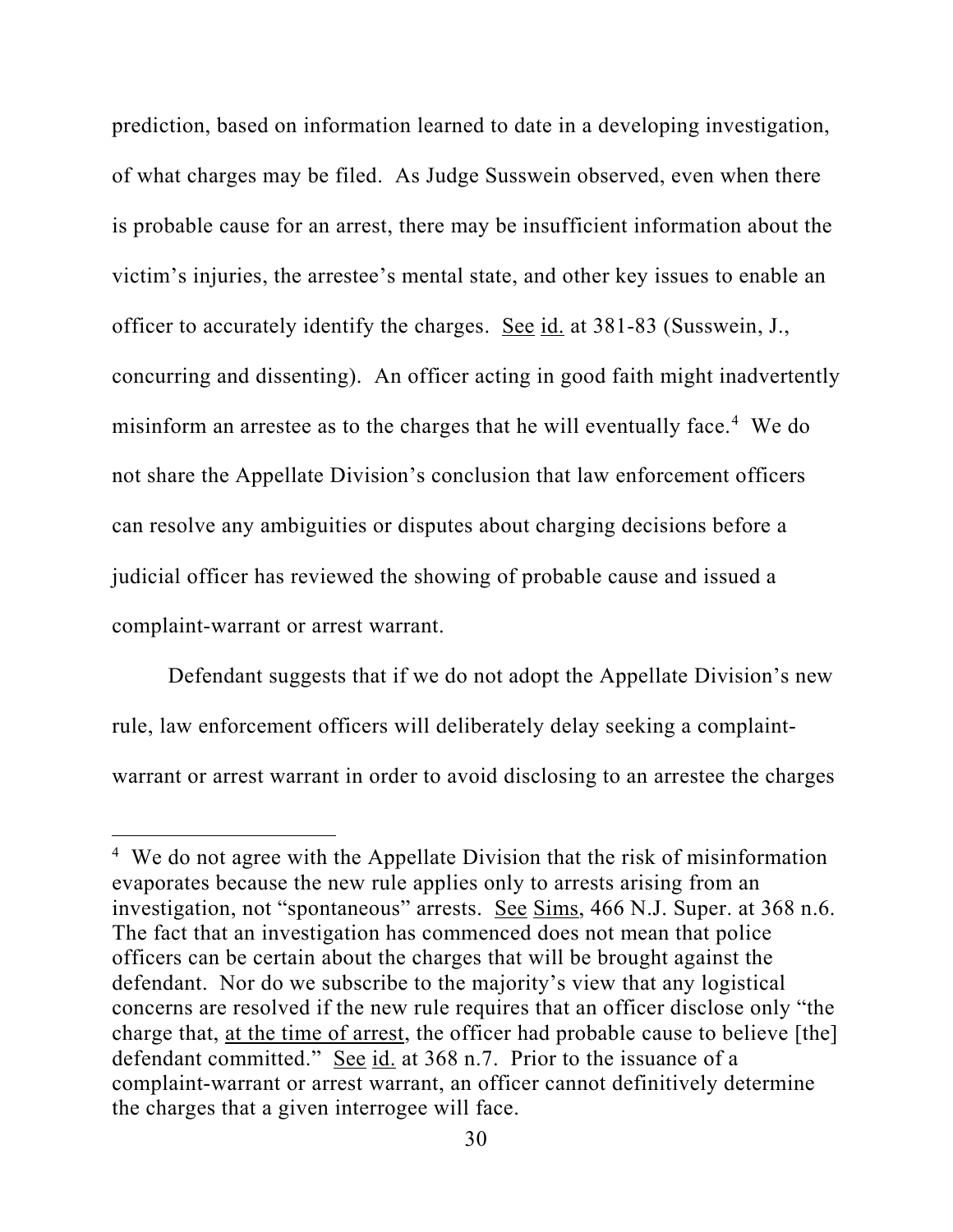prediction, based on information learned to date in a developing investigation, of what charges may be filed. As Judge Susswein observed, even when there is probable cause for an arrest, there may be insufficient information about the victim's injuries, the arrestee's mental state, and other key issues to enable an officer to accurately identify the charges. See id. at 381-83 (Susswein, J., concurring and dissenting). An officer acting in good faith might inadvertently misinform an arrestee as to the charges that he will eventually face.[4] We do not share the Appellate Division's conclusion that law enforcement officers can resolve any ambiguities or disputes about charging decisions before a judicial officer has reviewed the showing of probable cause and issued a complaint-warrant or arrest warrant.

Defendant suggests that if we do not adopt the Appellate Division's new rule, law enforcement officers will deliberately delay seeking a complaint-warrant or arrest warrant in order to avoid disclosing to an arrestee the charges

---

[4] We do not agree with the Appellate Division that the risk of misinformation evaporates because the new rule applies only to arrests arising from an investigation, not "spontaneous" arrests. See Sims, 466 N.J. Super. at 368 n.6. The fact that an investigation has commenced does not mean that police officers can be certain about the charges that will be brought against the defendant. Nor do we subscribe to the majority's view that any logistical concerns are resolved if the new rule requires that an officer disclose only "the charge that, at the time of arrest, the officer had probable cause to believe [the] defendant committed." See id. at 368 n.7. Prior to the issuance of a complaint-warrant or arrest warrant, an officer cannot definitively determine the charges that a given interrogee will face.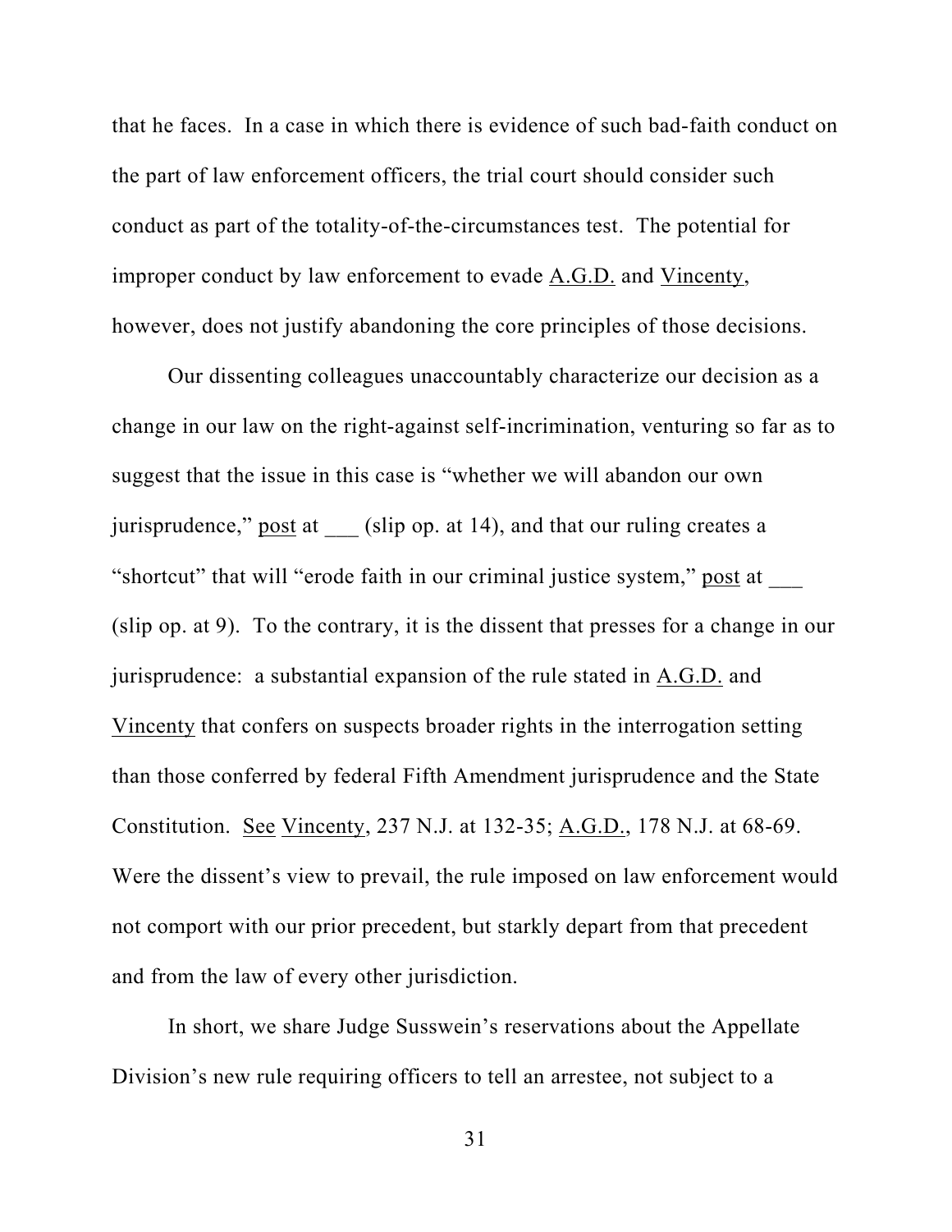that he faces. In a case in which there is evidence of such bad-faith conduct on the part of law enforcement officers, the trial court should consider such conduct as part of the totality-of-the-circumstances test. The potential for improper conduct by law enforcement to evade A.G.D. and Vincenty, however, does not justify abandoning the core principles of those decisions.

Our dissenting colleagues unaccountably characterize our decision as a change in our law on the right-against self-incrimination, venturing so far as to suggest that the issue in this case is "whether we will abandon our own jurisprudence," post at ___ (slip op. at 14), and that our ruling creates a "shortcut" that will "erode faith in our criminal justice system," post at ___ (slip op. at 9). To the contrary, it is the dissent that presses for a change in our jurisprudence: a substantial expansion of the rule stated in A.G.D. and Vincenty that confers on suspects broader rights in the interrogation setting than those conferred by federal Fifth Amendment jurisprudence and the State Constitution. See Vincenty, 237 N.J. at 132-35; A.G.D., 178 N.J. at 68-69. Were the dissent's view to prevail, the rule imposed on law enforcement would not comport with our prior precedent, but starkly depart from that precedent and from the law of every other jurisdiction.

In short, we share Judge Susswein's reservations about the Appellate Division's new rule requiring officers to tell an arrestee, not subject to a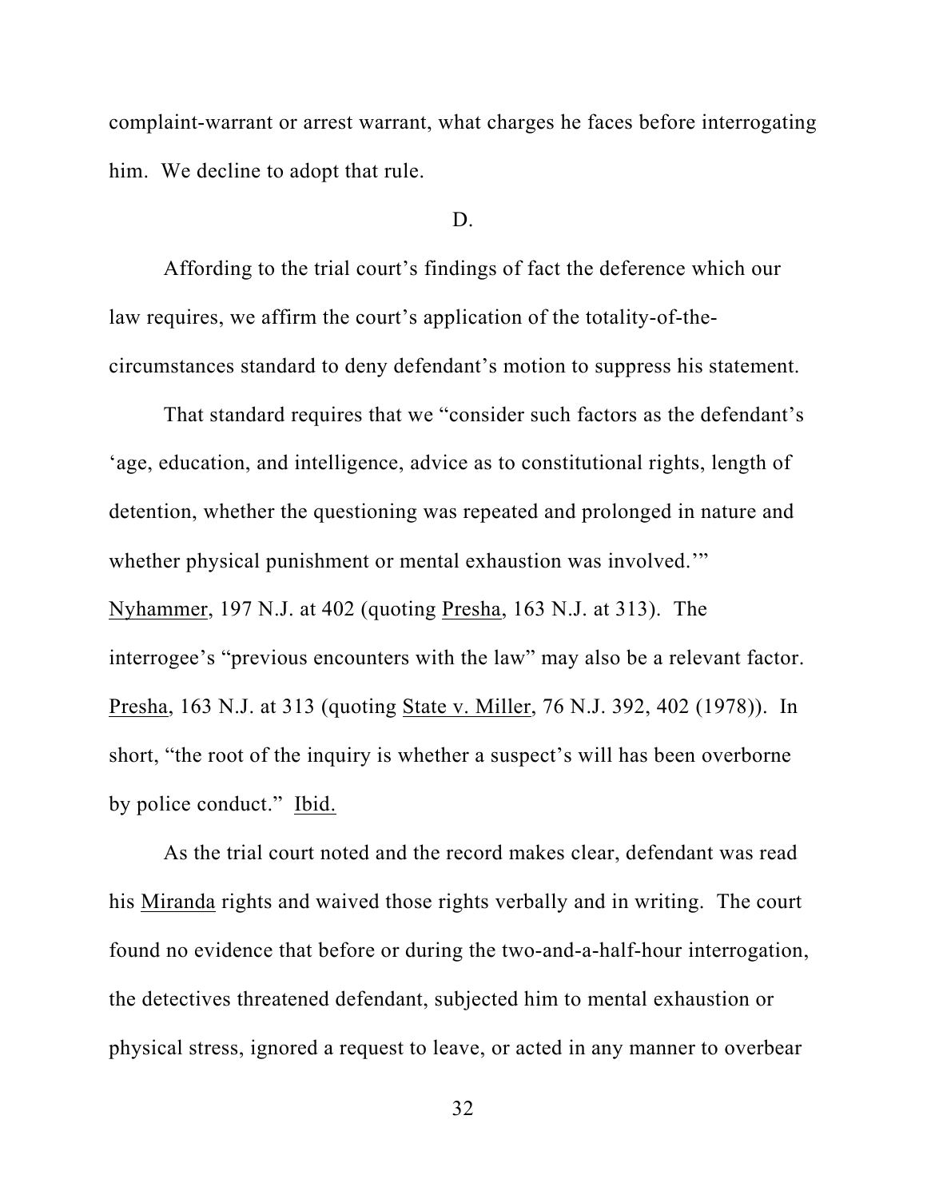complaint-warrant or arrest warrant, what charges he faces before interrogating him. We decline to adopt that rule.

D.

Affording to the trial court's findings of fact the deference which our law requires, we affirm the court's application of the totality-of-the-circumstances standard to deny defendant's motion to suppress his statement.

That standard requires that we "consider such factors as the defendant's 'age, education, and intelligence, advice as to constitutional rights, length of detention, whether the questioning was repeated and prolonged in nature and whether physical punishment or mental exhaustion was involved.'" Nyhammer, 197 N.J. at 402 (quoting Presha, 163 N.J. at 313). The interrogee's "previous encounters with the law" may also be a relevant factor. Presha, 163 N.J. at 313 (quoting State v. Miller, 76 N.J. 392, 402 (1978)). In short, "the root of the inquiry is whether a suspect's will has been overborne by police conduct." Ibid.

As the trial court noted and the record makes clear, defendant was read his Miranda rights and waived those rights verbally and in writing. The court found no evidence that before or during the two-and-a-half-hour interrogation, the detectives threatened defendant, subjected him to mental exhaustion or physical stress, ignored a request to leave, or acted in any manner to overbear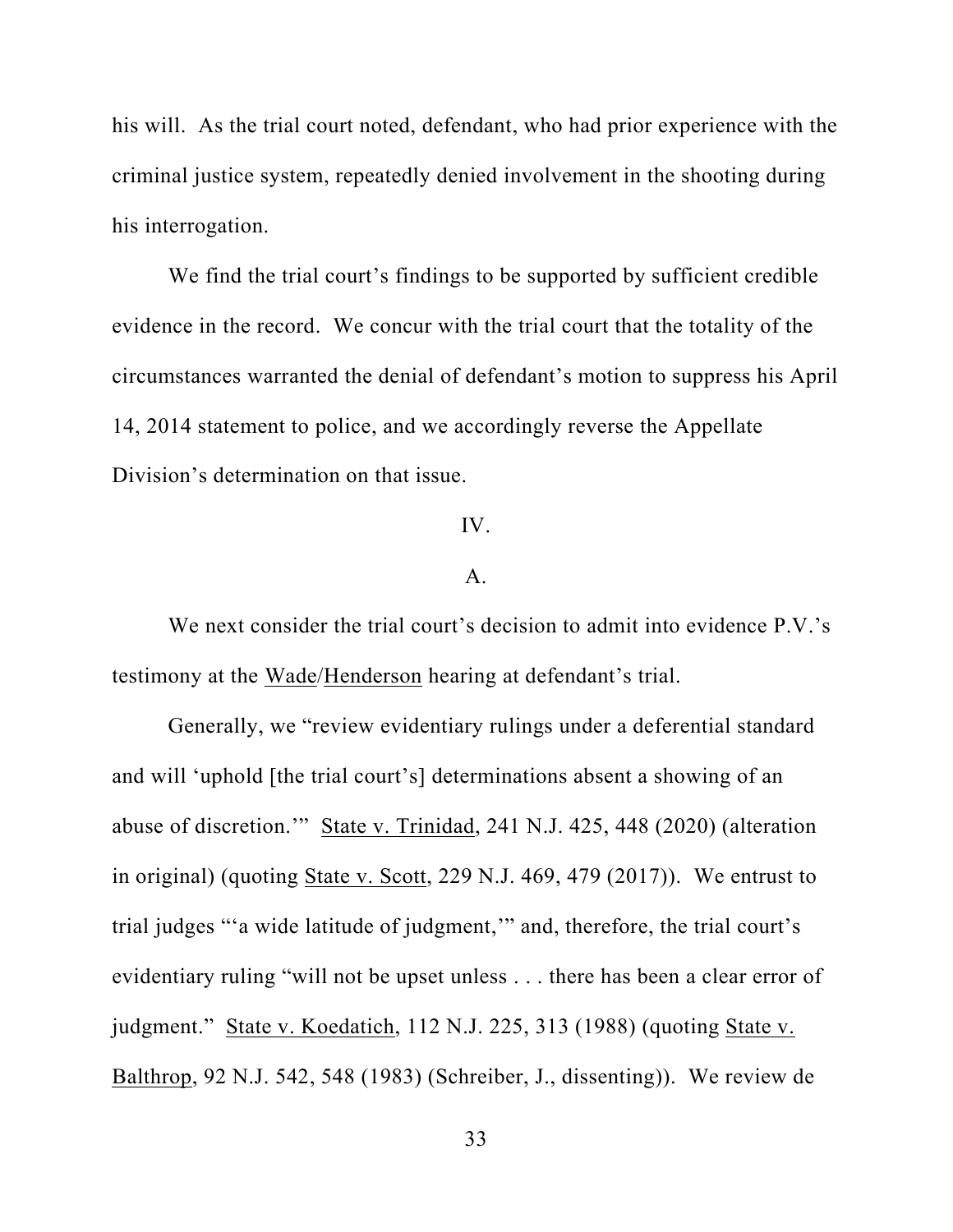his will. As the trial court noted, defendant, who had prior experience with the criminal justice system, repeatedly denied involvement in the shooting during his interrogation.

We find the trial court's findings to be supported by sufficient credible evidence in the record. We concur with the trial court that the totality of the circumstances warranted the denial of defendant's motion to suppress his April 14, 2014 statement to police, and we accordingly reverse the Appellate Division's determination on that issue.

## IV.

### A.

We next consider the trial court's decision to admit into evidence P.V.'s testimony at the Wade/Henderson hearing at defendant's trial.

Generally, we "review evidentiary rulings under a deferential standard and will 'uphold [the trial court's] determinations absent a showing of an abuse of discretion.'" State v. Trinidad, 241 N.J. 425, 448 (2020) (alteration in original) (quoting State v. Scott, 229 N.J. 469, 479 (2017)). We entrust to trial judges "'a wide latitude of judgment,'" and, therefore, the trial court's evidentiary ruling "will not be upset unless . . . there has been a clear error of judgment." State v. Koedatich, 112 N.J. 225, 313 (1988) (quoting State v. Balthrop, 92 N.J. 542, 548 (1983) (Schreiber, J., dissenting)). We review de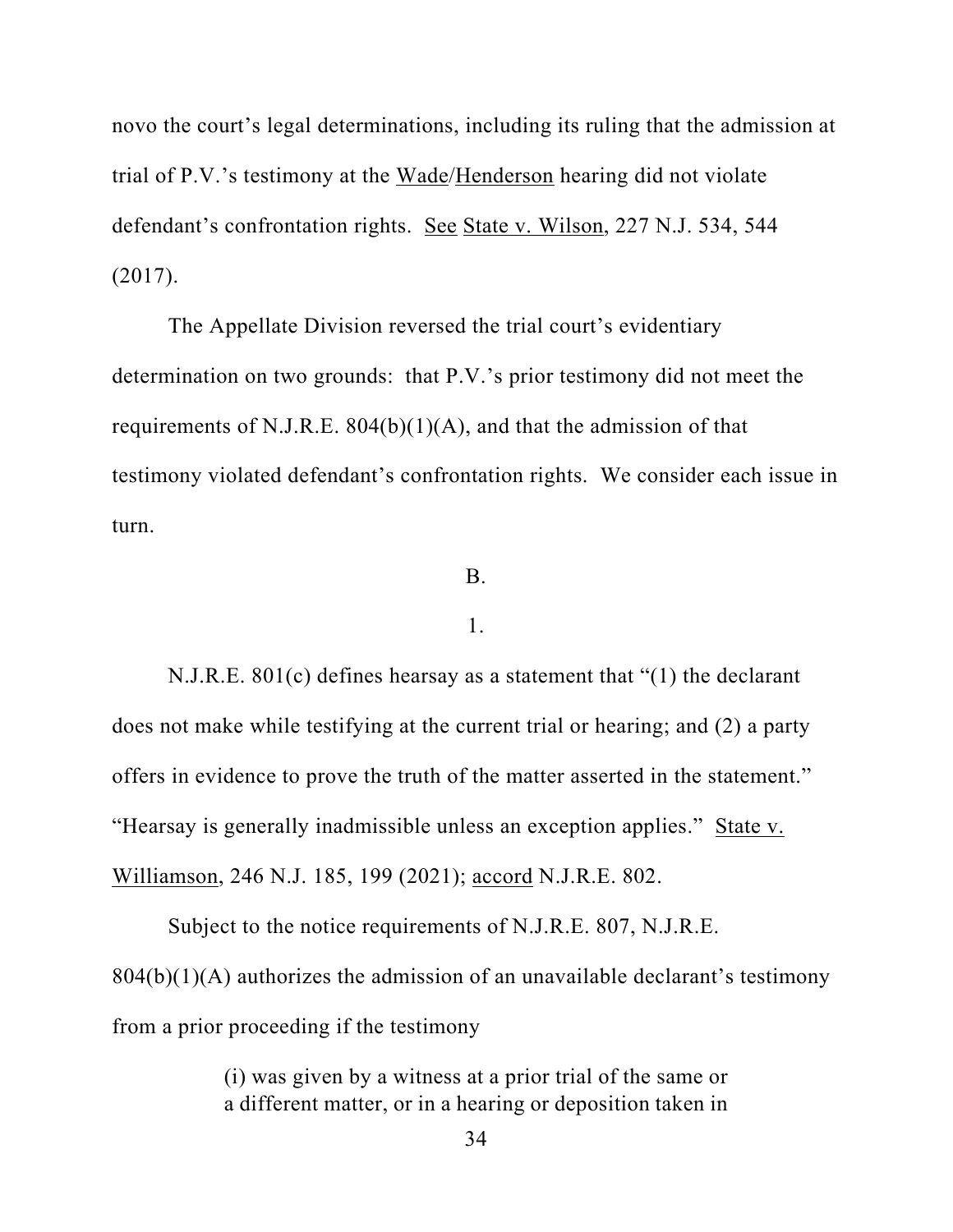novo the court's legal determinations, including its ruling that the admission at trial of P.V.'s testimony at the Wade/Henderson hearing did not violate defendant's confrontation rights. See State v. Wilson, 227 N.J. 534, 544 (2017).

The Appellate Division reversed the trial court's evidentiary determination on two grounds: that P.V.'s prior testimony did not meet the requirements of N.J.R.E. 804(b)(1)(A), and that the admission of that testimony violated defendant's confrontation rights. We consider each issue in turn.

B.

1.

N.J.R.E. 801(c) defines hearsay as a statement that "(1) the declarant does not make while testifying at the current trial or hearing; and (2) a party offers in evidence to prove the truth of the matter asserted in the statement." "Hearsay is generally inadmissible unless an exception applies." State v. Williamson, 246 N.J. 185, 199 (2021); accord N.J.R.E. 802.

Subject to the notice requirements of N.J.R.E. 807, N.J.R.E. 804(b)(1)(A) authorizes the admission of an unavailable declarant's testimony from a prior proceeding if the testimony

> (i) was given by a witness at a prior trial of the same or a different matter, or in a hearing or deposition taken in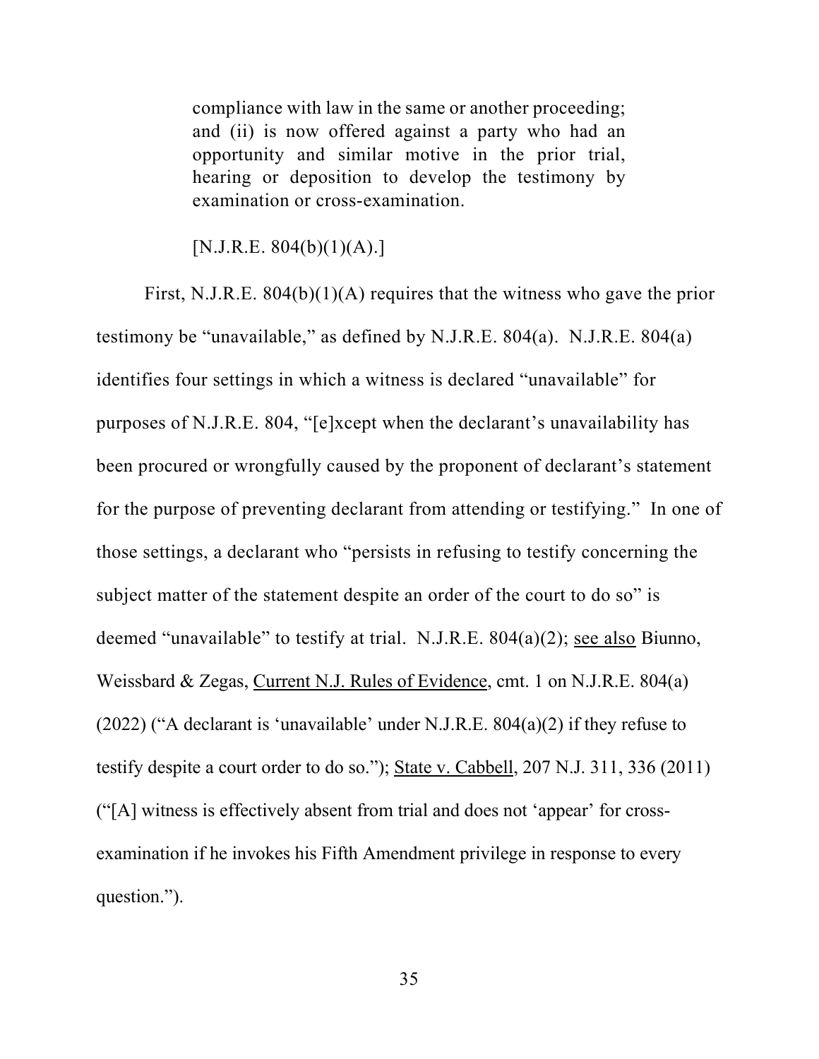> compliance with law in the same or another proceeding; and (ii) is now offered against a party who had an opportunity and similar motive in the prior trial, hearing or deposition to develop the testimony by examination or cross-examination.
>
> [N.J.R.E. 804(b)(1)(A).]

First, N.J.R.E. 804(b)(1)(A) requires that the witness who gave the prior testimony be "unavailable," as defined by N.J.R.E. 804(a). N.J.R.E. 804(a) identifies four settings in which a witness is declared "unavailable" for purposes of N.J.R.E. 804, "[e]xcept when the declarant's unavailability has been procured or wrongfully caused by the proponent of declarant's statement for the purpose of preventing declarant from attending or testifying." In one of those settings, a declarant who "persists in refusing to testify concerning the subject matter of the statement despite an order of the court to do so" is deemed "unavailable" to testify at trial. N.J.R.E. 804(a)(2); see also Biunno, Weissbard & Zegas, Current N.J. Rules of Evidence, cmt. 1 on N.J.R.E. 804(a) (2022) ("A declarant is 'unavailable' under N.J.R.E. 804(a)(2) if they refuse to testify despite a court order to do so."); State v. Cabbell, 207 N.J. 311, 336 (2011) ("[A] witness is effectively absent from trial and does not 'appear' for cross-examination if he invokes his Fifth Amendment privilege in response to every question.").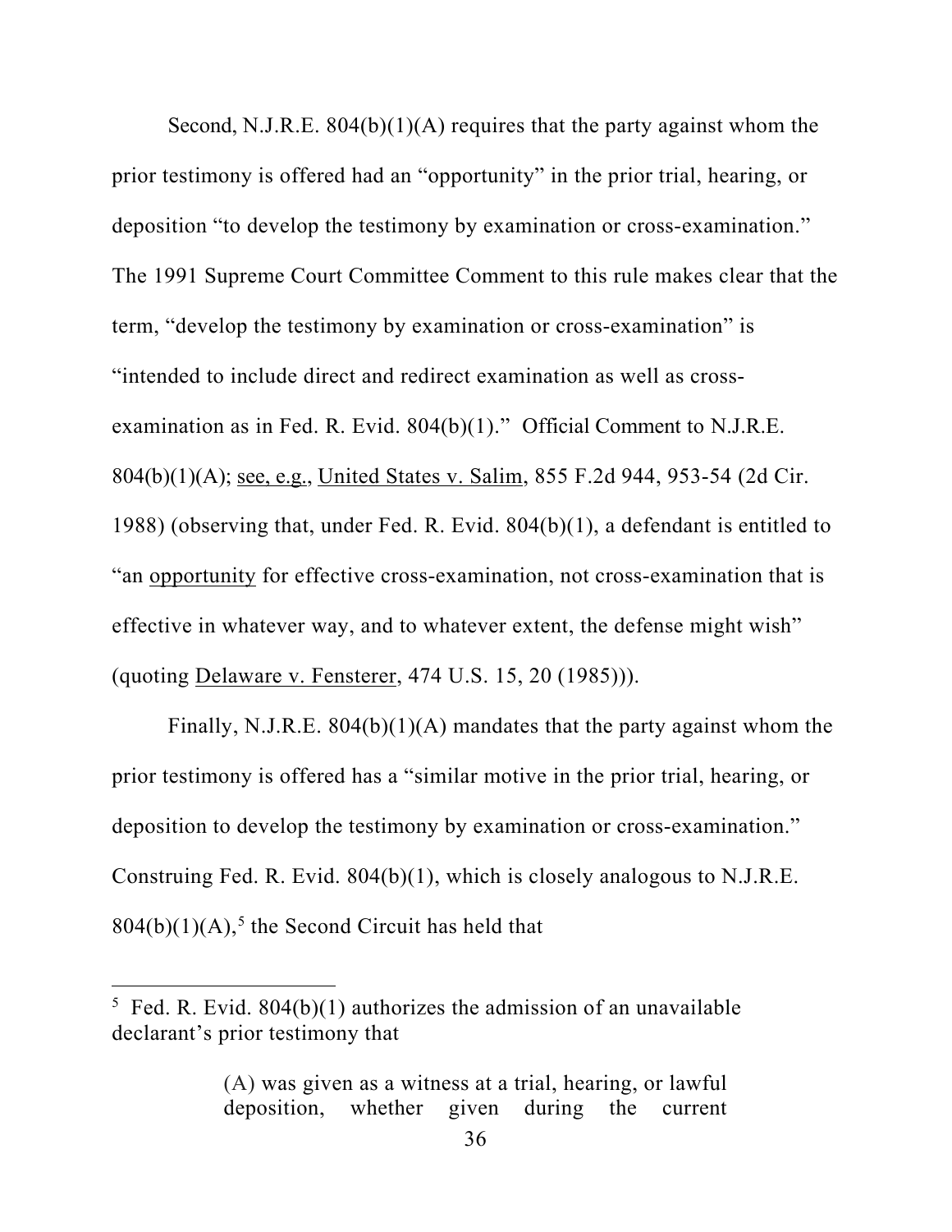Second, N.J.R.E. 804(b)(1)(A) requires that the party against whom the prior testimony is offered had an "opportunity" in the prior trial, hearing, or deposition "to develop the testimony by examination or cross-examination." The 1991 Supreme Court Committee Comment to this rule makes clear that the term, "develop the testimony by examination or cross-examination" is "intended to include direct and redirect examination as well as cross-examination as in Fed. R. Evid. 804(b)(1)." Official Comment to N.J.R.E. 804(b)(1)(A); see, e.g., United States v. Salim, 855 F.2d 944, 953-54 (2d Cir. 1988) (observing that, under Fed. R. Evid. 804(b)(1), a defendant is entitled to "an opportunity for effective cross-examination, not cross-examination that is effective in whatever way, and to whatever extent, the defense might wish" (quoting Delaware v. Fensterer, 474 U.S. 15, 20 (1985))).

Finally, N.J.R.E. 804(b)(1)(A) mandates that the party against whom the prior testimony is offered has a "similar motive in the prior trial, hearing, or deposition to develop the testimony by examination or cross-examination." Construing Fed. R. Evid. 804(b)(1), which is closely analogous to N.J.R.E. 804(b)(1)(A),[5] the Second Circuit has held that

---

[5] Fed. R. Evid. 804(b)(1) authorizes the admission of an unavailable declarant's prior testimony that

> (A) was given as a witness at a trial, hearing, or lawful deposition, whether given during the current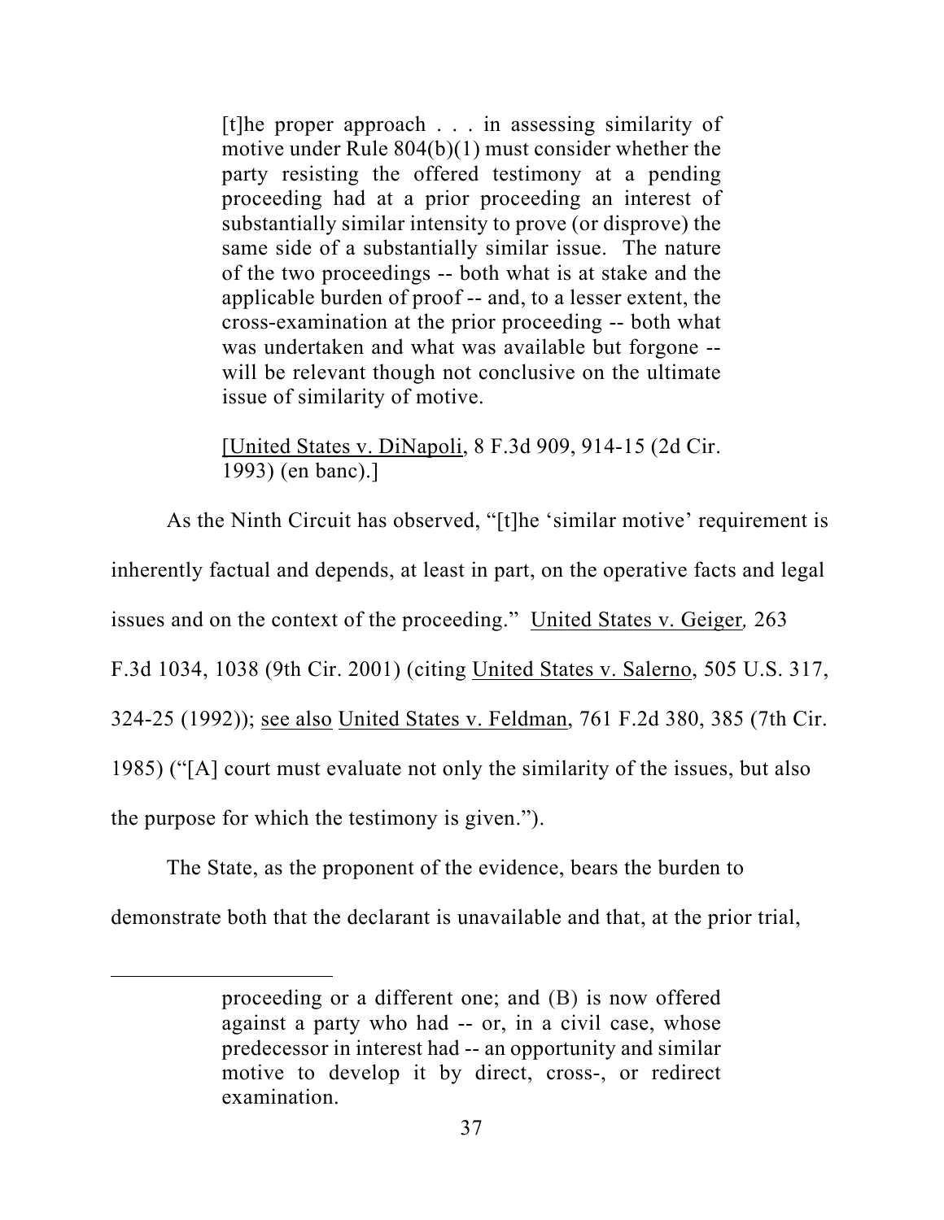> [t]he proper approach . . . in assessing similarity of motive under Rule 804(b)(1) must consider whether the party resisting the offered testimony at a pending proceeding had at a prior proceeding an interest of substantially similar intensity to prove (or disprove) the same side of a substantially similar issue. The nature of the two proceedings -- both what is at stake and the applicable burden of proof -- and, to a lesser extent, the cross-examination at the prior proceeding -- both what was undertaken and what was available but forgone -- will be relevant though not conclusive on the ultimate issue of similarity of motive.
>
> [United States v. DiNapoli, 8 F.3d 909, 914-15 (2d Cir. 1993) (en banc).]

As the Ninth Circuit has observed, "[t]he 'similar motive' requirement is inherently factual and depends, at least in part, on the operative facts and legal issues and on the context of the proceeding." United States v. Geiger, 263 F.3d 1034, 1038 (9th Cir. 2001) (citing United States v. Salerno, 505 U.S. 317, 324-25 (1992)); see also United States v. Feldman, 761 F.2d 380, 385 (7th Cir. 1985) ("[A] court must evaluate not only the similarity of the issues, but also the purpose for which the testimony is given.").

The State, as the proponent of the evidence, bears the burden to demonstrate both that the declarant is unavailable and that, at the prior trial,

---

> proceeding or a different one; and (B) is now offered against a party who had -- or, in a civil case, whose predecessor in interest had -- an opportunity and similar motive to develop it by direct, cross-, or redirect examination.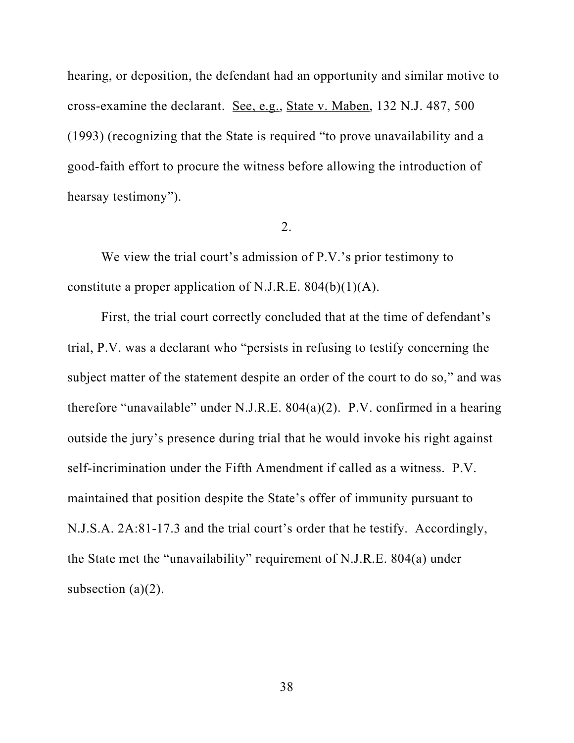hearing, or deposition, the defendant had an opportunity and similar motive to cross-examine the declarant. See, e.g., State v. Maben, 132 N.J. 487, 500 (1993) (recognizing that the State is required "to prove unavailability and a good-faith effort to procure the witness before allowing the introduction of hearsay testimony").

2.

We view the trial court's admission of P.V.'s prior testimony to constitute a proper application of N.J.R.E. 804(b)(1)(A).

First, the trial court correctly concluded that at the time of defendant's trial, P.V. was a declarant who "persists in refusing to testify concerning the subject matter of the statement despite an order of the court to do so," and was therefore "unavailable" under N.J.R.E. 804(a)(2). P.V. confirmed in a hearing outside the jury's presence during trial that he would invoke his right against self-incrimination under the Fifth Amendment if called as a witness. P.V. maintained that position despite the State's offer of immunity pursuant to N.J.S.A. 2A:81-17.3 and the trial court's order that he testify. Accordingly, the State met the "unavailability" requirement of N.J.R.E. 804(a) under subsection (a)(2).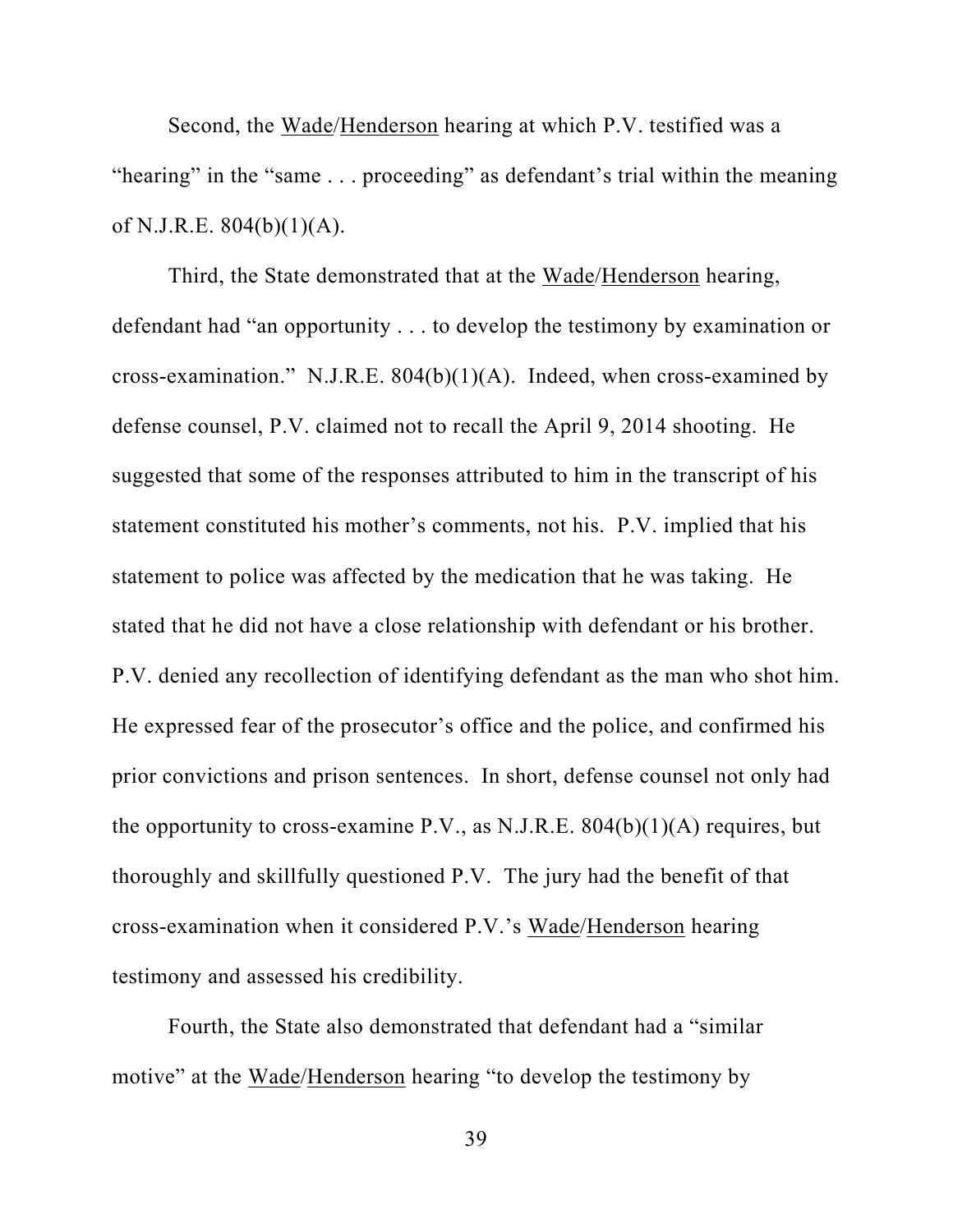Second, the Wade/Henderson hearing at which P.V. testified was a "hearing" in the "same . . . proceeding" as defendant's trial within the meaning of N.J.R.E. 804(b)(1)(A).

Third, the State demonstrated that at the Wade/Henderson hearing, defendant had "an opportunity . . . to develop the testimony by examination or cross-examination." N.J.R.E. 804(b)(1)(A). Indeed, when cross-examined by defense counsel, P.V. claimed not to recall the April 9, 2014 shooting. He suggested that some of the responses attributed to him in the transcript of his statement constituted his mother's comments, not his. P.V. implied that his statement to police was affected by the medication that he was taking. He stated that he did not have a close relationship with defendant or his brother. P.V. denied any recollection of identifying defendant as the man who shot him. He expressed fear of the prosecutor's office and the police, and confirmed his prior convictions and prison sentences. In short, defense counsel not only had the opportunity to cross-examine P.V., as N.J.R.E. 804(b)(1)(A) requires, but thoroughly and skillfully questioned P.V. The jury had the benefit of that cross-examination when it considered P.V.'s Wade/Henderson hearing testimony and assessed his credibility.

Fourth, the State also demonstrated that defendant had a "similar motive" at the Wade/Henderson hearing "to develop the testimony by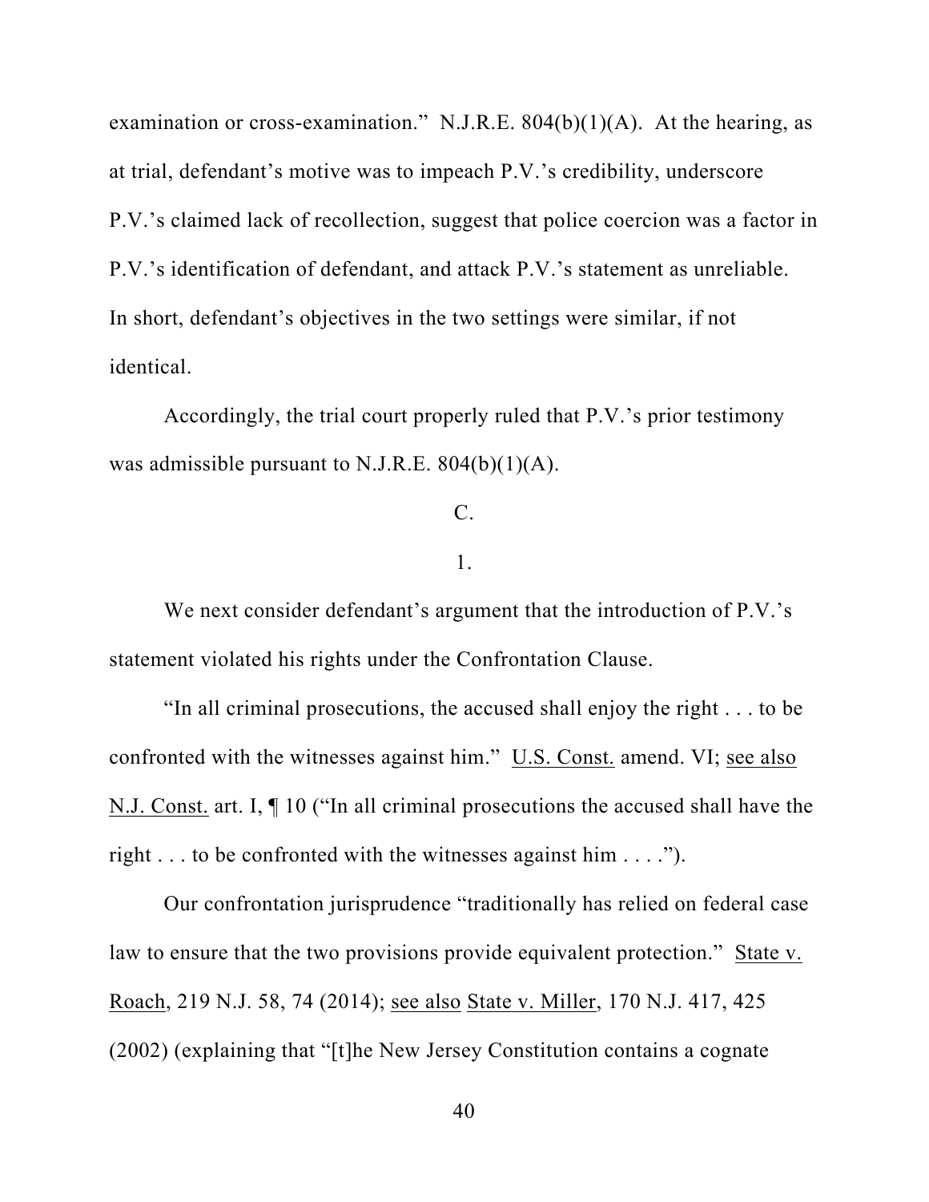examination or cross-examination." N.J.R.E. 804(b)(1)(A). At the hearing, as at trial, defendant's motive was to impeach P.V.'s credibility, underscore P.V.'s claimed lack of recollection, suggest that police coercion was a factor in P.V.'s identification of defendant, and attack P.V.'s statement as unreliable. In short, defendant's objectives in the two settings were similar, if not identical.

Accordingly, the trial court properly ruled that P.V.'s prior testimony was admissible pursuant to N.J.R.E. 804(b)(1)(A).

C.

1.

We next consider defendant's argument that the introduction of P.V.'s statement violated his rights under the Confrontation Clause.

"In all criminal prosecutions, the accused shall enjoy the right . . . to be confronted with the witnesses against him." U.S. Const. amend. VI; see also N.J. Const. art. I, ¶ 10 ("In all criminal prosecutions the accused shall have the right . . . to be confronted with the witnesses against him . . . .").

Our confrontation jurisprudence "traditionally has relied on federal case law to ensure that the two provisions provide equivalent protection." State v. Roach, 219 N.J. 58, 74 (2014); see also State v. Miller, 170 N.J. 417, 425 (2002) (explaining that "[t]he New Jersey Constitution contains a cognate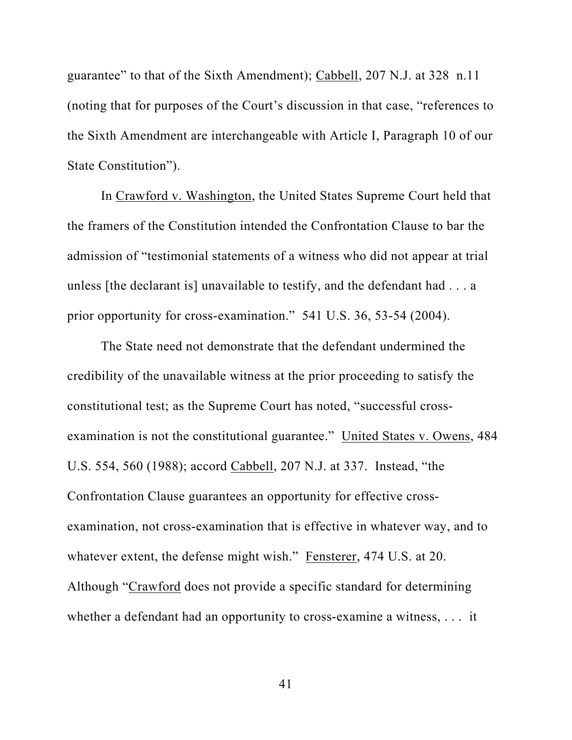guarantee" to that of the Sixth Amendment); Cabbell, 207 N.J. at 328 n.11 (noting that for purposes of the Court's discussion in that case, "references to the Sixth Amendment are interchangeable with Article I, Paragraph 10 of our State Constitution").

In Crawford v. Washington, the United States Supreme Court held that the framers of the Constitution intended the Confrontation Clause to bar the admission of "testimonial statements of a witness who did not appear at trial unless [the declarant is] unavailable to testify, and the defendant had . . . a prior opportunity for cross-examination." 541 U.S. 36, 53-54 (2004).

The State need not demonstrate that the defendant undermined the credibility of the unavailable witness at the prior proceeding to satisfy the constitutional test; as the Supreme Court has noted, "successful cross-examination is not the constitutional guarantee." United States v. Owens, 484 U.S. 554, 560 (1988); accord Cabbell, 207 N.J. at 337. Instead, "the Confrontation Clause guarantees an opportunity for effective cross-examination, not cross-examination that is effective in whatever way, and to whatever extent, the defense might wish." Fensterer, 474 U.S. at 20. Although "Crawford does not provide a specific standard for determining whether a defendant had an opportunity to cross-examine a witness, . . . it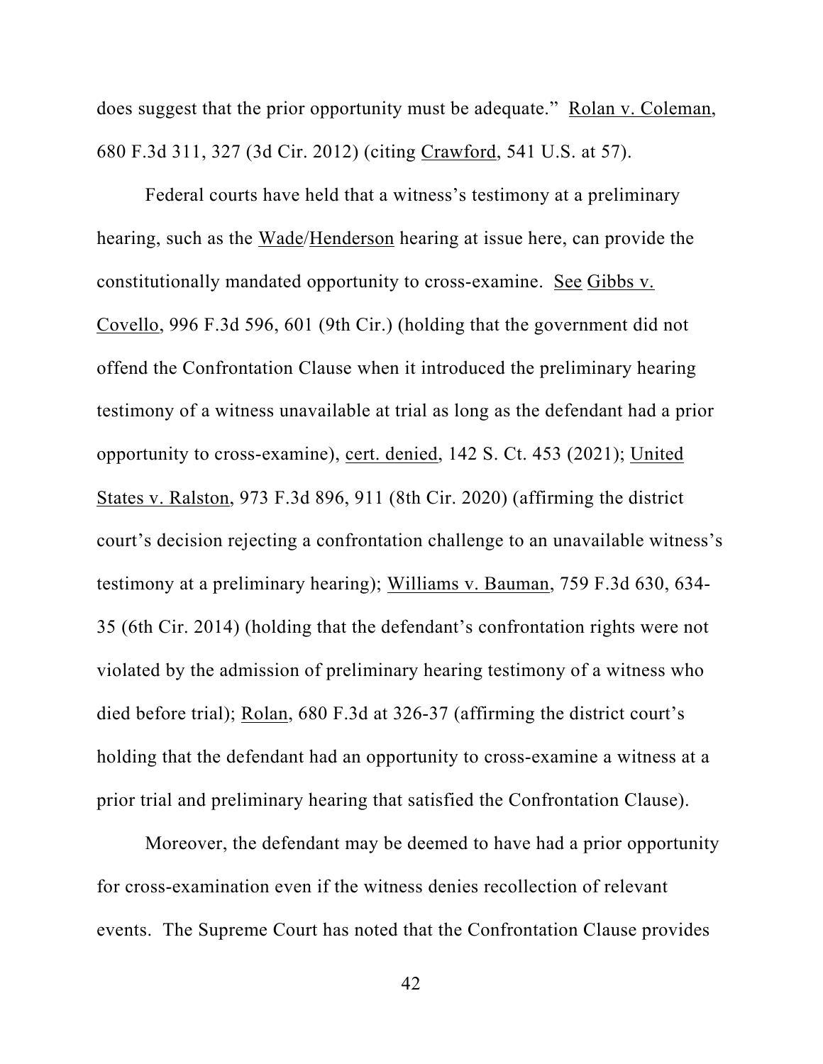does suggest that the prior opportunity must be adequate." Rolan v. Coleman, 680 F.3d 311, 327 (3d Cir. 2012) (citing Crawford, 541 U.S. at 57).

Federal courts have held that a witness's testimony at a preliminary hearing, such as the Wade/Henderson hearing at issue here, can provide the constitutionally mandated opportunity to cross-examine. See Gibbs v. Covello, 996 F.3d 596, 601 (9th Cir.) (holding that the government did not offend the Confrontation Clause when it introduced the preliminary hearing testimony of a witness unavailable at trial as long as the defendant had a prior opportunity to cross-examine), cert. denied, 142 S. Ct. 453 (2021); United States v. Ralston, 973 F.3d 896, 911 (8th Cir. 2020) (affirming the district court's decision rejecting a confrontation challenge to an unavailable witness's testimony at a preliminary hearing); Williams v. Bauman, 759 F.3d 630, 634-35 (6th Cir. 2014) (holding that the defendant's confrontation rights were not violated by the admission of preliminary hearing testimony of a witness who died before trial); Rolan, 680 F.3d at 326-37 (affirming the district court's holding that the defendant had an opportunity to cross-examine a witness at a prior trial and preliminary hearing that satisfied the Confrontation Clause).

Moreover, the defendant may be deemed to have had a prior opportunity for cross-examination even if the witness denies recollection of relevant events. The Supreme Court has noted that the Confrontation Clause provides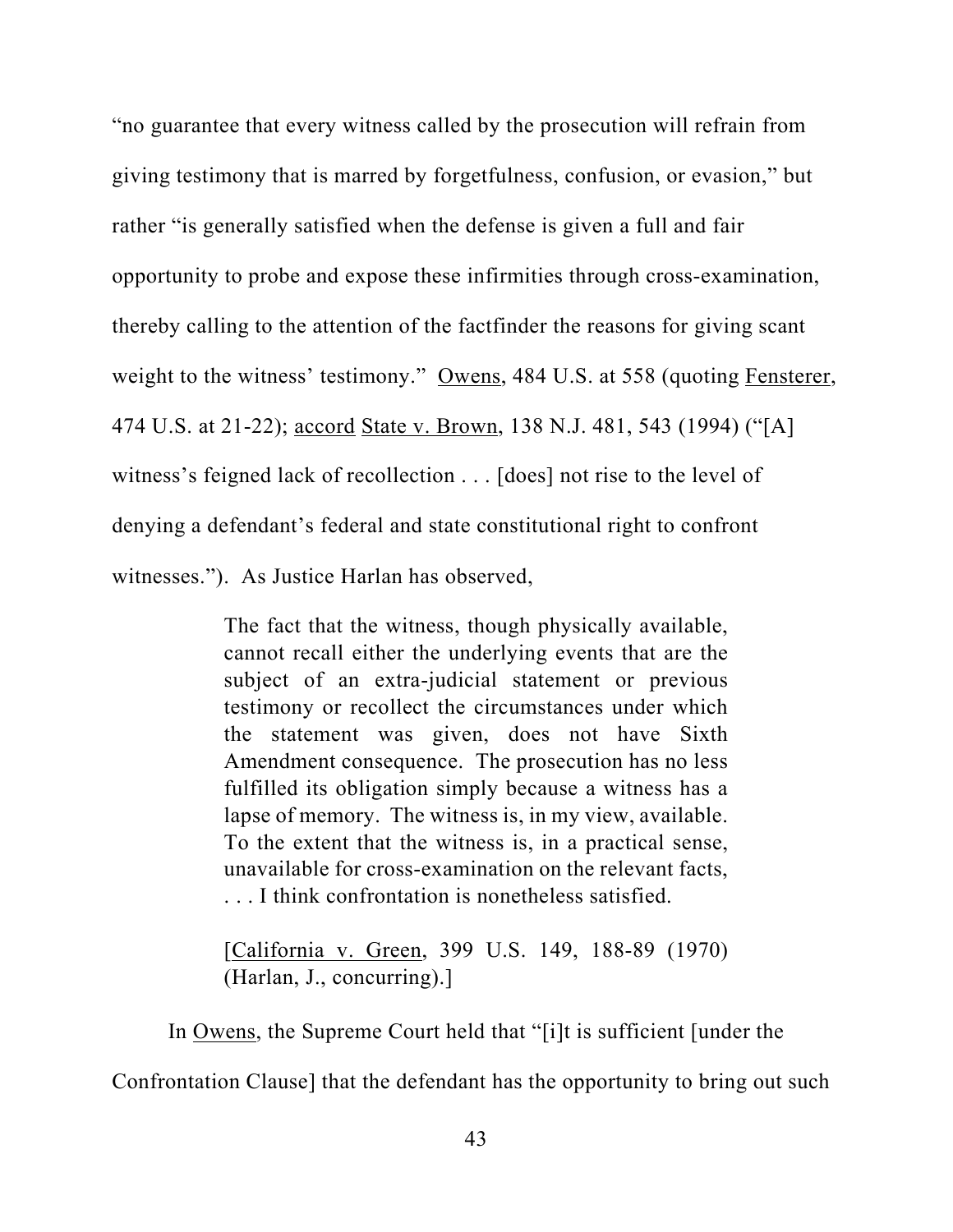"no guarantee that every witness called by the prosecution will refrain from giving testimony that is marred by forgetfulness, confusion, or evasion," but rather "is generally satisfied when the defense is given a full and fair opportunity to probe and expose these infirmities through cross-examination, thereby calling to the attention of the factfinder the reasons for giving scant weight to the witness' testimony." Owens, 484 U.S. at 558 (quoting Fensterer, 474 U.S. at 21-22); accord State v. Brown, 138 N.J. 481, 543 (1994) ("[A] witness's feigned lack of recollection . . . [does] not rise to the level of denying a defendant's federal and state constitutional right to confront witnesses."). As Justice Harlan has observed,

> The fact that the witness, though physically available, cannot recall either the underlying events that are the subject of an extra-judicial statement or previous testimony or recollect the circumstances under which the statement was given, does not have Sixth Amendment consequence. The prosecution has no less fulfilled its obligation simply because a witness has a lapse of memory. The witness is, in my view, available. To the extent that the witness is, in a practical sense, unavailable for cross-examination on the relevant facts, . . . I think confrontation is nonetheless satisfied.
>
> [California v. Green, 399 U.S. 149, 188-89 (1970) (Harlan, J., concurring).]

In Owens, the Supreme Court held that "[i]t is sufficient [under the Confrontation Clause] that the defendant has the opportunity to bring out such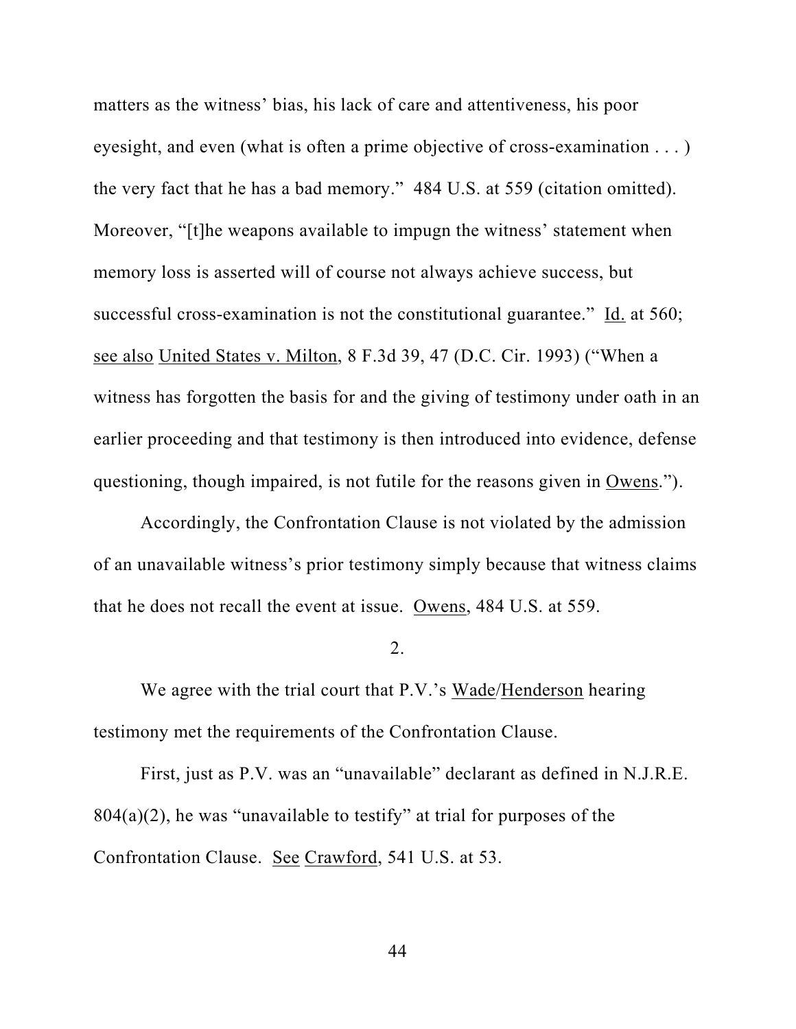matters as the witness' bias, his lack of care and attentiveness, his poor eyesight, and even (what is often a prime objective of cross-examination . . . ) the very fact that he has a bad memory." 484 U.S. at 559 (citation omitted). Moreover, "[t]he weapons available to impugn the witness' statement when memory loss is asserted will of course not always achieve success, but successful cross-examination is not the constitutional guarantee." Id. at 560; see also United States v. Milton, 8 F.3d 39, 47 (D.C. Cir. 1993) ("When a witness has forgotten the basis for and the giving of testimony under oath in an earlier proceeding and that testimony is then introduced into evidence, defense questioning, though impaired, is not futile for the reasons given in Owens.").

Accordingly, the Confrontation Clause is not violated by the admission of an unavailable witness's prior testimony simply because that witness claims that he does not recall the event at issue. Owens, 484 U.S. at 559.

2.

We agree with the trial court that P.V.'s Wade/Henderson hearing testimony met the requirements of the Confrontation Clause.

First, just as P.V. was an "unavailable" declarant as defined in N.J.R.E. 804(a)(2), he was "unavailable to testify" at trial for purposes of the Confrontation Clause. See Crawford, 541 U.S. at 53.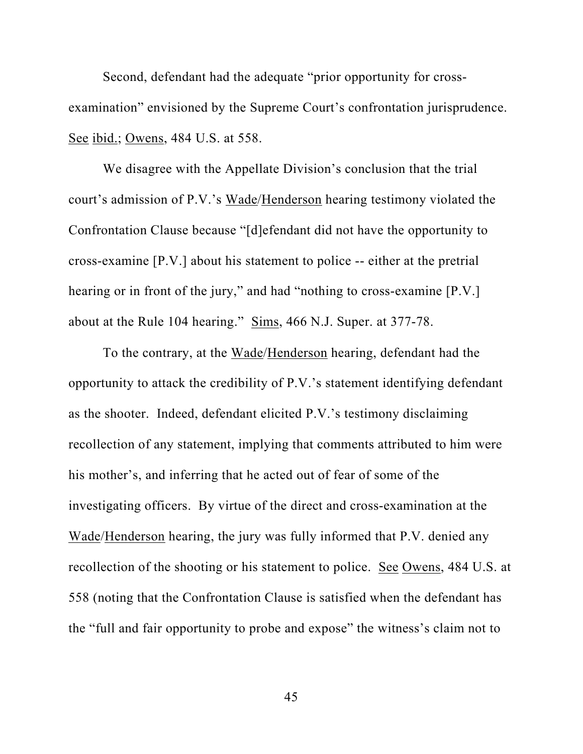Second, defendant had the adequate "prior opportunity for cross-examination" envisioned by the Supreme Court's confrontation jurisprudence. See ibid.; Owens, 484 U.S. at 558.

We disagree with the Appellate Division's conclusion that the trial court's admission of P.V.'s Wade/Henderson hearing testimony violated the Confrontation Clause because "[d]efendant did not have the opportunity to cross-examine [P.V.] about his statement to police -- either at the pretrial hearing or in front of the jury," and had "nothing to cross-examine [P.V.] about at the Rule 104 hearing." Sims, 466 N.J. Super. at 377-78.

To the contrary, at the Wade/Henderson hearing, defendant had the opportunity to attack the credibility of P.V.'s statement identifying defendant as the shooter. Indeed, defendant elicited P.V.'s testimony disclaiming recollection of any statement, implying that comments attributed to him were his mother's, and inferring that he acted out of fear of some of the investigating officers. By virtue of the direct and cross-examination at the Wade/Henderson hearing, the jury was fully informed that P.V. denied any recollection of the shooting or his statement to police. See Owens, 484 U.S. at 558 (noting that the Confrontation Clause is satisfied when the defendant has the "full and fair opportunity to probe and expose" the witness's claim not to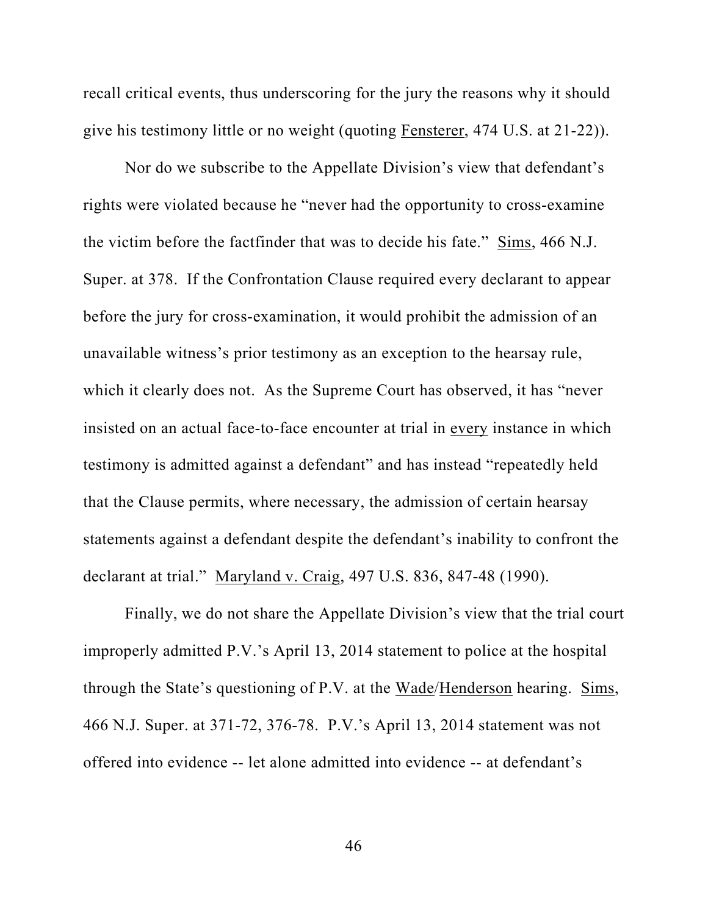recall critical events, thus underscoring for the jury the reasons why it should give his testimony little or no weight (quoting Fensterer, 474 U.S. at 21-22)).

Nor do we subscribe to the Appellate Division's view that defendant's rights were violated because he "never had the opportunity to cross-examine the victim before the factfinder that was to decide his fate." Sims, 466 N.J. Super. at 378. If the Confrontation Clause required every declarant to appear before the jury for cross-examination, it would prohibit the admission of an unavailable witness's prior testimony as an exception to the hearsay rule, which it clearly does not. As the Supreme Court has observed, it has "never insisted on an actual face-to-face encounter at trial in every instance in which testimony is admitted against a defendant" and has instead "repeatedly held that the Clause permits, where necessary, the admission of certain hearsay statements against a defendant despite the defendant's inability to confront the declarant at trial." Maryland v. Craig, 497 U.S. 836, 847-48 (1990).

Finally, we do not share the Appellate Division's view that the trial court improperly admitted P.V.'s April 13, 2014 statement to police at the hospital through the State's questioning of P.V. at the Wade/Henderson hearing. Sims, 466 N.J. Super. at 371-72, 376-78. P.V.'s April 13, 2014 statement was not offered into evidence -- let alone admitted into evidence -- at defendant's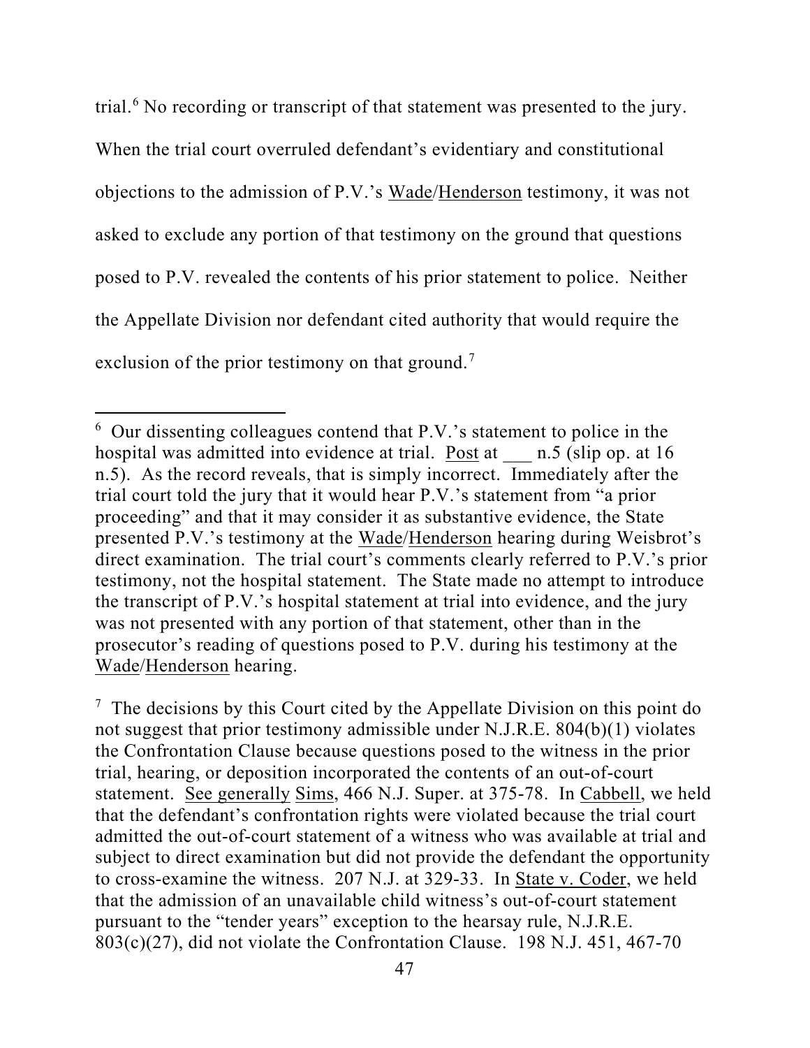trial.[6] No recording or transcript of that statement was presented to the jury. When the trial court overruled defendant's evidentiary and constitutional objections to the admission of P.V.'s Wade/Henderson testimony, it was not asked to exclude any portion of that testimony on the ground that questions posed to P.V. revealed the contents of his prior statement to police. Neither the Appellate Division nor defendant cited authority that would require the exclusion of the prior testimony on that ground.[7]

---

[6] Our dissenting colleagues contend that P.V.'s statement to police in the hospital was admitted into evidence at trial. Post at ___ n.5 (slip op. at 16 n.5). As the record reveals, that is simply incorrect. Immediately after the trial court told the jury that it would hear P.V.'s statement from "a prior proceeding" and that it may consider it as substantive evidence, the State presented P.V.'s testimony at the Wade/Henderson hearing during Weisbrot's direct examination. The trial court's comments clearly referred to P.V.'s prior testimony, not the hospital statement. The State made no attempt to introduce the transcript of P.V.'s hospital statement at trial into evidence, and the jury was not presented with any portion of that statement, other than in the prosecutor's reading of questions posed to P.V. during his testimony at the Wade/Henderson hearing.

[7] The decisions by this Court cited by the Appellate Division on this point do not suggest that prior testimony admissible under N.J.R.E. 804(b)(1) violates the Confrontation Clause because questions posed to the witness in the prior trial, hearing, or deposition incorporated the contents of an out-of-court statement. See generally Sims, 466 N.J. Super. at 375-78. In Cabbell, we held that the defendant's confrontation rights were violated because the trial court admitted the out-of-court statement of a witness who was available at trial and subject to direct examination but did not provide the defendant the opportunity to cross-examine the witness. 207 N.J. at 329-33. In State v. Coder, we held that the admission of an unavailable child witness's out-of-court statement pursuant to the "tender years" exception to the hearsay rule, N.J.R.E. 803(c)(27), did not violate the Confrontation Clause. 198 N.J. 451, 467-70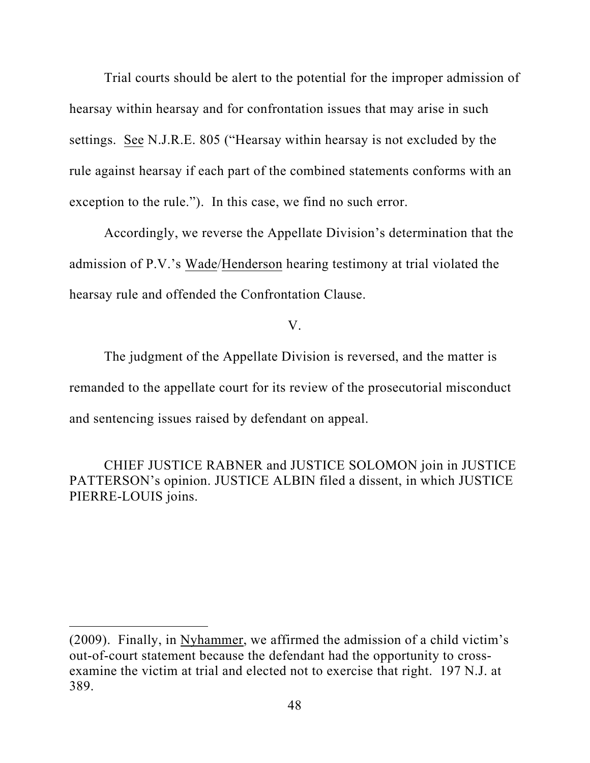Trial courts should be alert to the potential for the improper admission of hearsay within hearsay and for confrontation issues that may arise in such settings. See N.J.R.E. 805 ("Hearsay within hearsay is not excluded by the rule against hearsay if each part of the combined statements conforms with an exception to the rule."). In this case, we find no such error.

Accordingly, we reverse the Appellate Division's determination that the admission of P.V.'s Wade/Henderson hearing testimony at trial violated the hearsay rule and offended the Confrontation Clause.

V.

The judgment of the Appellate Division is reversed, and the matter is remanded to the appellate court for its review of the prosecutorial misconduct and sentencing issues raised by defendant on appeal.

CHIEF JUSTICE RABNER and JUSTICE SOLOMON join in JUSTICE PATTERSON's opinion. JUSTICE ALBIN filed a dissent, in which JUSTICE PIERRE-LOUIS joins.

---

(2009). Finally, in Nyhammer, we affirmed the admission of a child victim's out-of-court statement because the defendant had the opportunity to cross-examine the victim at trial and elected not to exercise that right. 197 N.J. at 389.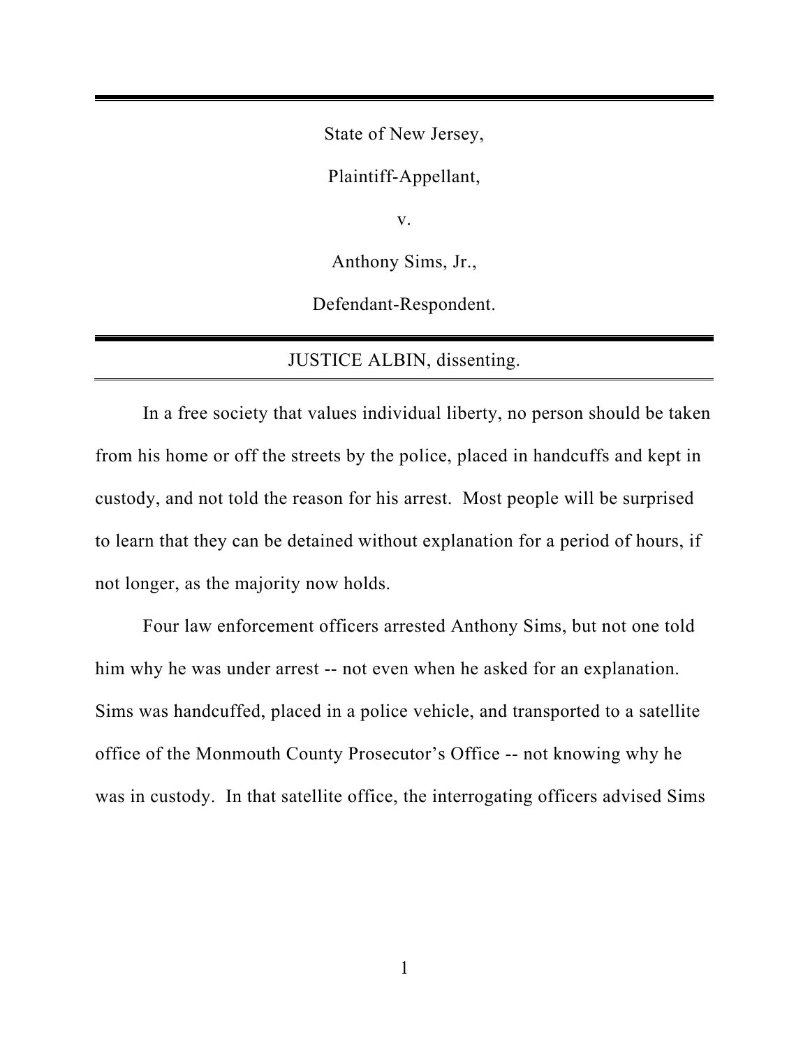State of New Jersey,

Plaintiff-Appellant,

v.

Anthony Sims, Jr.,

Defendant-Respondent.

---

JUSTICE ALBIN, dissenting.

---

In a free society that values individual liberty, no person should be taken from his home or off the streets by the police, placed in handcuffs and kept in custody, and not told the reason for his arrest. Most people will be surprised to learn that they can be detained without explanation for a period of hours, if not longer, as the majority now holds.

Four law enforcement officers arrested Anthony Sims, but not one told him why he was under arrest -- not even when he asked for an explanation. Sims was handcuffed, placed in a police vehicle, and transported to a satellite office of the Monmouth County Prosecutor's Office -- not knowing why he was in custody. In that satellite office, the interrogating officers advised Sims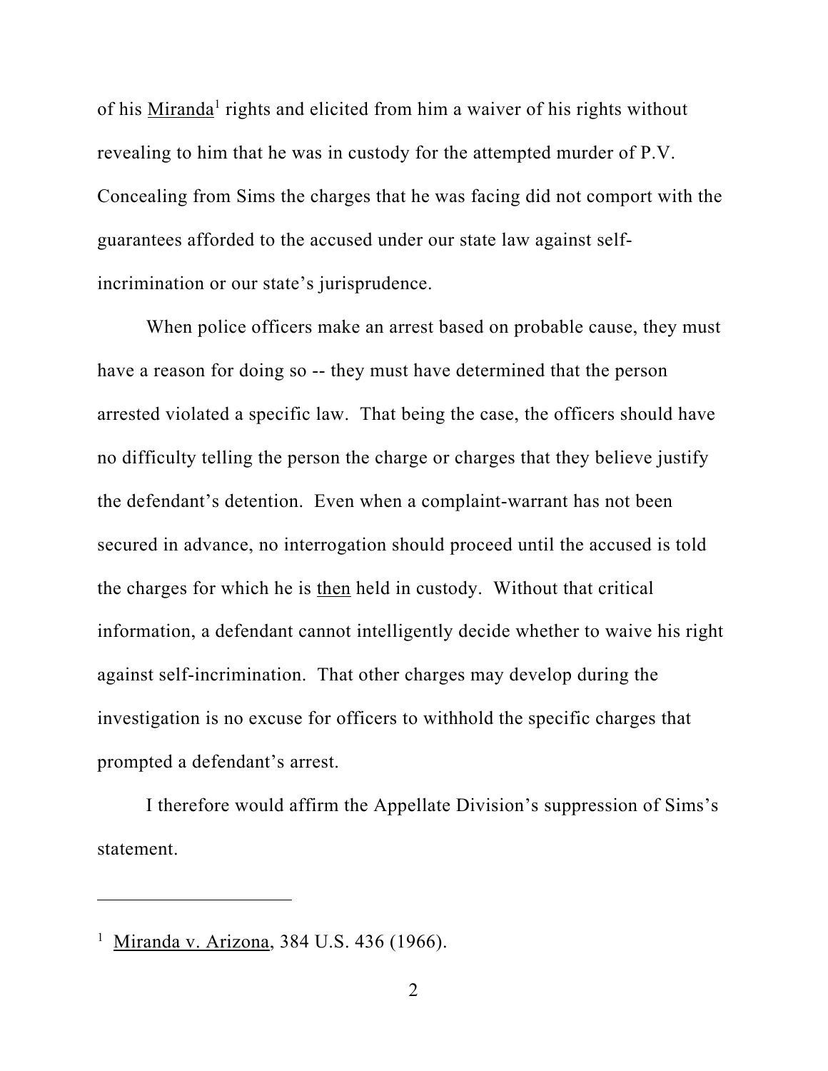of his Miranda[1] rights and elicited from him a waiver of his rights without revealing to him that he was in custody for the attempted murder of P.V. Concealing from Sims the charges that he was facing did not comport with the guarantees afforded to the accused under our state law against self-incrimination or our state's jurisprudence.

When police officers make an arrest based on probable cause, they must have a reason for doing so -- they must have determined that the person arrested violated a specific law. That being the case, the officers should have no difficulty telling the person the charge or charges that they believe justify the defendant's detention. Even when a complaint-warrant has not been secured in advance, no interrogation should proceed until the accused is told the charges for which he is then held in custody. Without that critical information, a defendant cannot intelligently decide whether to waive his right against self-incrimination. That other charges may develop during the investigation is no excuse for officers to withhold the specific charges that prompted a defendant's arrest.

I therefore would affirm the Appellate Division's suppression of Sims's statement.

---

[1] Miranda v. Arizona, 384 U.S. 436 (1966).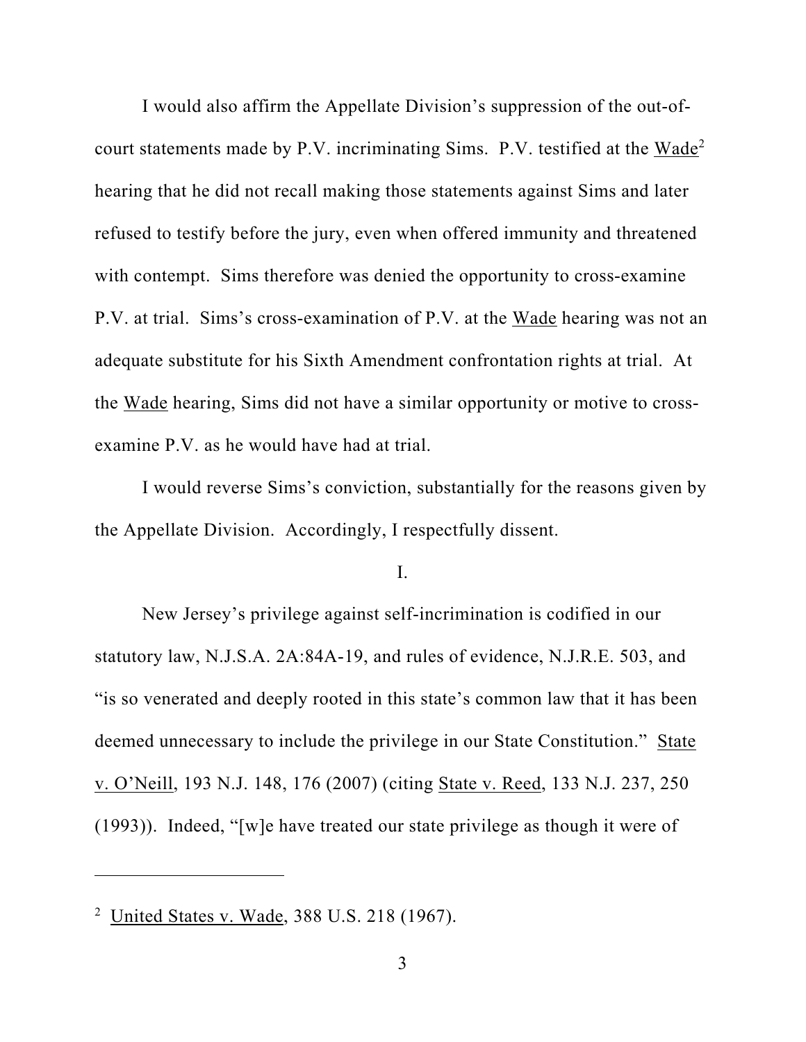I would also affirm the Appellate Division's suppression of the out-of-court statements made by P.V. incriminating Sims. P.V. testified at the Wade[2] hearing that he did not recall making those statements against Sims and later refused to testify before the jury, even when offered immunity and threatened with contempt. Sims therefore was denied the opportunity to cross-examine P.V. at trial. Sims's cross-examination of P.V. at the Wade hearing was not an adequate substitute for his Sixth Amendment confrontation rights at trial. At the Wade hearing, Sims did not have a similar opportunity or motive to cross-examine P.V. as he would have had at trial.

I would reverse Sims's conviction, substantially for the reasons given by the Appellate Division. Accordingly, I respectfully dissent.

I.

New Jersey's privilege against self-incrimination is codified in our statutory law, N.J.S.A. 2A:84A-19, and rules of evidence, N.J.R.E. 503, and "is so venerated and deeply rooted in this state's common law that it has been deemed unnecessary to include the privilege in our State Constitution." State v. O'Neill, 193 N.J. 148, 176 (2007) (citing State v. Reed, 133 N.J. 237, 250 (1993)). Indeed, "[w]e have treated our state privilege as though it were of

---

[2] United States v. Wade, 388 U.S. 218 (1967).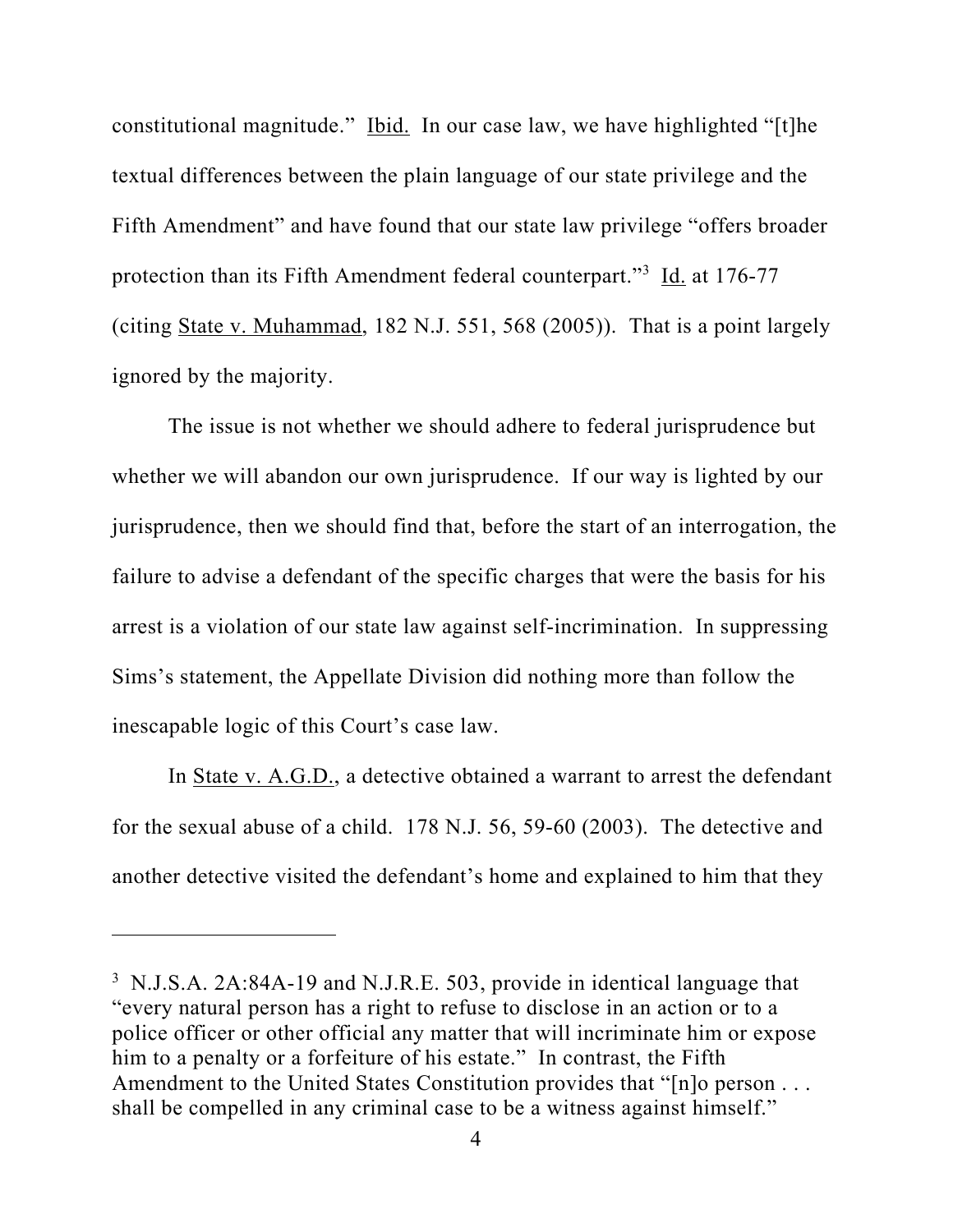constitutional magnitude." Ibid. In our case law, we have highlighted "[t]he textual differences between the plain language of our state privilege and the Fifth Amendment" and have found that our state law privilege "offers broader protection than its Fifth Amendment federal counterpart."[3] Id. at 176-77 (citing State v. Muhammad, 182 N.J. 551, 568 (2005)). That is a point largely ignored by the majority.

The issue is not whether we should adhere to federal jurisprudence but whether we will abandon our own jurisprudence. If our way is lighted by our jurisprudence, then we should find that, before the start of an interrogation, the failure to advise a defendant of the specific charges that were the basis for his arrest is a violation of our state law against self-incrimination. In suppressing Sims's statement, the Appellate Division did nothing more than follow the inescapable logic of this Court's case law.

In State v. A.G.D., a detective obtained a warrant to arrest the defendant for the sexual abuse of a child. 178 N.J. 56, 59-60 (2003). The detective and another detective visited the defendant's home and explained to him that they

---

[3] N.J.S.A. 2A:84A-19 and N.J.R.E. 503, provide in identical language that "every natural person has a right to refuse to disclose in an action or to a police officer or other official any matter that will incriminate him or expose him to a penalty or a forfeiture of his estate." In contrast, the Fifth Amendment to the United States Constitution provides that "[n]o person . . . shall be compelled in any criminal case to be a witness against himself."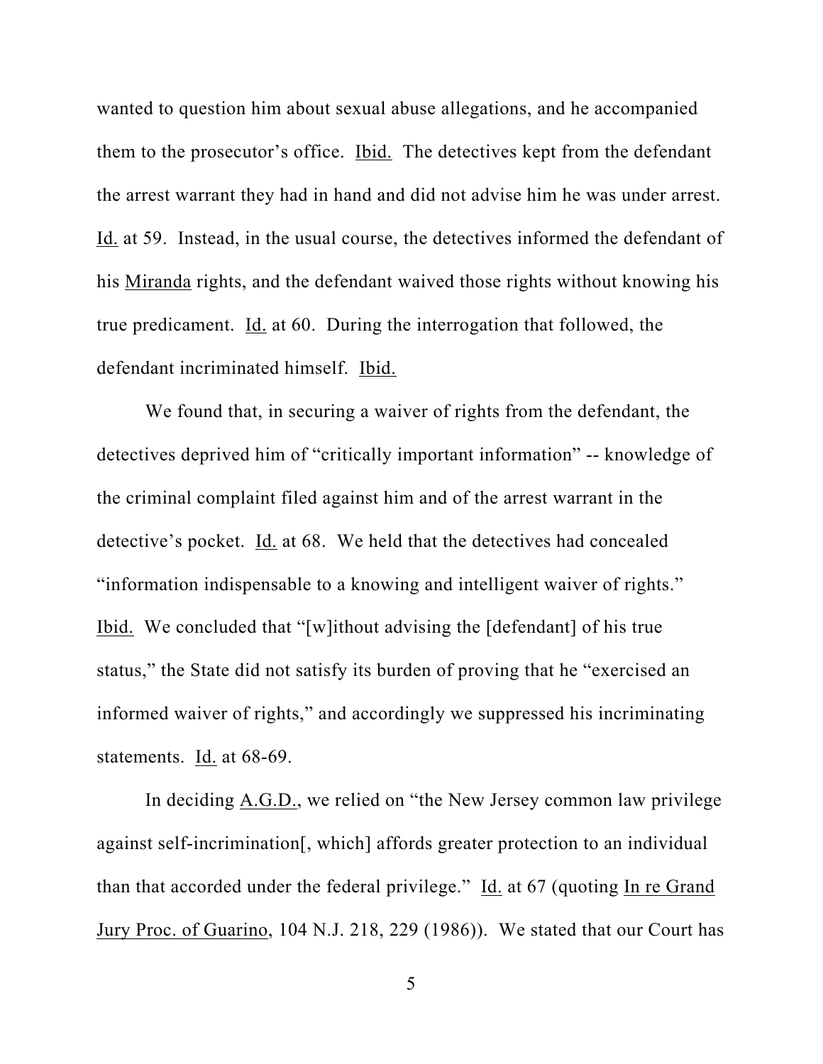wanted to question him about sexual abuse allegations, and he accompanied them to the prosecutor's office. Ibid. The detectives kept from the defendant the arrest warrant they had in hand and did not advise him he was under arrest. Id. at 59. Instead, in the usual course, the detectives informed the defendant of his Miranda rights, and the defendant waived those rights without knowing his true predicament. Id. at 60. During the interrogation that followed, the defendant incriminated himself. Ibid.

We found that, in securing a waiver of rights from the defendant, the detectives deprived him of "critically important information" -- knowledge of the criminal complaint filed against him and of the arrest warrant in the detective's pocket. Id. at 68. We held that the detectives had concealed "information indispensable to a knowing and intelligent waiver of rights." Ibid. We concluded that "[w]ithout advising the [defendant] of his true status," the State did not satisfy its burden of proving that he "exercised an informed waiver of rights," and accordingly we suppressed his incriminating statements. Id. at 68-69.

In deciding A.G.D., we relied on "the New Jersey common law privilege against self-incrimination[, which] affords greater protection to an individual than that accorded under the federal privilege." Id. at 67 (quoting In re Grand Jury Proc. of Guarino, 104 N.J. 218, 229 (1986)). We stated that our Court has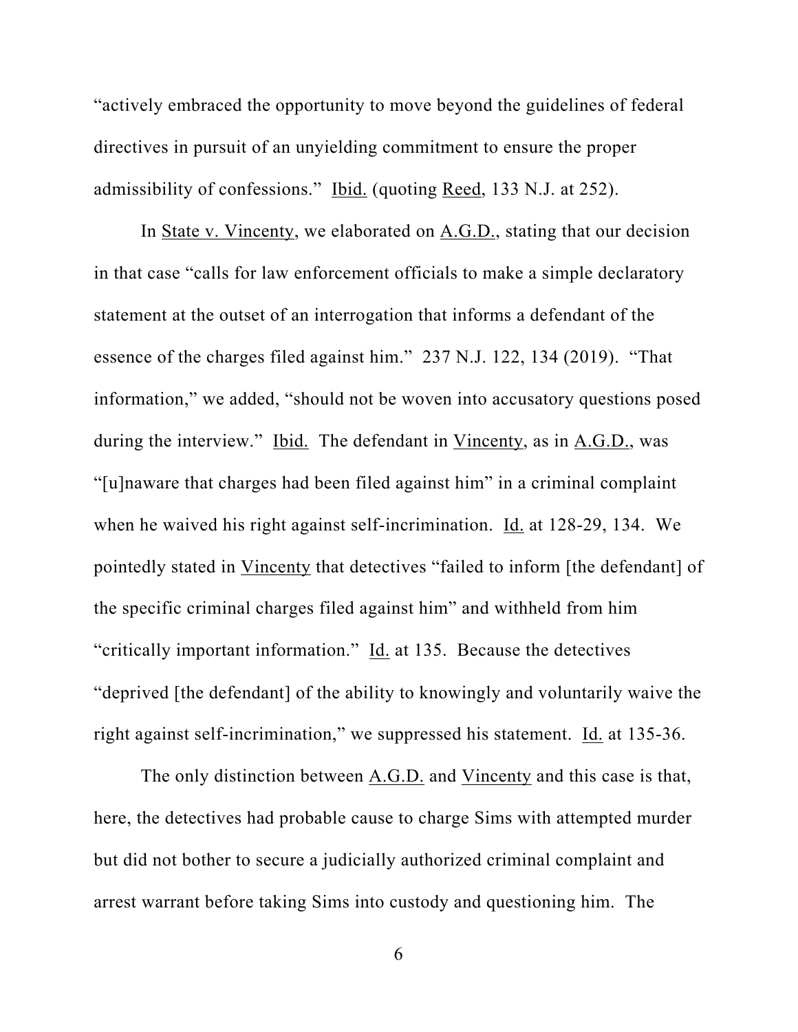"actively embraced the opportunity to move beyond the guidelines of federal directives in pursuit of an unyielding commitment to ensure the proper admissibility of confessions." Ibid. (quoting Reed, 133 N.J. at 252).

In State v. Vincenty, we elaborated on A.G.D., stating that our decision in that case "calls for law enforcement officials to make a simple declaratory statement at the outset of an interrogation that informs a defendant of the essence of the charges filed against him." 237 N.J. 122, 134 (2019). "That information," we added, "should not be woven into accusatory questions posed during the interview." Ibid. The defendant in Vincenty, as in A.G.D., was "[u]naware that charges had been filed against him" in a criminal complaint when he waived his right against self-incrimination. Id. at 128-29, 134. We pointedly stated in Vincenty that detectives "failed to inform [the defendant] of the specific criminal charges filed against him" and withheld from him "critically important information." Id. at 135. Because the detectives "deprived [the defendant] of the ability to knowingly and voluntarily waive the right against self-incrimination," we suppressed his statement. Id. at 135-36.

The only distinction between A.G.D. and Vincenty and this case is that, here, the detectives had probable cause to charge Sims with attempted murder but did not bother to secure a judicially authorized criminal complaint and arrest warrant before taking Sims into custody and questioning him. The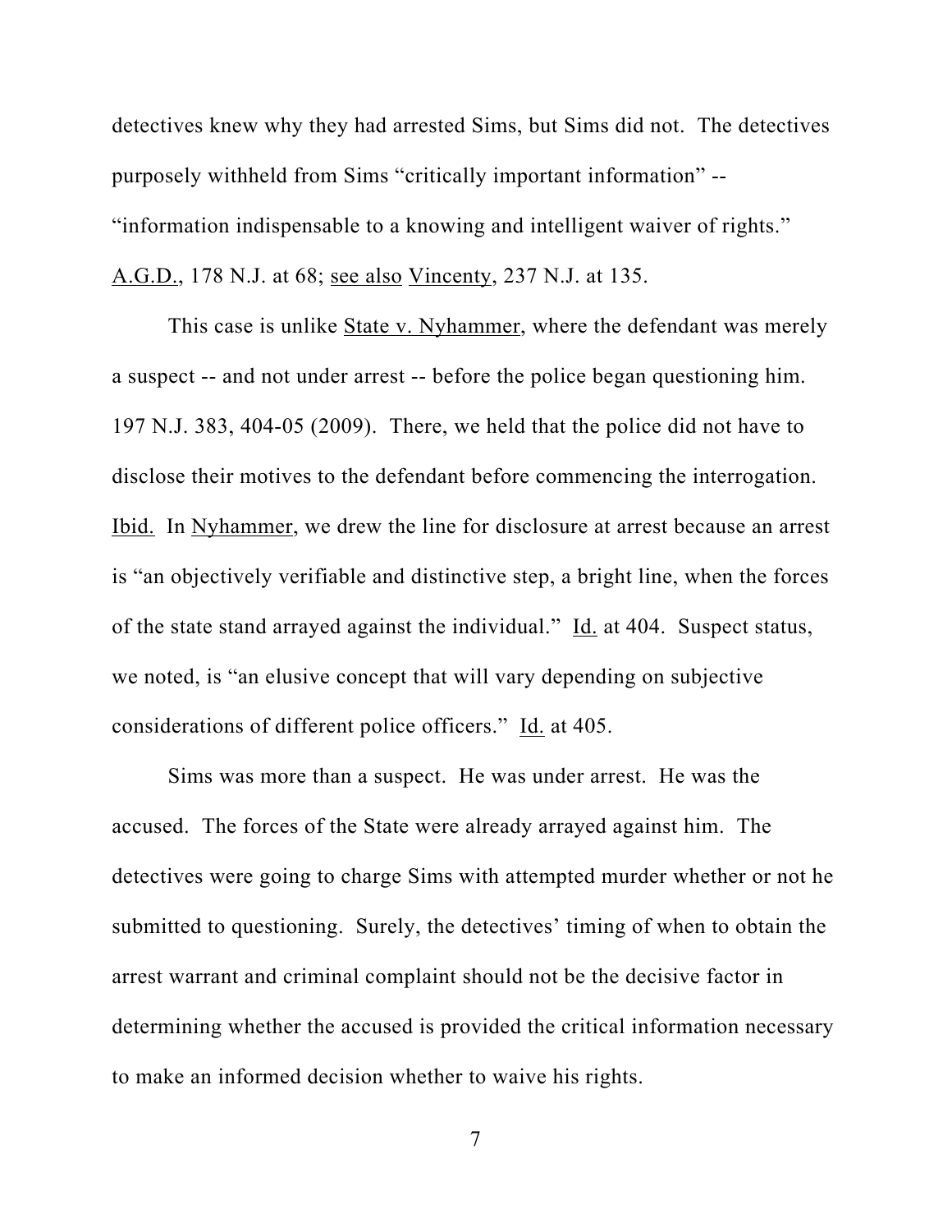detectives knew why they had arrested Sims, but Sims did not. The detectives purposely withheld from Sims "critically important information" -- "information indispensable to a knowing and intelligent waiver of rights." A.G.D., 178 N.J. at 68; see also Vincenty, 237 N.J. at 135.

This case is unlike State v. Nyhammer, where the defendant was merely a suspect -- and not under arrest -- before the police began questioning him. 197 N.J. 383, 404-05 (2009). There, we held that the police did not have to disclose their motives to the defendant before commencing the interrogation. Ibid. In Nyhammer, we drew the line for disclosure at arrest because an arrest is "an objectively verifiable and distinctive step, a bright line, when the forces of the state stand arrayed against the individual." Id. at 404. Suspect status, we noted, is "an elusive concept that will vary depending on subjective considerations of different police officers." Id. at 405.

Sims was more than a suspect. He was under arrest. He was the accused. The forces of the State were already arrayed against him. The detectives were going to charge Sims with attempted murder whether or not he submitted to questioning. Surely, the detectives' timing of when to obtain the arrest warrant and criminal complaint should not be the decisive factor in determining whether the accused is provided the critical information necessary to make an informed decision whether to waive his rights.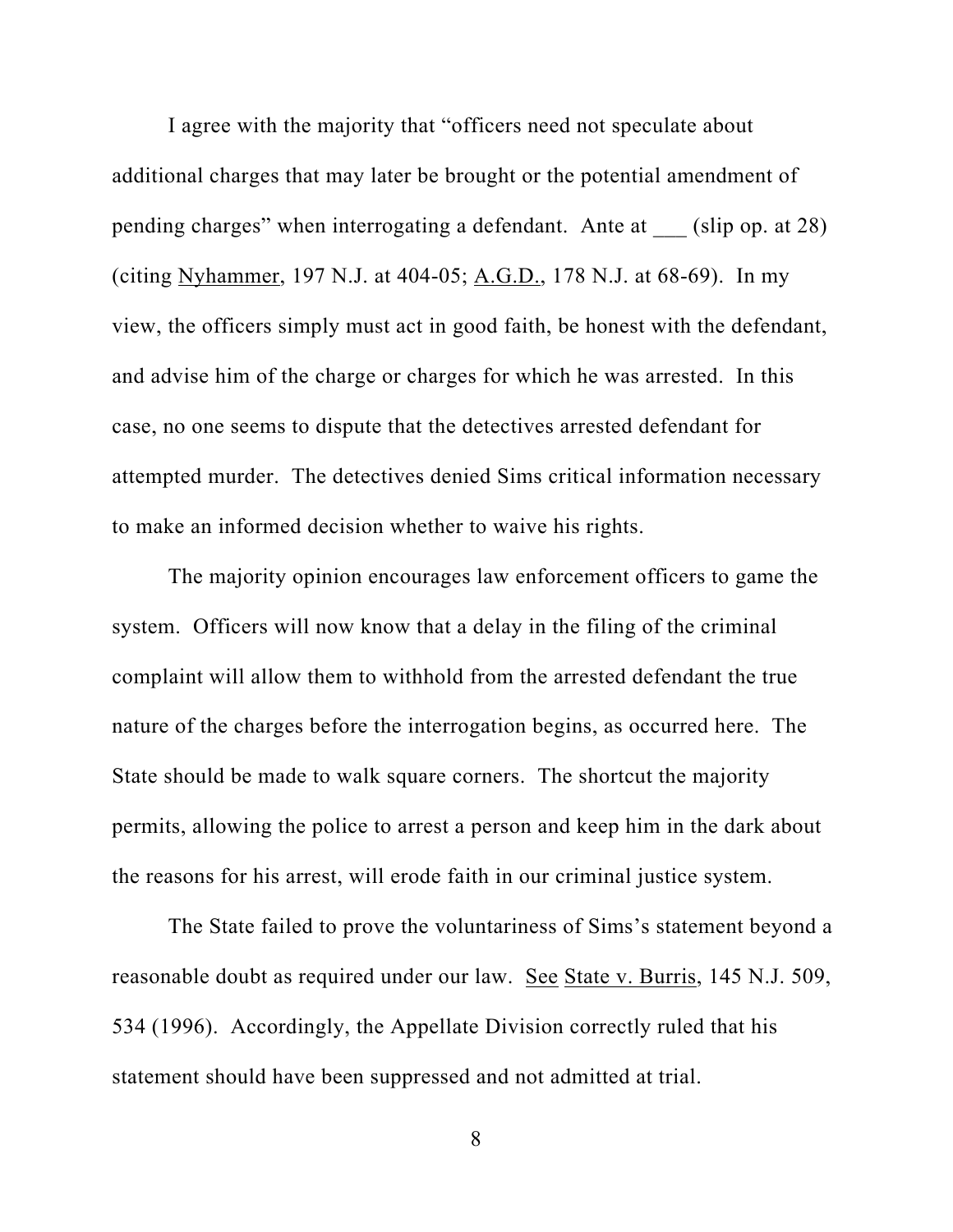I agree with the majority that "officers need not speculate about additional charges that may later be brought or the potential amendment of pending charges" when interrogating a defendant. Ante at ___ (slip op. at 28) (citing Nyhammer, 197 N.J. at 404-05; A.G.D., 178 N.J. at 68-69). In my view, the officers simply must act in good faith, be honest with the defendant, and advise him of the charge or charges for which he was arrested. In this case, no one seems to dispute that the detectives arrested defendant for attempted murder. The detectives denied Sims critical information necessary to make an informed decision whether to waive his rights.

The majority opinion encourages law enforcement officers to game the system. Officers will now know that a delay in the filing of the criminal complaint will allow them to withhold from the arrested defendant the true nature of the charges before the interrogation begins, as occurred here. The State should be made to walk square corners. The shortcut the majority permits, allowing the police to arrest a person and keep him in the dark about the reasons for his arrest, will erode faith in our criminal justice system.

The State failed to prove the voluntariness of Sims's statement beyond a reasonable doubt as required under our law. See State v. Burris, 145 N.J. 509, 534 (1996). Accordingly, the Appellate Division correctly ruled that his statement should have been suppressed and not admitted at trial.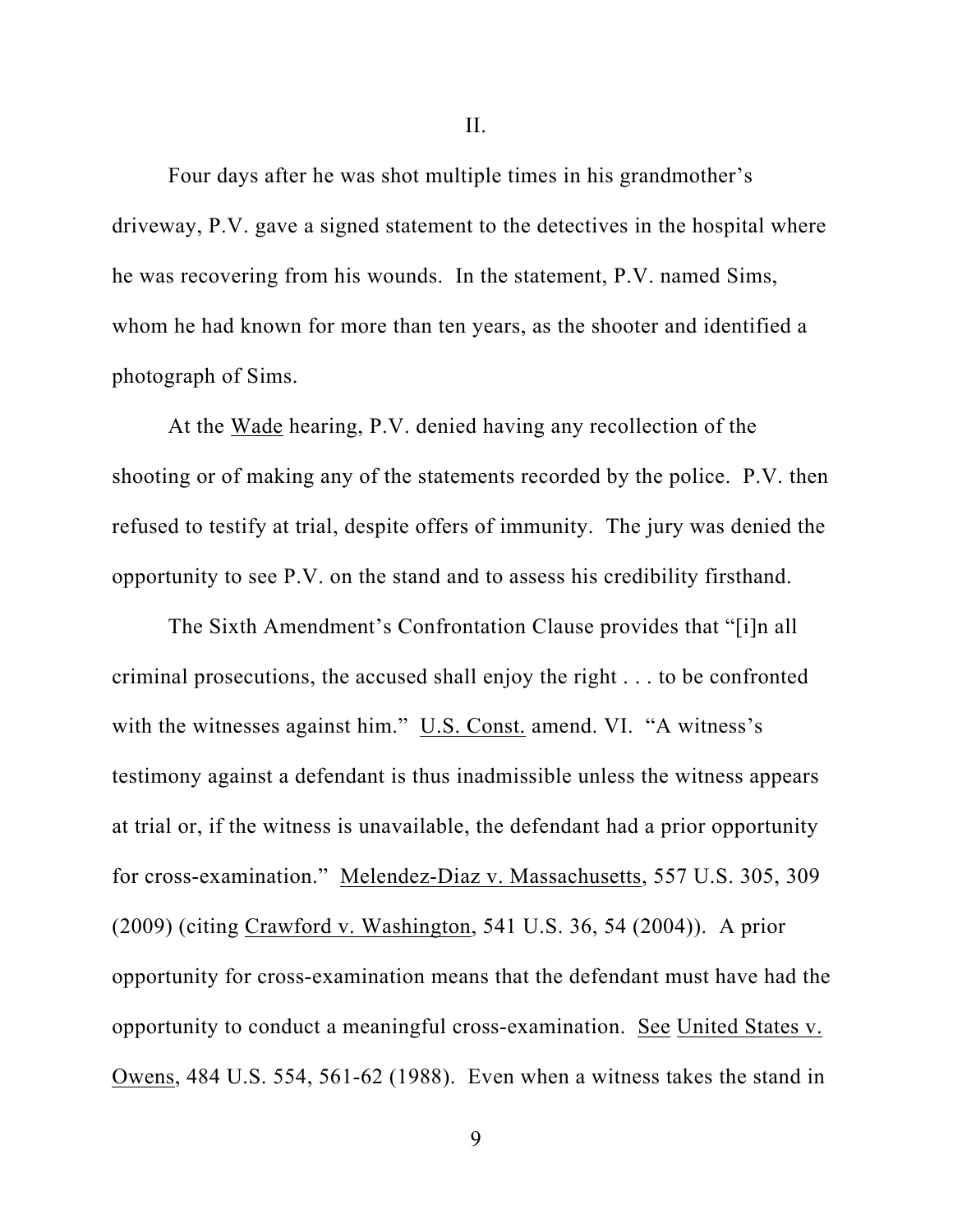II.

Four days after he was shot multiple times in his grandmother's driveway, P.V. gave a signed statement to the detectives in the hospital where he was recovering from his wounds. In the statement, P.V. named Sims, whom he had known for more than ten years, as the shooter and identified a photograph of Sims.

At the Wade hearing, P.V. denied having any recollection of the shooting or of making any of the statements recorded by the police. P.V. then refused to testify at trial, despite offers of immunity. The jury was denied the opportunity to see P.V. on the stand and to assess his credibility firsthand.

The Sixth Amendment's Confrontation Clause provides that "[i]n all criminal prosecutions, the accused shall enjoy the right . . . to be confronted with the witnesses against him." U.S. Const. amend. VI. "A witness's testimony against a defendant is thus inadmissible unless the witness appears at trial or, if the witness is unavailable, the defendant had a prior opportunity for cross-examination." Melendez-Diaz v. Massachusetts, 557 U.S. 305, 309 (2009) (citing Crawford v. Washington, 541 U.S. 36, 54 (2004)). A prior opportunity for cross-examination means that the defendant must have had the opportunity to conduct a meaningful cross-examination. See United States v. Owens, 484 U.S. 554, 561-62 (1988). Even when a witness takes the stand in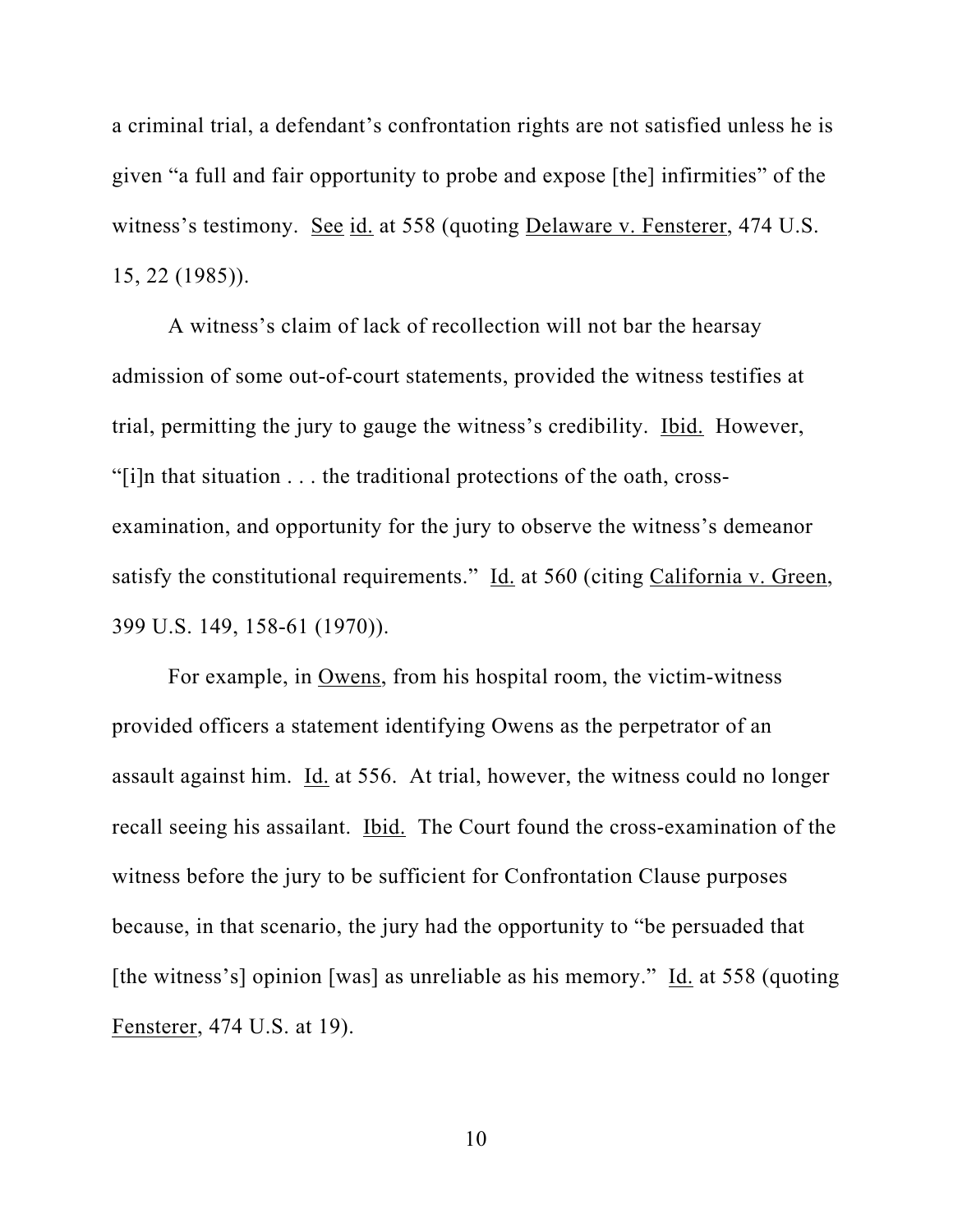a criminal trial, a defendant's confrontation rights are not satisfied unless he is given "a full and fair opportunity to probe and expose [the] infirmities" of the witness's testimony. See id. at 558 (quoting Delaware v. Fensterer, 474 U.S. 15, 22 (1985)).

A witness's claim of lack of recollection will not bar the hearsay admission of some out-of-court statements, provided the witness testifies at trial, permitting the jury to gauge the witness's credibility. Ibid. However, "[i]n that situation . . . the traditional protections of the oath, cross-examination, and opportunity for the jury to observe the witness's demeanor satisfy the constitutional requirements." Id. at 560 (citing California v. Green, 399 U.S. 149, 158-61 (1970)).

For example, in Owens, from his hospital room, the victim-witness provided officers a statement identifying Owens as the perpetrator of an assault against him. Id. at 556. At trial, however, the witness could no longer recall seeing his assailant. Ibid. The Court found the cross-examination of the witness before the jury to be sufficient for Confrontation Clause purposes because, in that scenario, the jury had the opportunity to "be persuaded that [the witness's] opinion [was] as unreliable as his memory." Id. at 558 (quoting Fensterer, 474 U.S. at 19).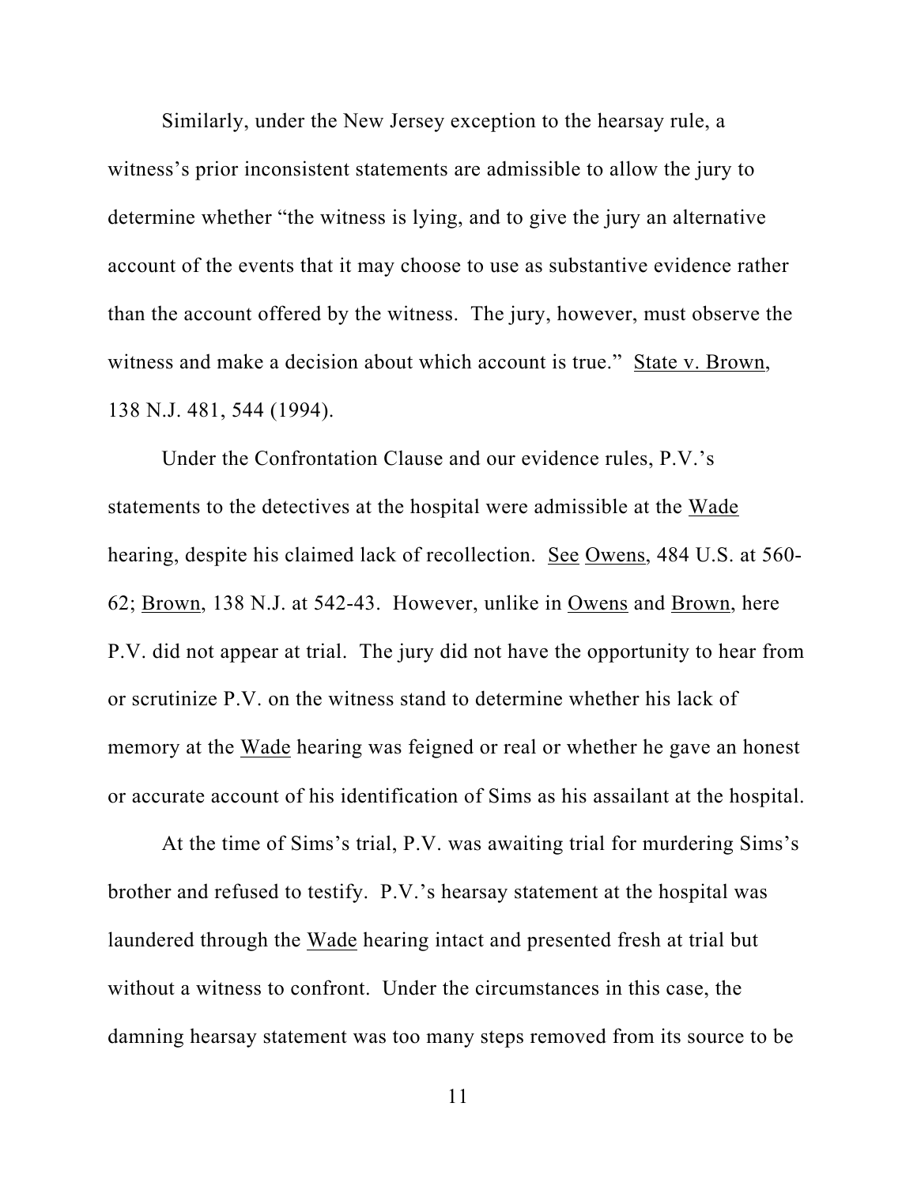Similarly, under the New Jersey exception to the hearsay rule, a witness's prior inconsistent statements are admissible to allow the jury to determine whether "the witness is lying, and to give the jury an alternative account of the events that it may choose to use as substantive evidence rather than the account offered by the witness. The jury, however, must observe the witness and make a decision about which account is true." State v. Brown, 138 N.J. 481, 544 (1994).

Under the Confrontation Clause and our evidence rules, P.V.'s statements to the detectives at the hospital were admissible at the Wade hearing, despite his claimed lack of recollection. See Owens, 484 U.S. at 560-62; Brown, 138 N.J. at 542-43. However, unlike in Owens and Brown, here P.V. did not appear at trial. The jury did not have the opportunity to hear from or scrutinize P.V. on the witness stand to determine whether his lack of memory at the Wade hearing was feigned or real or whether he gave an honest or accurate account of his identification of Sims as his assailant at the hospital.

At the time of Sims's trial, P.V. was awaiting trial for murdering Sims's brother and refused to testify. P.V.'s hearsay statement at the hospital was laundered through the Wade hearing intact and presented fresh at trial but without a witness to confront. Under the circumstances in this case, the damning hearsay statement was too many steps removed from its source to be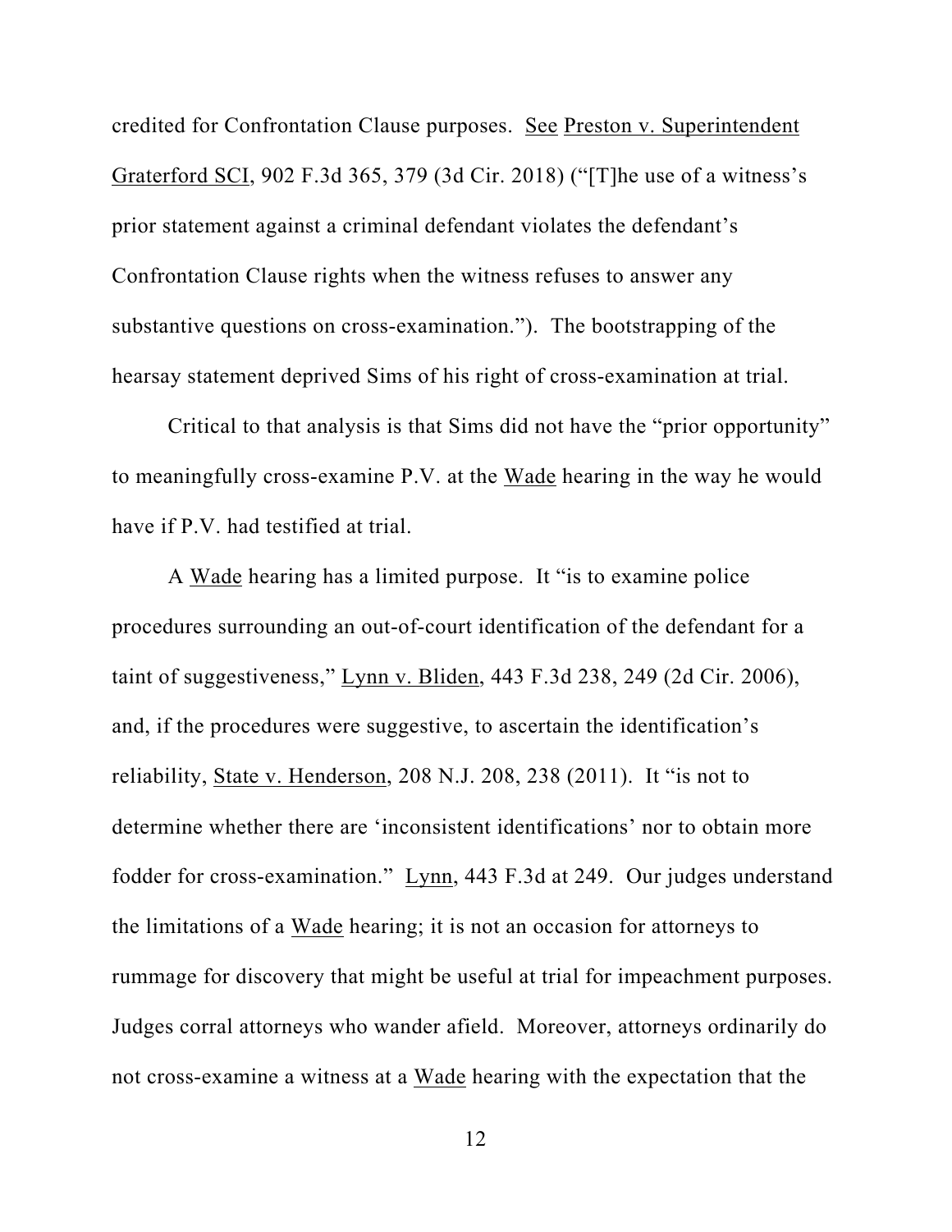credited for Confrontation Clause purposes. See Preston v. Superintendent Graterford SCI, 902 F.3d 365, 379 (3d Cir. 2018) ("[T]he use of a witness's prior statement against a criminal defendant violates the defendant's Confrontation Clause rights when the witness refuses to answer any substantive questions on cross-examination."). The bootstrapping of the hearsay statement deprived Sims of his right of cross-examination at trial.

Critical to that analysis is that Sims did not have the "prior opportunity" to meaningfully cross-examine P.V. at the Wade hearing in the way he would have if P.V. had testified at trial.

A Wade hearing has a limited purpose. It "is to examine police procedures surrounding an out-of-court identification of the defendant for a taint of suggestiveness," Lynn v. Bliden, 443 F.3d 238, 249 (2d Cir. 2006), and, if the procedures were suggestive, to ascertain the identification's reliability, State v. Henderson, 208 N.J. 208, 238 (2011). It "is not to determine whether there are 'inconsistent identifications' nor to obtain more fodder for cross-examination." Lynn, 443 F.3d at 249. Our judges understand the limitations of a Wade hearing; it is not an occasion for attorneys to rummage for discovery that might be useful at trial for impeachment purposes. Judges corral attorneys who wander afield. Moreover, attorneys ordinarily do not cross-examine a witness at a Wade hearing with the expectation that the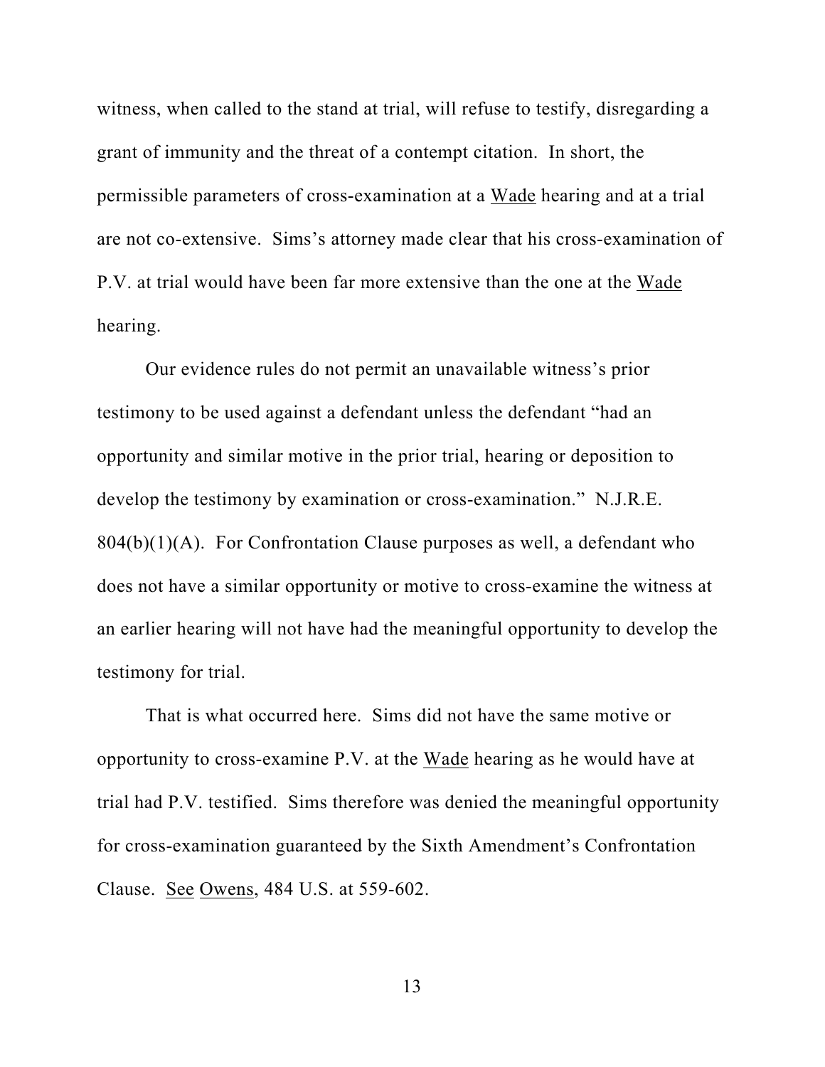witness, when called to the stand at trial, will refuse to testify, disregarding a grant of immunity and the threat of a contempt citation. In short, the permissible parameters of cross-examination at a Wade hearing and at a trial are not co-extensive. Sims's attorney made clear that his cross-examination of P.V. at trial would have been far more extensive than the one at the Wade hearing.

Our evidence rules do not permit an unavailable witness's prior testimony to be used against a defendant unless the defendant "had an opportunity and similar motive in the prior trial, hearing or deposition to develop the testimony by examination or cross-examination." N.J.R.E. 804(b)(1)(A). For Confrontation Clause purposes as well, a defendant who does not have a similar opportunity or motive to cross-examine the witness at an earlier hearing will not have had the meaningful opportunity to develop the testimony for trial.

That is what occurred here. Sims did not have the same motive or opportunity to cross-examine P.V. at the Wade hearing as he would have at trial had P.V. testified. Sims therefore was denied the meaningful opportunity for cross-examination guaranteed by the Sixth Amendment's Confrontation Clause. See Owens, 484 U.S. at 559-602.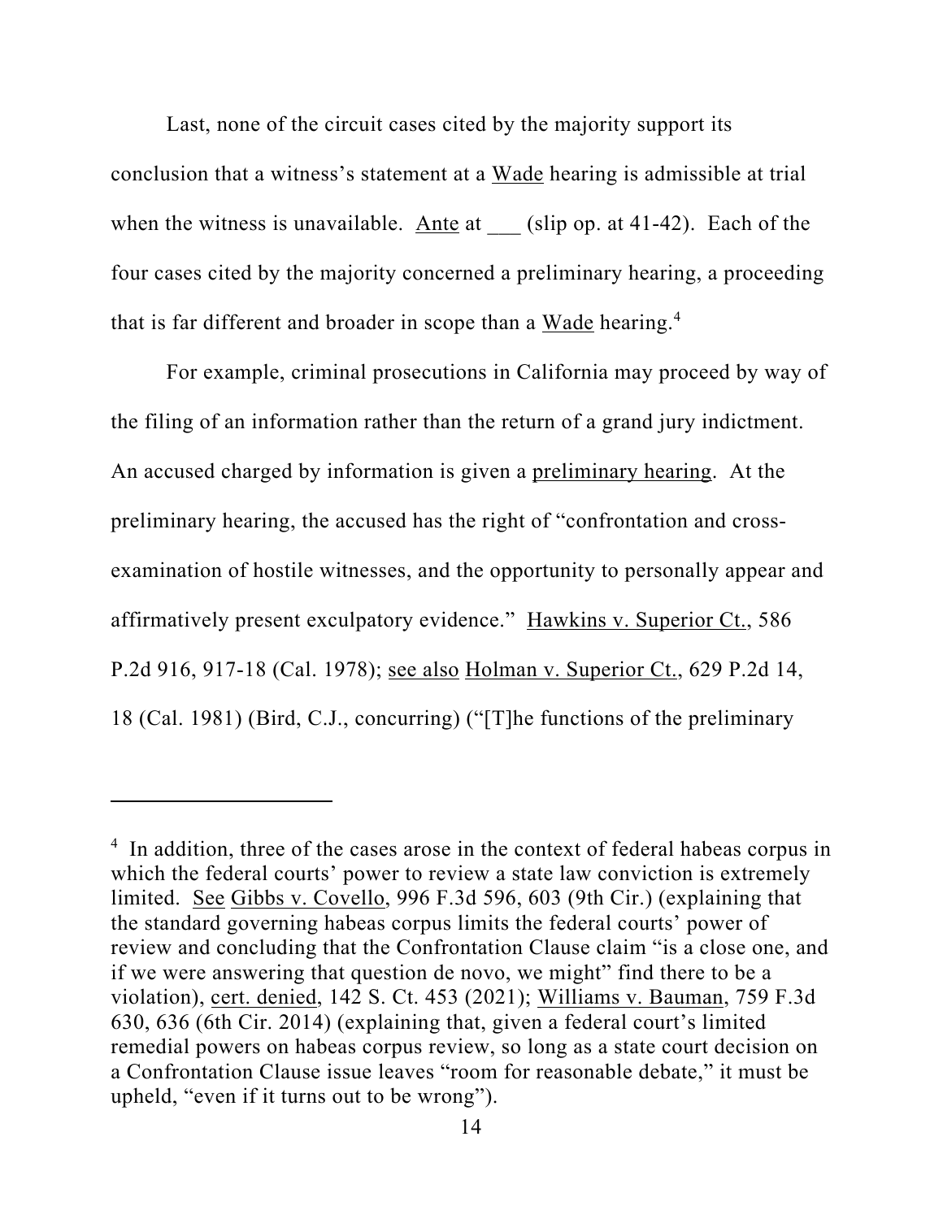Last, none of the circuit cases cited by the majority support its conclusion that a witness's statement at a Wade hearing is admissible at trial when the witness is unavailable. Ante at ___ (slip op. at 41-42). Each of the four cases cited by the majority concerned a preliminary hearing, a proceeding that is far different and broader in scope than a Wade hearing.[4]

For example, criminal prosecutions in California may proceed by way of the filing of an information rather than the return of a grand jury indictment. An accused charged by information is given a preliminary hearing. At the preliminary hearing, the accused has the right of "confrontation and cross-examination of hostile witnesses, and the opportunity to personally appear and affirmatively present exculpatory evidence." Hawkins v. Superior Ct., 586 P.2d 916, 917-18 (Cal. 1978); see also Holman v. Superior Ct., 629 P.2d 14, 18 (Cal. 1981) (Bird, C.J., concurring) ("[T]he functions of the preliminary

---

[4] In addition, three of the cases arose in the context of federal habeas corpus in which the federal courts' power to review a state law conviction is extremely limited. See Gibbs v. Covello, 996 F.3d 596, 603 (9th Cir.) (explaining that the standard governing habeas corpus limits the federal courts' power of review and concluding that the Confrontation Clause claim "is a close one, and if we were answering that question de novo, we might" find there to be a violation), cert. denied, 142 S. Ct. 453 (2021); Williams v. Bauman, 759 F.3d 630, 636 (6th Cir. 2014) (explaining that, given a federal court's limited remedial powers on habeas corpus review, so long as a state court decision on a Confrontation Clause issue leaves "room for reasonable debate," it must be upheld, "even if it turns out to be wrong").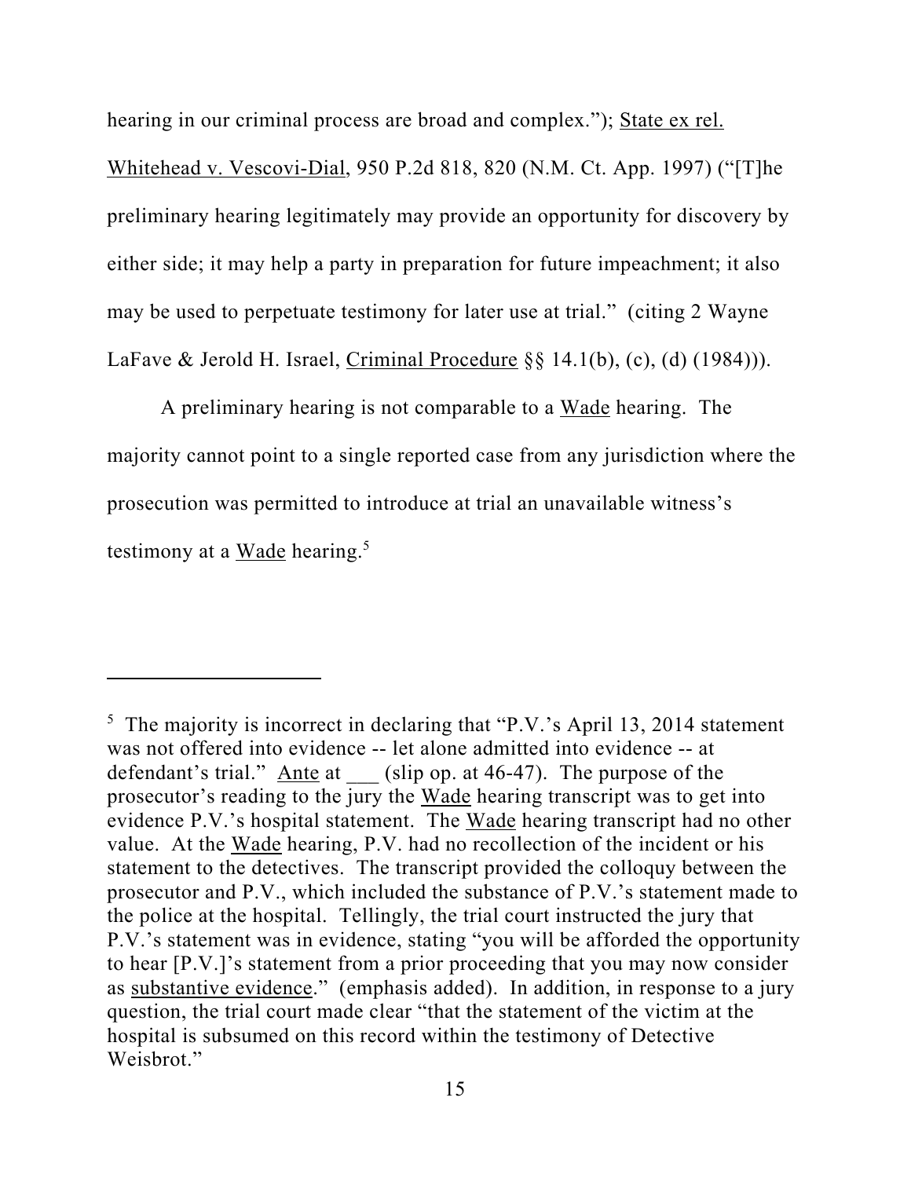hearing in our criminal process are broad and complex."); State ex rel. Whitehead v. Vescovi-Dial, 950 P.2d 818, 820 (N.M. Ct. App. 1997) ("[T]he preliminary hearing legitimately may provide an opportunity for discovery by either side; it may help a party in preparation for future impeachment; it also may be used to perpetuate testimony for later use at trial." (citing 2 Wayne LaFave & Jerold H. Israel, Criminal Procedure §§ 14.1(b), (c), (d) (1984))).

A preliminary hearing is not comparable to a Wade hearing. The majority cannot point to a single reported case from any jurisdiction where the prosecution was permitted to introduce at trial an unavailable witness's testimony at a Wade hearing.[5]

---

[5] The majority is incorrect in declaring that "P.V.'s April 13, 2014 statement was not offered into evidence -- let alone admitted into evidence -- at defendant's trial." Ante at ___ (slip op. at 46-47). The purpose of the prosecutor's reading to the jury the Wade hearing transcript was to get into evidence P.V.'s hospital statement. The Wade hearing transcript had no other value. At the Wade hearing, P.V. had no recollection of the incident or his statement to the detectives. The transcript provided the colloquy between the prosecutor and P.V., which included the substance of P.V.'s statement made to the police at the hospital. Tellingly, the trial court instructed the jury that P.V.'s statement was in evidence, stating "you will be afforded the opportunity to hear [P.V.]'s statement from a prior proceeding that you may now consider as substantive evidence." (emphasis added). In addition, in response to a jury question, the trial court made clear "that the statement of the victim at the hospital is subsumed on this record within the testimony of Detective Weisbrot."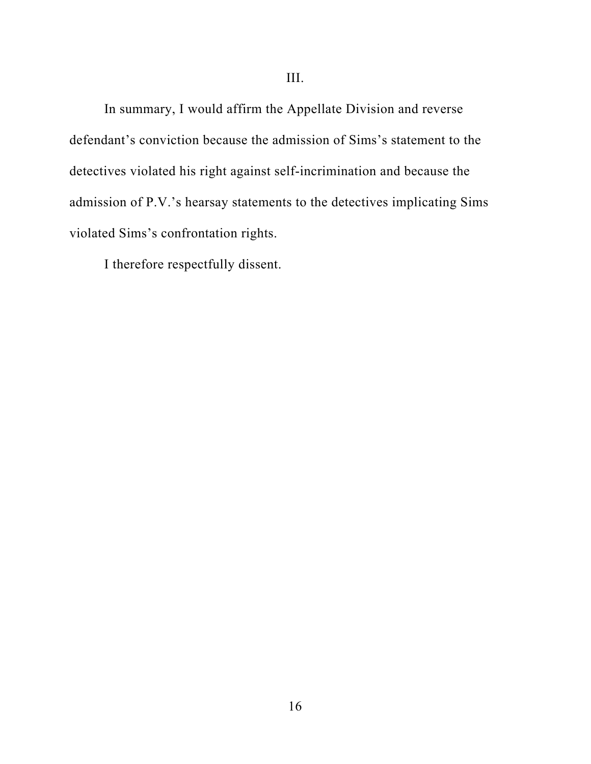III.

In summary, I would affirm the Appellate Division and reverse defendant's conviction because the admission of Sims's statement to the detectives violated his right against self-incrimination and because the admission of P.V.'s hearsay statements to the detectives implicating Sims violated Sims's confrontation rights.

I therefore respectfully dissent.